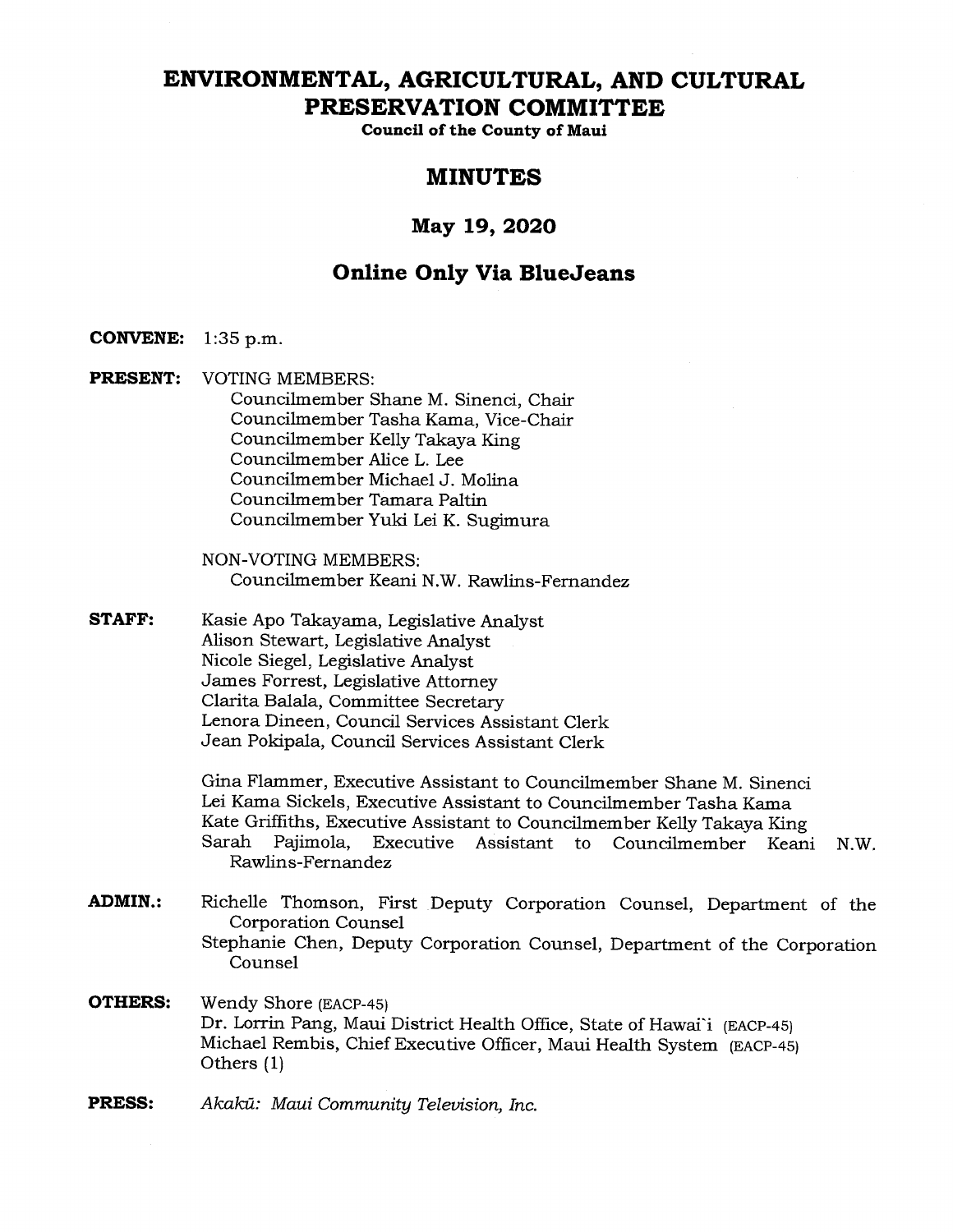# ENVIRONMENTAL, AGRICULTURAL, AND CULTURAL PRESERVATION COMMITTEE

**Council of the County of Maui**

## MINUTES

## May 19, 2020

## Online Only Via BlueJeans

**CONVENE:** 1:35 p.m.

**PRESENT:** VOTING MEMBERS:

Councilmember Shane M. Sinenci, Chair
Councilmember Tasha Kama, Vice-Chair
Councilmember Kelly Takaya King
Councilmember Alice L. Lee
Councilmember Michael J. Molina
Councilmember Tamara Paltin
Councilmember Yuki Lei K. Sugimura

NON-VOTING MEMBERS:
Councilmember Keani N.W. Rawlins-Fernandez

**STAFF:** Kasie Apo Takayama, Legislative Analyst
Alison Stewart, Legislative Analyst
Nicole Siegel, Legislative Analyst
James Forrest, Legislative Attorney
Clarita Balala, Committee Secretary
Lenora Dineen, Council Services Assistant Clerk
Jean Pokipala, Council Services Assistant Clerk

Gina Flammer, Executive Assistant to Councilmember Shane M. Sinenci
Lei Kama Sickels, Executive Assistant to Councilmember Tasha Kama
Kate Griffiths, Executive Assistant to Councilmember Kelly Takaya King
Sarah Pajimola, Executive Assistant to Councilmember Keani N.W. Rawlins-Fernandez

**ADMIN.:** Richelle Thomson, First Deputy Corporation Counsel, Department of the Corporation Counsel
Stephanie Chen, Deputy Corporation Counsel, Department of the Corporation Counsel

**OTHERS:** Wendy Shore (EACP-45)
Dr. Lorrin Pang, Maui District Health Office, State of Hawai`i (EACP-45)
Michael Rembis, Chief Executive Officer, Maui Health System (EACP-45)
Others (1)

**PRESS:** *Akakū: Maui Community Television, Inc.*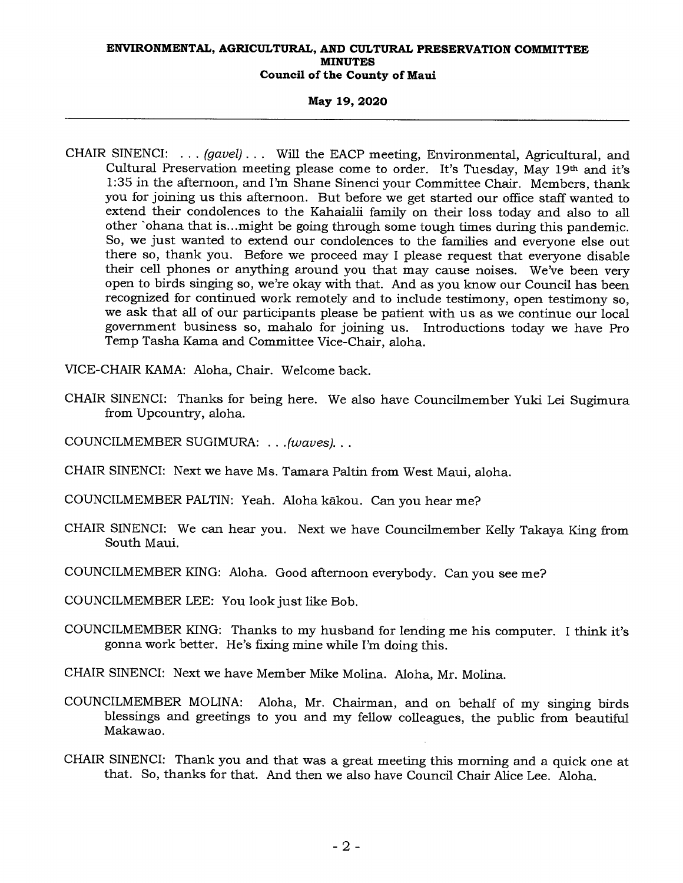CHAIR SINENCI: . . . *(gavel)* . . . Will the EACP meeting, Environmental, Agricultural, and Cultural Preservation meeting please come to order. It's Tuesday, May 19th and it's 1:35 in the afternoon, and I'm Shane Sinenci your Committee Chair. Members, thank you for joining us this afternoon. But before we get started our office staff wanted to extend their condolences to the Kahaialii family on their loss today and also to all other `ohana that is...might be going through some tough times during this pandemic. So, we just wanted to extend our condolences to the families and everyone else out there so, thank you. Before we proceed may I please request that everyone disable their cell phones or anything around you that may cause noises. We've been very open to birds singing so, we're okay with that. And as you know our Council has been recognized for continued work remotely and to include testimony, open testimony so, we ask that all of our participants please be patient with us as we continue our local government business so, mahalo for joining us. Introductions today we have Pro Temp Tasha Kama and Committee Vice-Chair, aloha.

VICE-CHAIR KAMA: Aloha, Chair. Welcome back.

CHAIR SINENCI: Thanks for being here. We also have Councilmember Yuki Lei Sugimura from Upcountry, aloha.

COUNCILMEMBER SUGIMURA: . . .*(waves)*. . .

CHAIR SINENCI: Next we have Ms. Tamara Paltin from West Maui, aloha.

COUNCILMEMBER PALTIN: Yeah. Aloha kākou. Can you hear me?

CHAIR SINENCI: We can hear you. Next we have Councilmember Kelly Takaya King from South Maui.

COUNCILMEMBER KING: Aloha. Good afternoon everybody. Can you see me?

COUNCILMEMBER LEE: You look just like Bob.

COUNCILMEMBER KING: Thanks to my husband for lending me his computer. I think it's gonna work better. He's fixing mine while I'm doing this.

CHAIR SINENCI: Next we have Member Mike Molina. Aloha, Mr. Molina.

COUNCILMEMBER MOLINA: Aloha, Mr. Chairman, and on behalf of my singing birds blessings and greetings to you and my fellow colleagues, the public from beautiful Makawao.

CHAIR SINENCI: Thank you and that was a great meeting this morning and a quick one at that. So, thanks for that. And then we also have Council Chair Alice Lee. Aloha.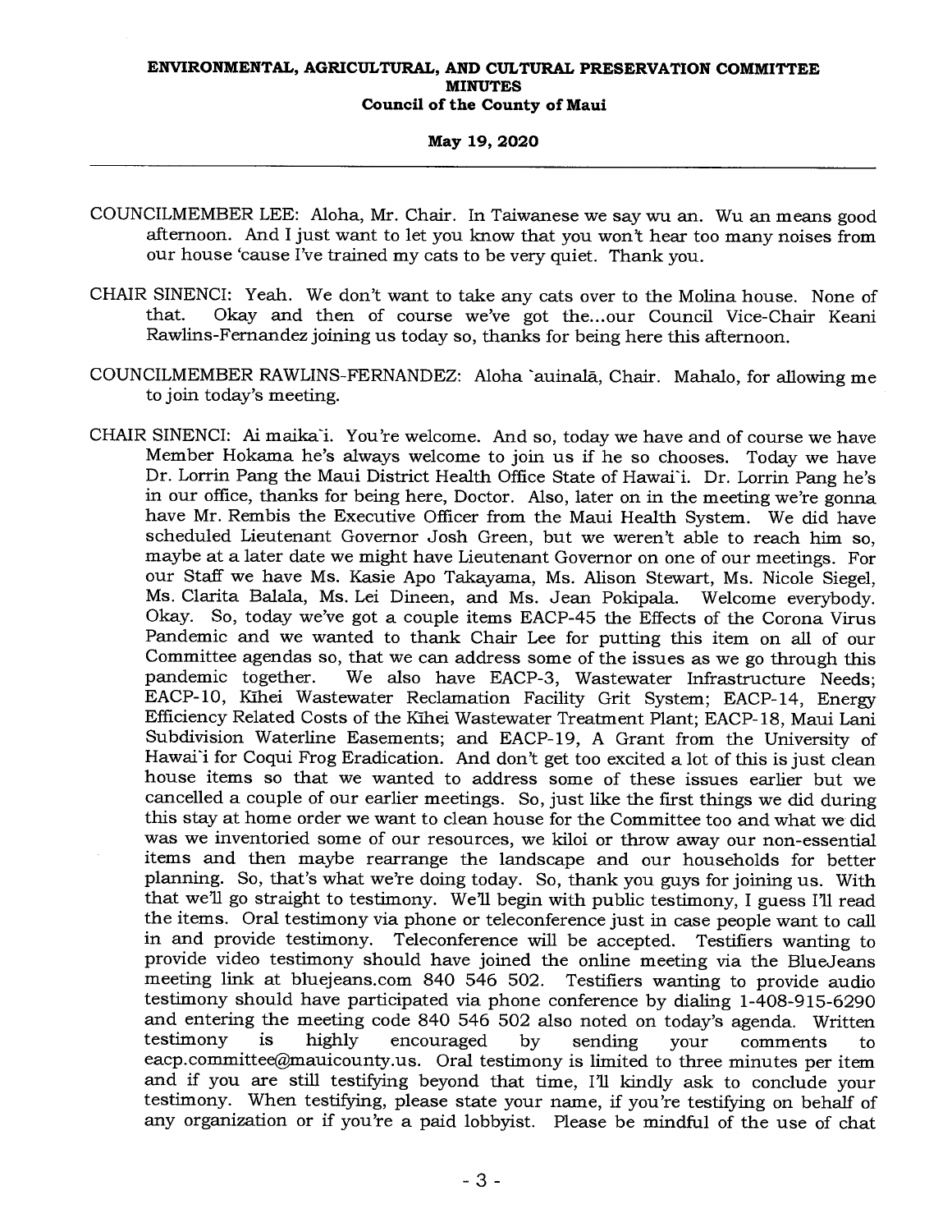COUNCILMEMBER LEE: Aloha, Mr. Chair. In Taiwanese we say wu an. Wu an means good afternoon. And I just want to let you know that you won't hear too many noises from our house 'cause I've trained my cats to be very quiet. Thank you.

CHAIR SINENCI: Yeah. We don't want to take any cats over to the Molina house. None of that. Okay and then of course we've got the...our Council Vice-Chair Keani Rawlins-Fernandez joining us today so, thanks for being here this afternoon.

COUNCILMEMBER RAWLINS-FERNANDEZ: Aloha `auinalā, Chair. Mahalo, for allowing me to join today's meeting.

CHAIR SINENCI: Ai maika`i. You're welcome. And so, today we have and of course we have Member Hokama he's always welcome to join us if he so chooses. Today we have Dr. Lorrin Pang the Maui District Health Office State of Hawai`i. Dr. Lorrin Pang he's in our office, thanks for being here, Doctor. Also, later on in the meeting we're gonna have Mr. Rembis the Executive Officer from the Maui Health System. We did have scheduled Lieutenant Governor Josh Green, but we weren't able to reach him so, maybe at a later date we might have Lieutenant Governor on one of our meetings. For our Staff we have Ms. Kasie Apo Takayama, Ms. Alison Stewart, Ms. Nicole Siegel, Ms. Clarita Balala, Ms. Lei Dineen, and Ms. Jean Pokipala. Welcome everybody. Okay. So, today we've got a couple items EACP-45 the Effects of the Corona Virus Pandemic and we wanted to thank Chair Lee for putting this item on all of our Committee agendas so, that we can address some of the issues as we go through this pandemic together. We also have EACP-3, Wastewater Infrastructure Needs; EACP-10, Kīhei Wastewater Reclamation Facility Grit System; EACP-14, Energy Efficiency Related Costs of the Kīhei Wastewater Treatment Plant; EACP-18, Maui Lani Subdivision Waterline Easements; and EACP-19, A Grant from the University of Hawai`i for Coqui Frog Eradication. And don't get too excited a lot of this is just clean house items so that we wanted to address some of these issues earlier but we cancelled a couple of our earlier meetings. So, just like the first things we did during this stay at home order we want to clean house for the Committee too and what we did was we inventoried some of our resources, we kiloi or throw away our non-essential items and then maybe rearrange the landscape and our households for better planning. So, that's what we're doing today. So, thank you guys for joining us. With that we'll go straight to testimony. We'll begin with public testimony, I guess I'll read the items. Oral testimony via phone or teleconference just in case people want to call in and provide testimony. Teleconference will be accepted. Testifiers wanting to provide video testimony should have joined the online meeting via the BlueJeans meeting link at bluejeans.com 840 546 502. Testifiers wanting to provide audio testimony should have participated via phone conference by dialing 1-408-915-6290 and entering the meeting code 840 546 502 also noted on today's agenda. Written testimony is highly encouraged by sending your comments to eacp.committee@mauicounty.us. Oral testimony is limited to three minutes per item and if you are still testifying beyond that time, I'll kindly ask to conclude your testimony. When testifying, please state your name, if you're testifying on behalf of any organization or if you're a paid lobbyist. Please be mindful of the use of chat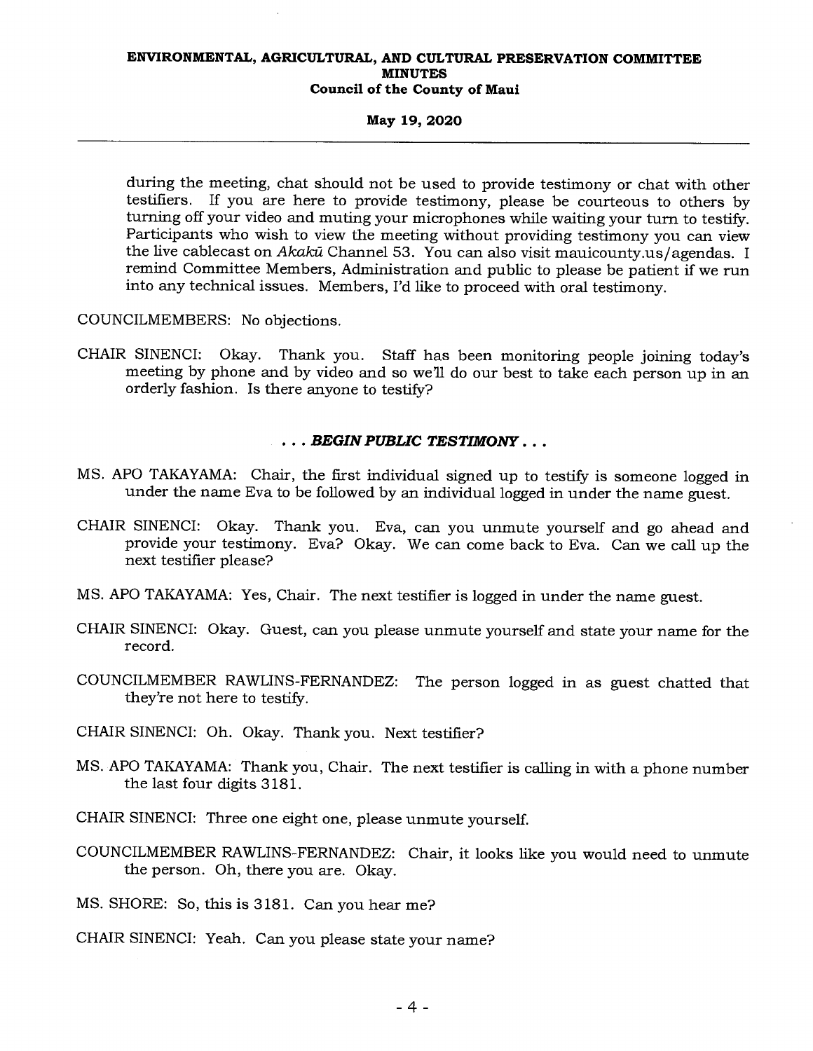during the meeting, chat should not be used to provide testimony or chat with other testifiers. If you are here to provide testimony, please be courteous to others by turning off your video and muting your microphones while waiting your turn to testify. Participants who wish to view the meeting without providing testimony you can view the live cablecast on *Akakū* Channel 53. You can also visit mauicounty.us/agendas. I remind Committee Members, Administration and public to please be patient if we run into any technical issues. Members, I'd like to proceed with oral testimony.

COUNCILMEMBERS: No objections.

CHAIR SINENCI: Okay. Thank you. Staff has been monitoring people joining today's meeting by phone and by video and so we'll do our best to take each person up in an orderly fashion. Is there anyone to testify?

**. . . *BEGIN PUBLIC TESTIMONY* . . .**

MS. APO TAKAYAMA: Chair, the first individual signed up to testify is someone logged in under the name Eva to be followed by an individual logged in under the name guest.

CHAIR SINENCI: Okay. Thank you. Eva, can you unmute yourself and go ahead and provide your testimony. Eva? Okay. We can come back to Eva. Can we call up the next testifier please?

MS. APO TAKAYAMA: Yes, Chair. The next testifier is logged in under the name guest.

CHAIR SINENCI: Okay. Guest, can you please unmute yourself and state your name for the record.

COUNCILMEMBER RAWLINS-FERNANDEZ: The person logged in as guest chatted that they're not here to testify.

CHAIR SINENCI: Oh. Okay. Thank you. Next testifier?

MS. APO TAKAYAMA: Thank you, Chair. The next testifier is calling in with a phone number the last four digits 3181.

CHAIR SINENCI: Three one eight one, please unmute yourself.

COUNCILMEMBER RAWLINS-FERNANDEZ: Chair, it looks like you would need to unmute the person. Oh, there you are. Okay.

MS. SHORE: So, this is 3181. Can you hear me?

CHAIR SINENCI: Yeah. Can you please state your name?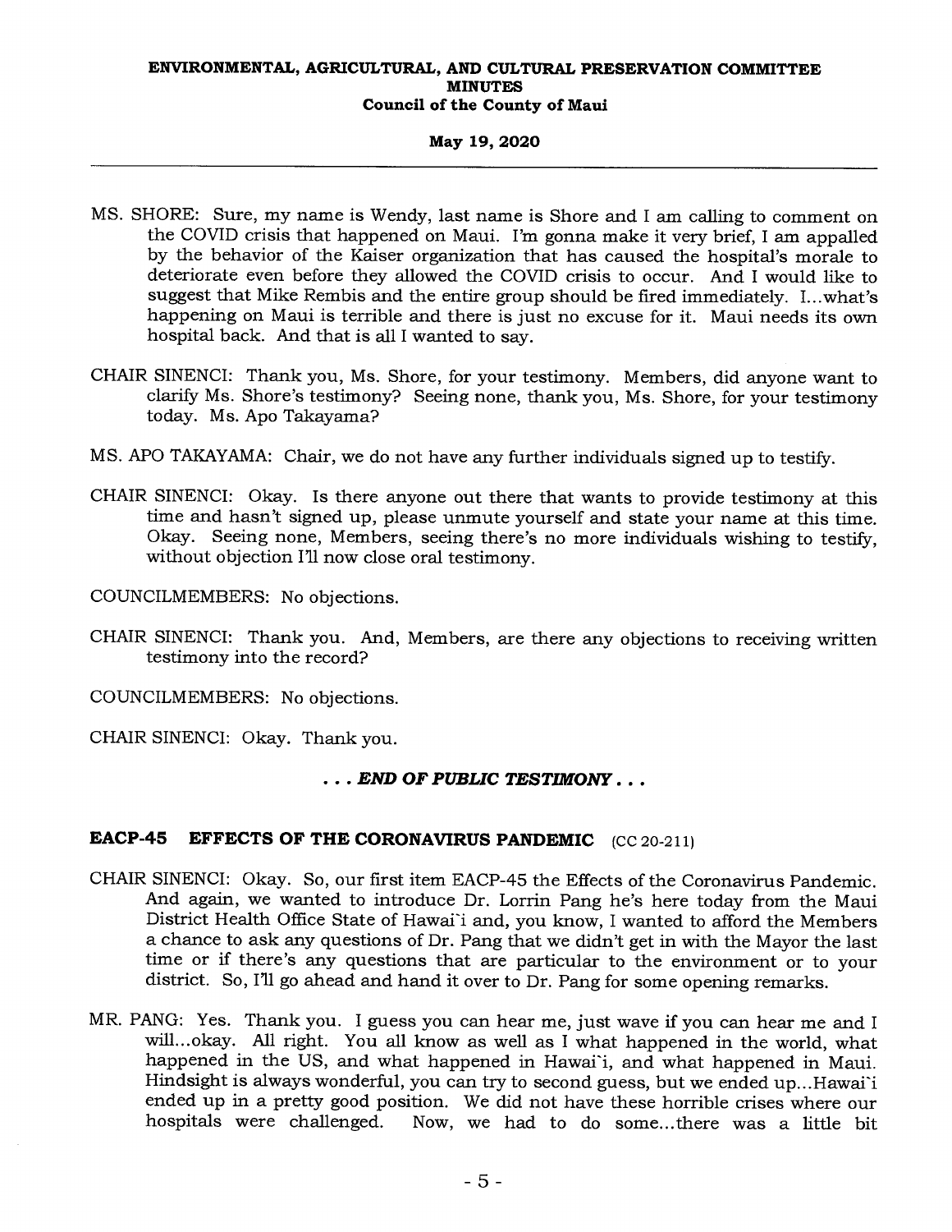MS. SHORE: Sure, my name is Wendy, last name is Shore and I am calling to comment on the COVID crisis that happened on Maui. I'm gonna make it very brief, I am appalled by the behavior of the Kaiser organization that has caused the hospital's morale to deteriorate even before they allowed the COVID crisis to occur. And I would like to suggest that Mike Rembis and the entire group should be fired immediately. I...what's happening on Maui is terrible and there is just no excuse for it. Maui needs its own hospital back. And that is all I wanted to say.

CHAIR SINENCI: Thank you, Ms. Shore, for your testimony. Members, did anyone want to clarify Ms. Shore's testimony? Seeing none, thank you, Ms. Shore, for your testimony today. Ms. Apo Takayama?

MS. APO TAKAYAMA: Chair, we do not have any further individuals signed up to testify.

CHAIR SINENCI: Okay. Is there anyone out there that wants to provide testimony at this time and hasn't signed up, please unmute yourself and state your name at this time. Okay. Seeing none, Members, seeing there's no more individuals wishing to testify, without objection I'll now close oral testimony.

COUNCILMEMBERS: No objections.

CHAIR SINENCI: Thank you. And, Members, are there any objections to receiving written testimony into the record?

COUNCILMEMBERS: No objections.

CHAIR SINENCI: Okay. Thank you.

***. . . END OF PUBLIC TESTIMONY . . .***

## EACP-45 EFFECTS OF THE CORONAVIRUS PANDEMIC (CC 20-211)

CHAIR SINENCI: Okay. So, our first item EACP-45 the Effects of the Coronavirus Pandemic. And again, we wanted to introduce Dr. Lorrin Pang he's here today from the Maui District Health Office State of Hawai'i and, you know, I wanted to afford the Members a chance to ask any questions of Dr. Pang that we didn't get in with the Mayor the last time or if there's any questions that are particular to the environment or to your district. So, I'll go ahead and hand it over to Dr. Pang for some opening remarks.

MR. PANG: Yes. Thank you. I guess you can hear me, just wave if you can hear me and I will...okay. All right. You all know as well as I what happened in the world, what happened in the US, and what happened in Hawai'i, and what happened in Maui. Hindsight is always wonderful, you can try to second guess, but we ended up...Hawai'i ended up in a pretty good position. We did not have these horrible crises where our hospitals were challenged. Now, we had to do some...there was a little bit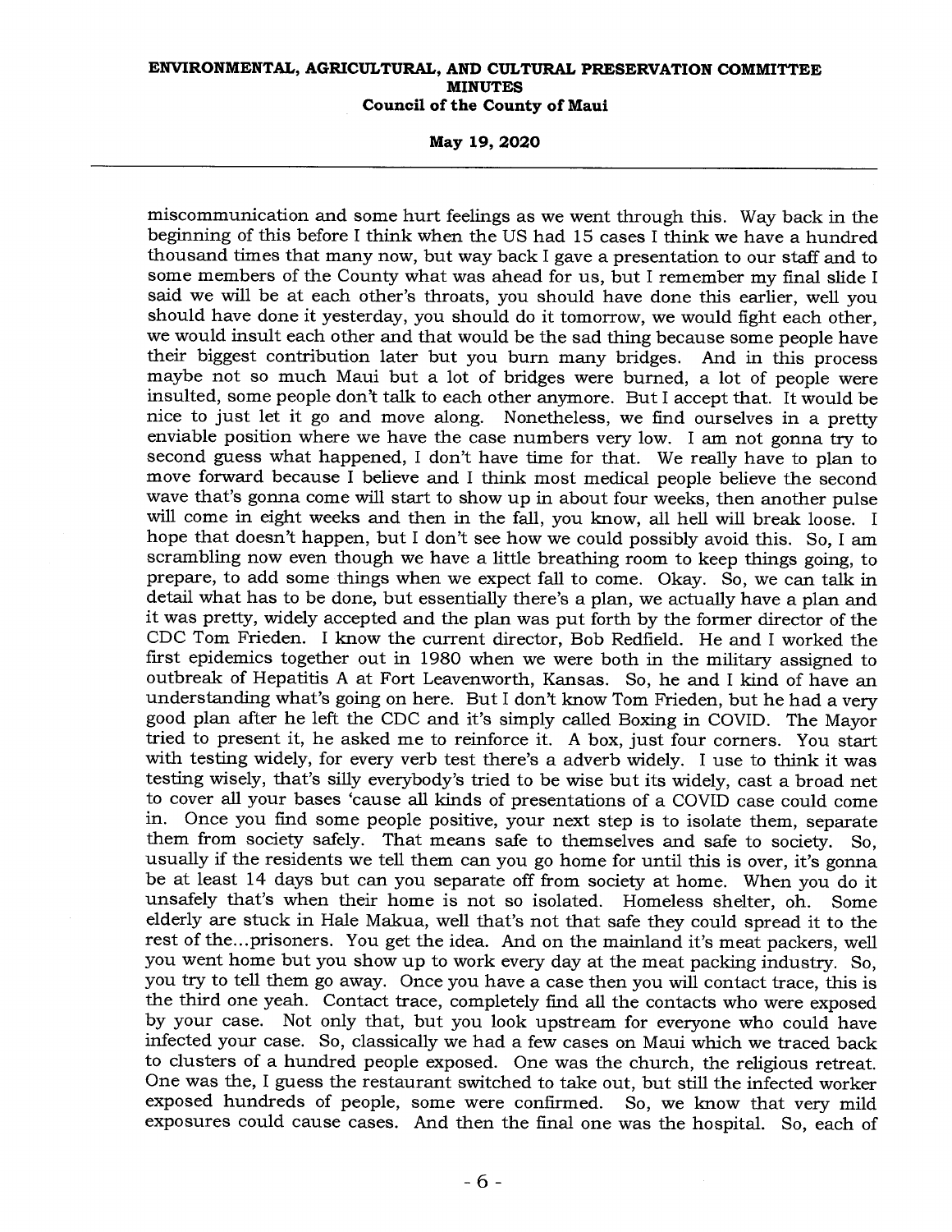miscommunication and some hurt feelings as we went through this. Way back in the beginning of this before I think when the US had 15 cases I think we have a hundred thousand times that many now, but way back I gave a presentation to our staff and to some members of the County what was ahead for us, but I remember my final slide I said we will be at each other's throats, you should have done this earlier, well you should have done it yesterday, you should do it tomorrow, we would fight each other, we would insult each other and that would be the sad thing because some people have their biggest contribution later but you burn many bridges. And in this process maybe not so much Maui but a lot of bridges were burned, a lot of people were insulted, some people don't talk to each other anymore. But I accept that. It would be nice to just let it go and move along. Nonetheless, we find ourselves in a pretty enviable position where we have the case numbers very low. I am not gonna try to second guess what happened, I don't have time for that. We really have to plan to move forward because I believe and I think most medical people believe the second wave that's gonna come will start to show up in about four weeks, then another pulse will come in eight weeks and then in the fall, you know, all hell will break loose. I hope that doesn't happen, but I don't see how we could possibly avoid this. So, I am scrambling now even though we have a little breathing room to keep things going, to prepare, to add some things when we expect fall to come. Okay. So, we can talk in detail what has to be done, but essentially there's a plan, we actually have a plan and it was pretty, widely accepted and the plan was put forth by the former director of the CDC Tom Frieden. I know the current director, Bob Redfield. He and I worked the first epidemics together out in 1980 when we were both in the military assigned to outbreak of Hepatitis A at Fort Leavenworth, Kansas. So, he and I kind of have an understanding what's going on here. But I don't know Tom Frieden, but he had a very good plan after he left the CDC and it's simply called Boxing in COVID. The Mayor tried to present it, he asked me to reinforce it. A box, just four corners. You start with testing widely, for every verb test there's a adverb widely. I use to think it was testing wisely, that's silly everybody's tried to be wise but its widely, cast a broad net to cover all your bases 'cause all kinds of presentations of a COVID case could come in. Once you find some people positive, your next step is to isolate them, separate them from society safely. That means safe to themselves and safe to society. So, usually if the residents we tell them can you go home for until this is over, it's gonna be at least 14 days but can you separate off from society at home. When you do it unsafely that's when their home is not so isolated. Homeless shelter, oh. Some elderly are stuck in Hale Makua, well that's not that safe they could spread it to the rest of the...prisoners. You get the idea. And on the mainland it's meat packers, well you went home but you show up to work every day at the meat packing industry. So, you try to tell them go away. Once you have a case then you will contact trace, this is the third one yeah. Contact trace, completely find all the contacts who were exposed by your case. Not only that, but you look upstream for everyone who could have infected your case. So, classically we had a few cases on Maui which we traced back to clusters of a hundred people exposed. One was the church, the religious retreat. One was the, I guess the restaurant switched to take out, but still the infected worker exposed hundreds of people, some were confirmed. So, we know that very mild exposures could cause cases. And then the final one was the hospital. So, each of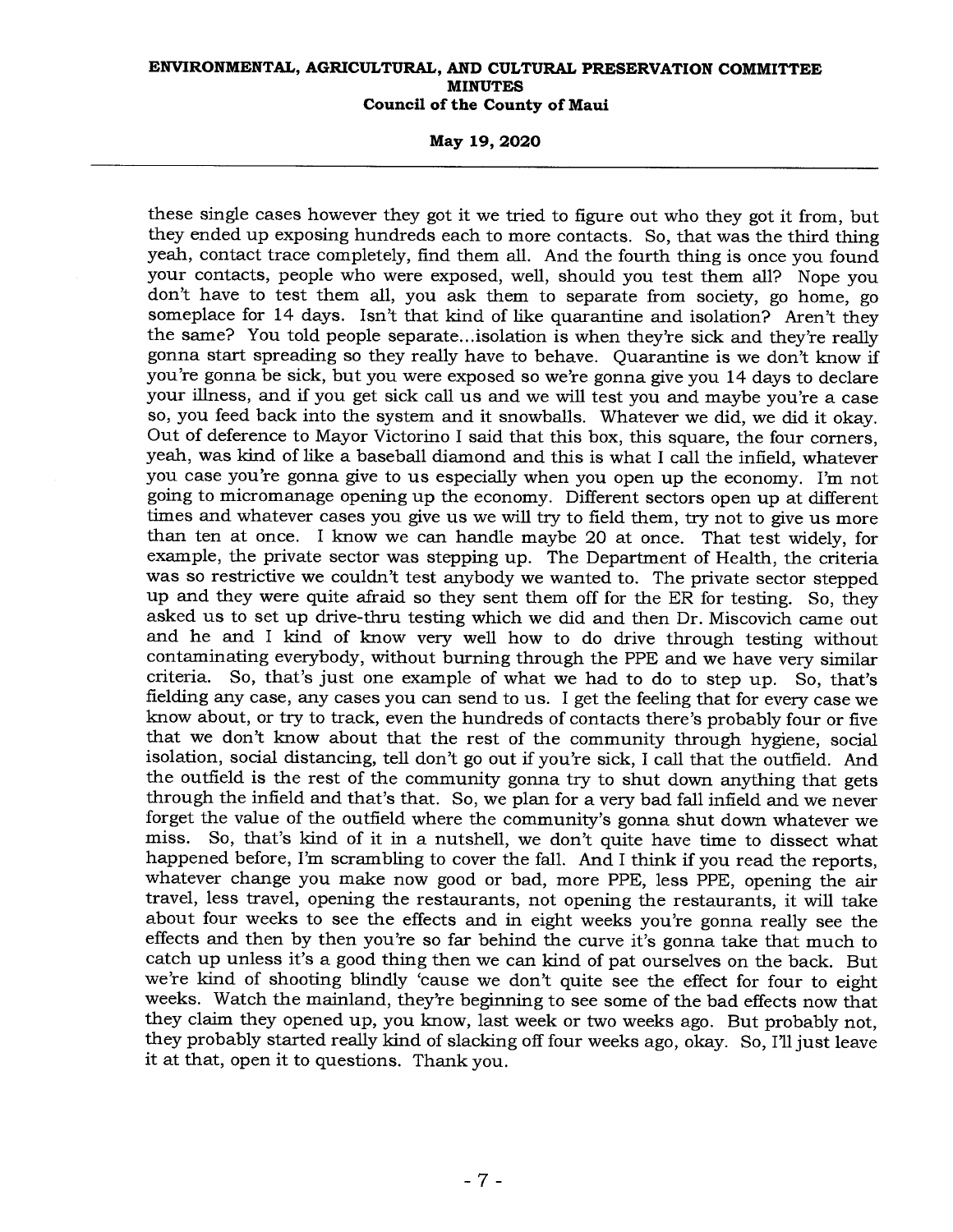these single cases however they got it we tried to figure out who they got it from, but they ended up exposing hundreds each to more contacts. So, that was the third thing yeah, contact trace completely, find them all. And the fourth thing is once you found your contacts, people who were exposed, well, should you test them all? Nope you don't have to test them all, you ask them to separate from society, go home, go someplace for 14 days. Isn't that kind of like quarantine and isolation? Aren't they the same? You told people separate...isolation is when they're sick and they're really gonna start spreading so they really have to behave. Quarantine is we don't know if you're gonna be sick, but you were exposed so we're gonna give you 14 days to declare your illness, and if you get sick call us and we will test you and maybe you're a case so, you feed back into the system and it snowballs. Whatever we did, we did it okay. Out of deference to Mayor Victorino I said that this box, this square, the four corners, yeah, was kind of like a baseball diamond and this is what I call the infield, whatever you case you're gonna give to us especially when you open up the economy. I'm not going to micromanage opening up the economy. Different sectors open up at different times and whatever cases you give us we will try to field them, try not to give us more than ten at once. I know we can handle maybe 20 at once. That test widely, for example, the private sector was stepping up. The Department of Health, the criteria was so restrictive we couldn't test anybody we wanted to. The private sector stepped up and they were quite afraid so they sent them off for the ER for testing. So, they asked us to set up drive-thru testing which we did and then Dr. Miscovich came out and he and I kind of know very well how to do drive through testing without contaminating everybody, without burning through the PPE and we have very similar criteria. So, that's just one example of what we had to do to step up. So, that's fielding any case, any cases you can send to us. I get the feeling that for every case we know about, or try to track, even the hundreds of contacts there's probably four or five that we don't know about that the rest of the community through hygiene, social isolation, social distancing, tell don't go out if you're sick, I call that the outfield. And the outfield is the rest of the community gonna try to shut down anything that gets through the infield and that's that. So, we plan for a very bad fall infield and we never forget the value of the outfield where the community's gonna shut down whatever we miss. So, that's kind of it in a nutshell, we don't quite have time to dissect what happened before, I'm scrambling to cover the fall. And I think if you read the reports, whatever change you make now good or bad, more PPE, less PPE, opening the air travel, less travel, opening the restaurants, not opening the restaurants, it will take about four weeks to see the effects and in eight weeks you're gonna really see the effects and then by then you're so far behind the curve it's gonna take that much to catch up unless it's a good thing then we can kind of pat ourselves on the back. But we're kind of shooting blindly 'cause we don't quite see the effect for four to eight weeks. Watch the mainland, they're beginning to see some of the bad effects now that they claim they opened up, you know, last week or two weeks ago. But probably not, they probably started really kind of slacking off four weeks ago, okay. So, I'll just leave it at that, open it to questions. Thank you.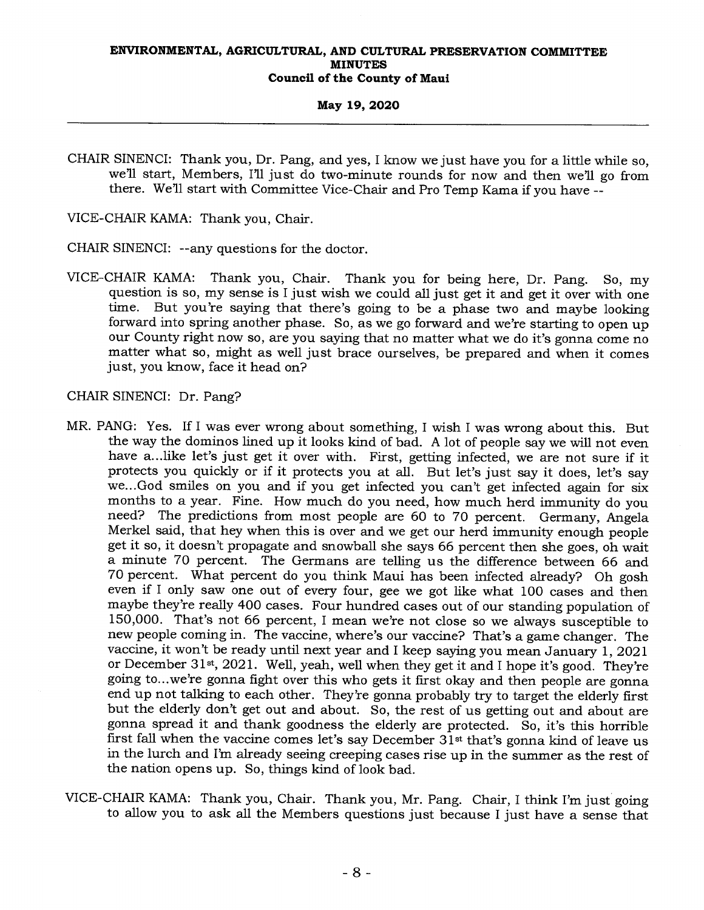CHAIR SINENCI: Thank you, Dr. Pang, and yes, I know we just have you for a little while so, we'll start, Members, I'll just do two-minute rounds for now and then we'll go from there. We'll start with Committee Vice-Chair and Pro Temp Kama if you have --

VICE-CHAIR KAMA: Thank you, Chair.

CHAIR SINENCI: --any questions for the doctor.

VICE-CHAIR KAMA: Thank you, Chair. Thank you for being here, Dr. Pang. So, my question is so, my sense is I just wish we could all just get it and get it over with one time. But you're saying that there's going to be a phase two and maybe looking forward into spring another phase. So, as we go forward and we're starting to open up our County right now so, are you saying that no matter what we do it's gonna come no matter what so, might as well just brace ourselves, be prepared and when it comes just, you know, face it head on?

CHAIR SINENCI: Dr. Pang?

MR. PANG: Yes. If I was ever wrong about something, I wish I was wrong about this. But the way the dominos lined up it looks kind of bad. A lot of people say we will not even have a...like let's just get it over with. First, getting infected, we are not sure if it protects you quickly or if it protects you at all. But let's just say it does, let's say we...God smiles on you and if you get infected you can't get infected again for six months to a year. Fine. How much do you need, how much herd immunity do you need? The predictions from most people are 60 to 70 percent. Germany, Angela Merkel said, that hey when this is over and we get our herd immunity enough people get it so, it doesn't propagate and snowball she says 66 percent then she goes, oh wait a minute 70 percent. The Germans are telling us the difference between 66 and 70 percent. What percent do you think Maui has been infected already? Oh gosh even if I only saw one out of every four, gee we got like what 100 cases and then maybe they're really 400 cases. Four hundred cases out of our standing population of 150,000. That's not 66 percent, I mean we're not close so we always susceptible to new people coming in. The vaccine, where's our vaccine? That's a game changer. The vaccine, it won't be ready until next year and I keep saying you mean January 1, 2021 or December 31st, 2021. Well, yeah, well when they get it and I hope it's good. They're going to...we're gonna fight over this who gets it first okay and then people are gonna end up not talking to each other. They're gonna probably try to target the elderly first but the elderly don't get out and about. So, the rest of us getting out and about are gonna spread it and thank goodness the elderly are protected. So, it's this horrible first fall when the vaccine comes let's say December 31st that's gonna kind of leave us in the lurch and I'm already seeing creeping cases rise up in the summer as the rest of the nation opens up. So, things kind of look bad.

VICE-CHAIR KAMA: Thank you, Chair. Thank you, Mr. Pang. Chair, I think I'm just going to allow you to ask all the Members questions just because I just have a sense that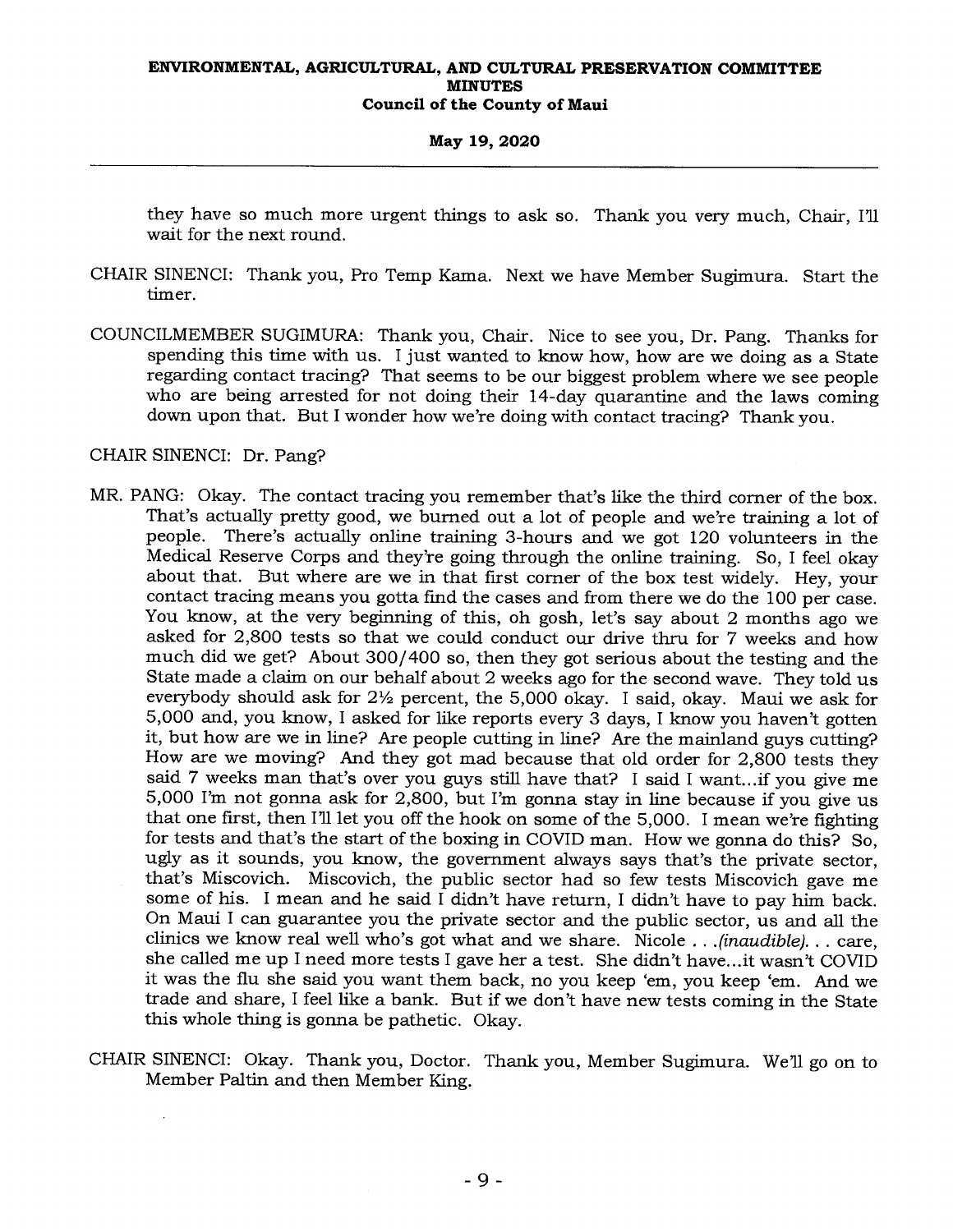they have so much more urgent things to ask so. Thank you very much, Chair, I'll wait for the next round.

CHAIR SINENCI: Thank you, Pro Temp Kama. Next we have Member Sugimura. Start the timer.

COUNCILMEMBER SUGIMURA: Thank you, Chair. Nice to see you, Dr. Pang. Thanks for spending this time with us. I just wanted to know how, how are we doing as a State regarding contact tracing? That seems to be our biggest problem where we see people who are being arrested for not doing their 14-day quarantine and the laws coming down upon that. But I wonder how we're doing with contact tracing? Thank you.

CHAIR SINENCI: Dr. Pang?

MR. PANG: Okay. The contact tracing you remember that's like the third corner of the box. That's actually pretty good, we burned out a lot of people and we're training a lot of people. There's actually online training 3-hours and we got 120 volunteers in the Medical Reserve Corps and they're going through the online training. So, I feel okay about that. But where are we in that first corner of the box test widely. Hey, your contact tracing means you gotta find the cases and from there we do the 100 per case. You know, at the very beginning of this, oh gosh, let's say about 2 months ago we asked for 2,800 tests so that we could conduct our drive thru for 7 weeks and how much did we get? About 300/400 so, then they got serious about the testing and the State made a claim on our behalf about 2 weeks ago for the second wave. They told us everybody should ask for 2½ percent, the 5,000 okay. I said, okay. Maui we ask for 5,000 and, you know, I asked for like reports every 3 days, I know you haven't gotten it, but how are we in line? Are people cutting in line? Are the mainland guys cutting? How are we moving? And they got mad because that old order for 2,800 tests they said 7 weeks man that's over you guys still have that? I said I want...if you give me 5,000 I'm not gonna ask for 2,800, but I'm gonna stay in line because if you give us that one first, then I'll let you off the hook on some of the 5,000. I mean we're fighting for tests and that's the start of the boxing in COVID man. How we gonna do this? So, ugly as it sounds, you know, the government always says that's the private sector, that's Miscovich. Miscovich, the public sector had so few tests Miscovich gave me some of his. I mean and he said I didn't have return, I didn't have to pay him back. On Maui I can guarantee you the private sector and the public sector, us and all the clinics we know real well who's got what and we share. Nicole . . .*(inaudible)*. . . care, she called me up I need more tests I gave her a test. She didn't have...it wasn't COVID it was the flu she said you want them back, no you keep 'em, you keep 'em. And we trade and share, I feel like a bank. But if we don't have new tests coming in the State this whole thing is gonna be pathetic. Okay.

CHAIR SINENCI: Okay. Thank you, Doctor. Thank you, Member Sugimura. We'll go on to Member Paltin and then Member King.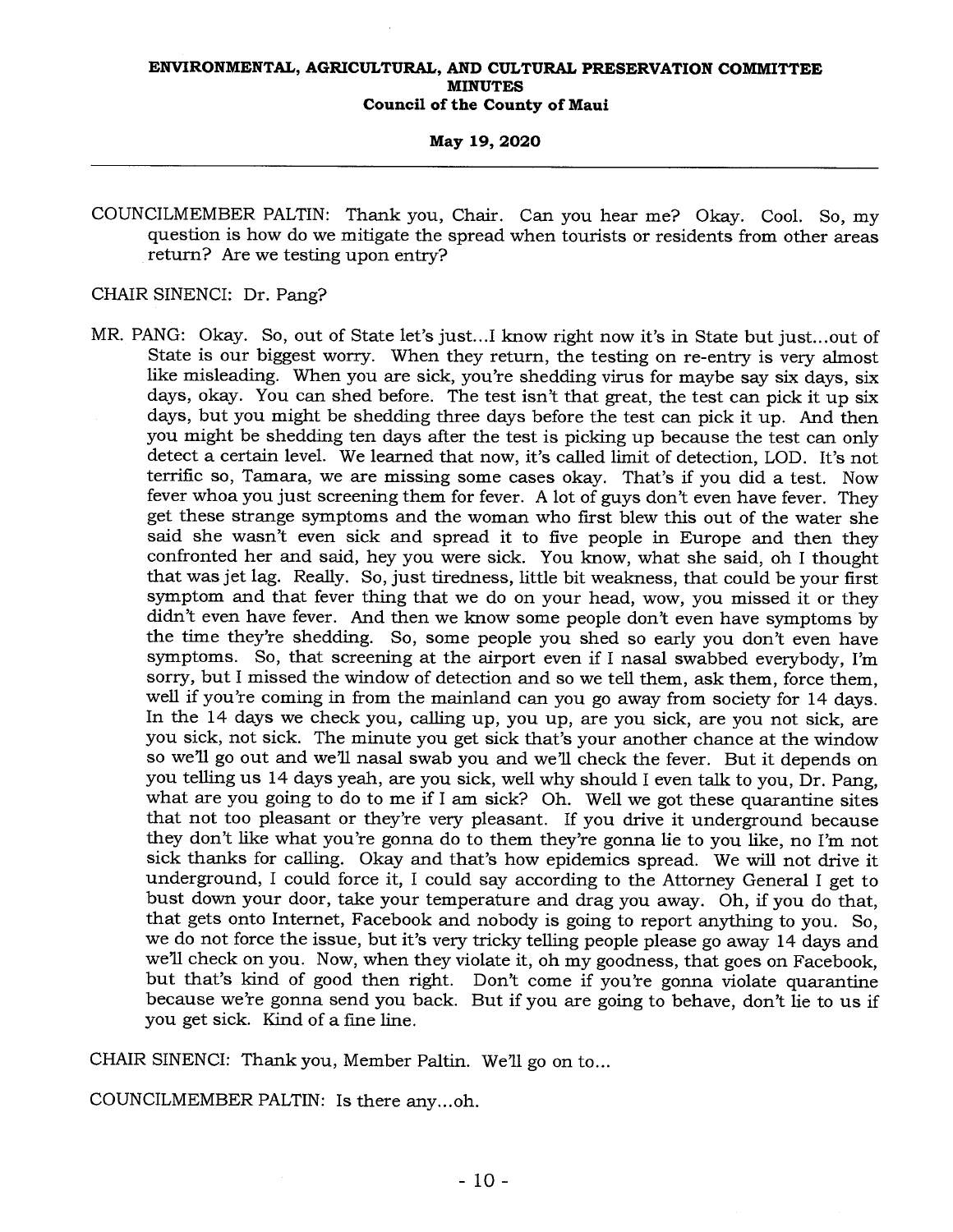COUNCILMEMBER PALTIN: Thank you, Chair. Can you hear me? Okay. Cool. So, my question is how do we mitigate the spread when tourists or residents from other areas return? Are we testing upon entry?

CHAIR SINENCI: Dr. Pang?

MR. PANG: Okay. So, out of State let's just...I know right now it's in State but just...out of State is our biggest worry. When they return, the testing on re-entry is very almost like misleading. When you are sick, you're shedding virus for maybe say six days, six days, okay. You can shed before. The test isn't that great, the test can pick it up six days, but you might be shedding three days before the test can pick it up. And then you might be shedding ten days after the test is picking up because the test can only detect a certain level. We learned that now, it's called limit of detection, LOD. It's not terrific so, Tamara, we are missing some cases okay. That's if you did a test. Now fever whoa you just screening them for fever. A lot of guys don't even have fever. They get these strange symptoms and the woman who first blew this out of the water she said she wasn't even sick and spread it to five people in Europe and then they confronted her and said, hey you were sick. You know, what she said, oh I thought that was jet lag. Really. So, just tiredness, little bit weakness, that could be your first symptom and that fever thing that we do on your head, wow, you missed it or they didn't even have fever. And then we know some people don't even have symptoms by the time they're shedding. So, some people you shed so early you don't even have symptoms. So, that screening at the airport even if I nasal swabbed everybody, I'm sorry, but I missed the window of detection and so we tell them, ask them, force them, well if you're coming in from the mainland can you go away from society for 14 days. In the 14 days we check you, calling up, you up, are you sick, are you not sick, are you sick, not sick. The minute you get sick that's your another chance at the window so we'll go out and we'll nasal swab you and we'll check the fever. But it depends on you telling us 14 days yeah, are you sick, well why should I even talk to you, Dr. Pang, what are you going to do to me if I am sick? Oh. Well we got these quarantine sites that not too pleasant or they're very pleasant. If you drive it underground because they don't like what you're gonna do to them they're gonna lie to you like, no I'm not sick thanks for calling. Okay and that's how epidemics spread. We will not drive it underground, I could force it, I could say according to the Attorney General I get to bust down your door, take your temperature and drag you away. Oh, if you do that, that gets onto Internet, Facebook and nobody is going to report anything to you. So, we do not force the issue, but it's very tricky telling people please go away 14 days and we'll check on you. Now, when they violate it, oh my goodness, that goes on Facebook, but that's kind of good then right. Don't come if you're gonna violate quarantine because we're gonna send you back. But if you are going to behave, don't lie to us if you get sick. Kind of a fine line.

CHAIR SINENCI: Thank you, Member Paltin. We'll go on to...

COUNCILMEMBER PALTIN: Is there any...oh.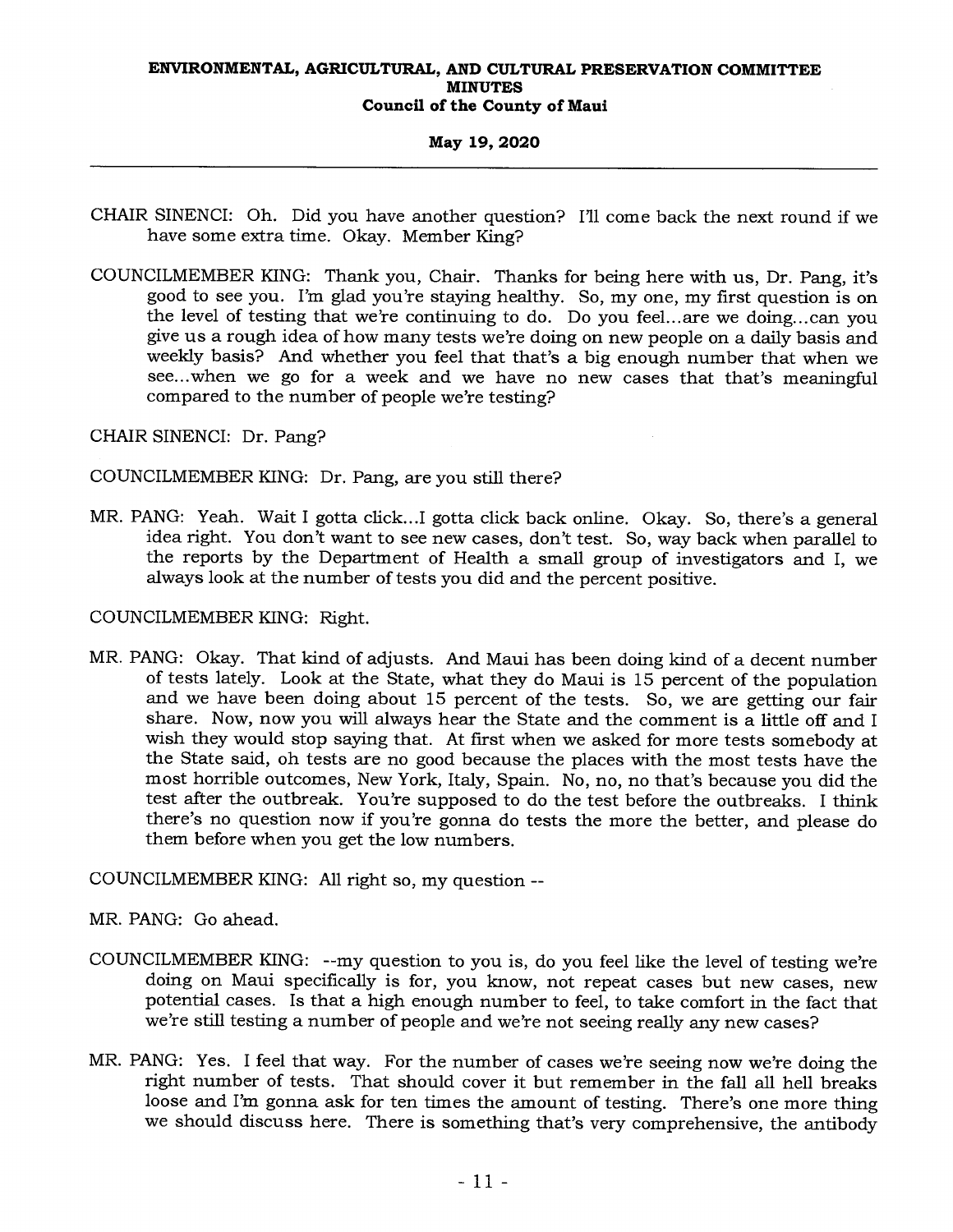CHAIR SINENCI: Oh. Did you have another question? I'll come back the next round if we have some extra time. Okay. Member King?

COUNCILMEMBER KING: Thank you, Chair. Thanks for being here with us, Dr. Pang, it's good to see you. I'm glad you're staying healthy. So, my one, my first question is on the level of testing that we're continuing to do. Do you feel...are we doing...can you give us a rough idea of how many tests we're doing on new people on a daily basis and weekly basis? And whether you feel that that's a big enough number that when we see...when we go for a week and we have no new cases that that's meaningful compared to the number of people we're testing?

CHAIR SINENCI: Dr. Pang?

COUNCILMEMBER KING: Dr. Pang, are you still there?

MR. PANG: Yeah. Wait I gotta click...I gotta click back online. Okay. So, there's a general idea right. You don't want to see new cases, don't test. So, way back when parallel to the reports by the Department of Health a small group of investigators and I, we always look at the number of tests you did and the percent positive.

COUNCILMEMBER KING: Right.

MR. PANG: Okay. That kind of adjusts. And Maui has been doing kind of a decent number of tests lately. Look at the State, what they do Maui is 15 percent of the population and we have been doing about 15 percent of the tests. So, we are getting our fair share. Now, now you will always hear the State and the comment is a little off and I wish they would stop saying that. At first when we asked for more tests somebody at the State said, oh tests are no good because the places with the most tests have the most horrible outcomes, New York, Italy, Spain. No, no, no that's because you did the test after the outbreak. You're supposed to do the test before the outbreaks. I think there's no question now if you're gonna do tests the more the better, and please do them before when you get the low numbers.

COUNCILMEMBER KING: All right so, my question --

MR. PANG: Go ahead.

COUNCILMEMBER KING: --my question to you is, do you feel like the level of testing we're doing on Maui specifically is for, you know, not repeat cases but new cases, new potential cases. Is that a high enough number to feel, to take comfort in the fact that we're still testing a number of people and we're not seeing really any new cases?

MR. PANG: Yes. I feel that way. For the number of cases we're seeing now we're doing the right number of tests. That should cover it but remember in the fall all hell breaks loose and I'm gonna ask for ten times the amount of testing. There's one more thing we should discuss here. There is something that's very comprehensive, the antibody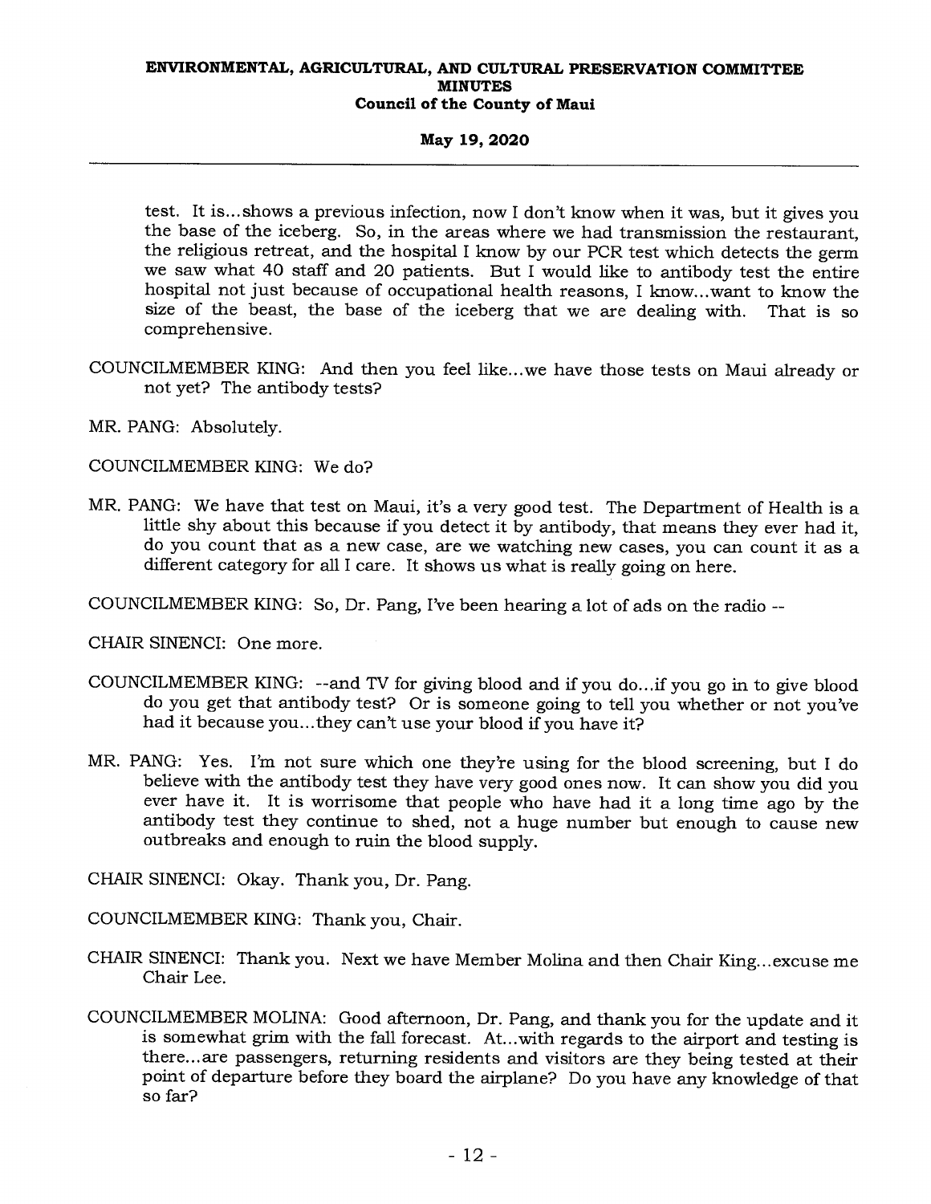test. It is...shows a previous infection, now I don't know when it was, but it gives you the base of the iceberg. So, in the areas where we had transmission the restaurant, the religious retreat, and the hospital I know by our PCR test which detects the germ we saw what 40 staff and 20 patients. But I would like to antibody test the entire hospital not just because of occupational health reasons, I know...want to know the size of the beast, the base of the iceberg that we are dealing with. That is so comprehensive.

COUNCILMEMBER KING: And then you feel like...we have those tests on Maui already or not yet? The antibody tests?

MR. PANG: Absolutely.

COUNCILMEMBER KING: We do?

MR. PANG: We have that test on Maui, it's a very good test. The Department of Health is a little shy about this because if you detect it by antibody, that means they ever had it, do you count that as a new case, are we watching new cases, you can count it as a different category for all I care. It shows us what is really going on here.

COUNCILMEMBER KING: So, Dr. Pang, I've been hearing a lot of ads on the radio --

CHAIR SINENCI: One more.

COUNCILMEMBER KING: --and TV for giving blood and if you do...if you go in to give blood do you get that antibody test? Or is someone going to tell you whether or not you've had it because you...they can't use your blood if you have it?

MR. PANG: Yes. I'm not sure which one they're using for the blood screening, but I do believe with the antibody test they have very good ones now. It can show you did you ever have it. It is worrisome that people who have had it a long time ago by the antibody test they continue to shed, not a huge number but enough to cause new outbreaks and enough to ruin the blood supply.

CHAIR SINENCI: Okay. Thank you, Dr. Pang.

COUNCILMEMBER KING: Thank you, Chair.

CHAIR SINENCI: Thank you. Next we have Member Molina and then Chair King...excuse me Chair Lee.

COUNCILMEMBER MOLINA: Good afternoon, Dr. Pang, and thank you for the update and it is somewhat grim with the fall forecast. At...with regards to the airport and testing is there...are passengers, returning residents and visitors are they being tested at their point of departure before they board the airplane? Do you have any knowledge of that so far?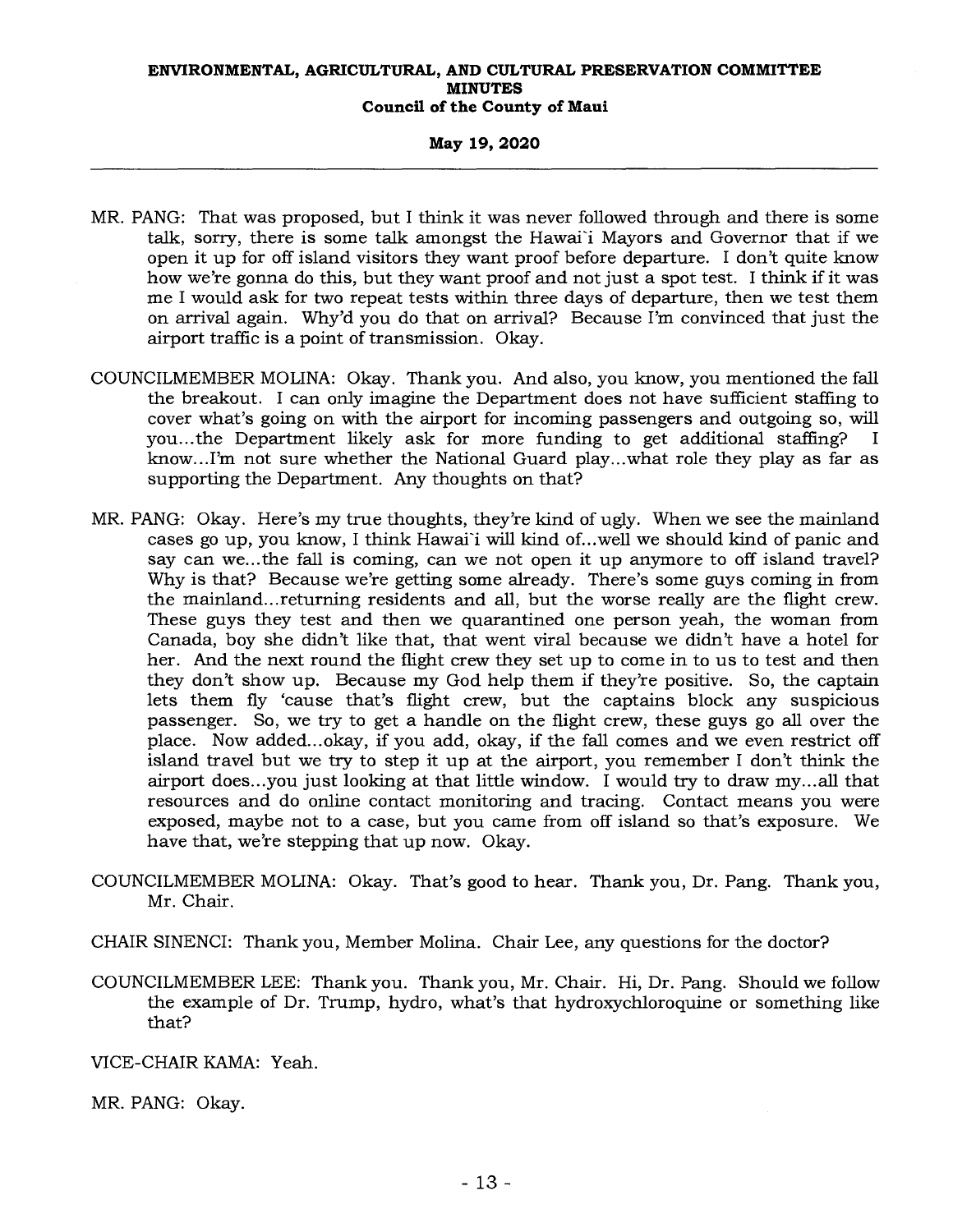MR. PANG: That was proposed, but I think it was never followed through and there is some talk, sorry, there is some talk amongst the Hawai`i Mayors and Governor that if we open it up for off island visitors they want proof before departure. I don't quite know how we're gonna do this, but they want proof and not just a spot test. I think if it was me I would ask for two repeat tests within three days of departure, then we test them on arrival again. Why'd you do that on arrival? Because I'm convinced that just the airport traffic is a point of transmission. Okay.

COUNCILMEMBER MOLINA: Okay. Thank you. And also, you know, you mentioned the fall the breakout. I can only imagine the Department does not have sufficient staffing to cover what's going on with the airport for incoming passengers and outgoing so, will you...the Department likely ask for more funding to get additional staffing? I know...I'm not sure whether the National Guard play...what role they play as far as supporting the Department. Any thoughts on that?

MR. PANG: Okay. Here's my true thoughts, they're kind of ugly. When we see the mainland cases go up, you know, I think Hawai`i will kind of...well we should kind of panic and say can we...the fall is coming, can we not open it up anymore to off island travel? Why is that? Because we're getting some already. There's some guys coming in from the mainland...returning residents and all, but the worse really are the flight crew. These guys they test and then we quarantined one person yeah, the woman from Canada, boy she didn't like that, that went viral because we didn't have a hotel for her. And the next round the flight crew they set up to come in to us to test and then they don't show up. Because my God help them if they're positive. So, the captain lets them fly 'cause that's flight crew, but the captains block any suspicious passenger. So, we try to get a handle on the flight crew, these guys go all over the place. Now added...okay, if you add, okay, if the fall comes and we even restrict off island travel but we try to step it up at the airport, you remember I don't think the airport does...you just looking at that little window. I would try to draw my...all that resources and do online contact monitoring and tracing. Contact means you were exposed, maybe not to a case, but you came from off island so that's exposure. We have that, we're stepping that up now. Okay.

COUNCILMEMBER MOLINA: Okay. That's good to hear. Thank you, Dr. Pang. Thank you, Mr. Chair.

CHAIR SINENCI: Thank you, Member Molina. Chair Lee, any questions for the doctor?

COUNCILMEMBER LEE: Thank you. Thank you, Mr. Chair. Hi, Dr. Pang. Should we follow the example of Dr. Trump, hydro, what's that hydroxychloroquine or something like that?

VICE-CHAIR KAMA: Yeah.

MR. PANG: Okay.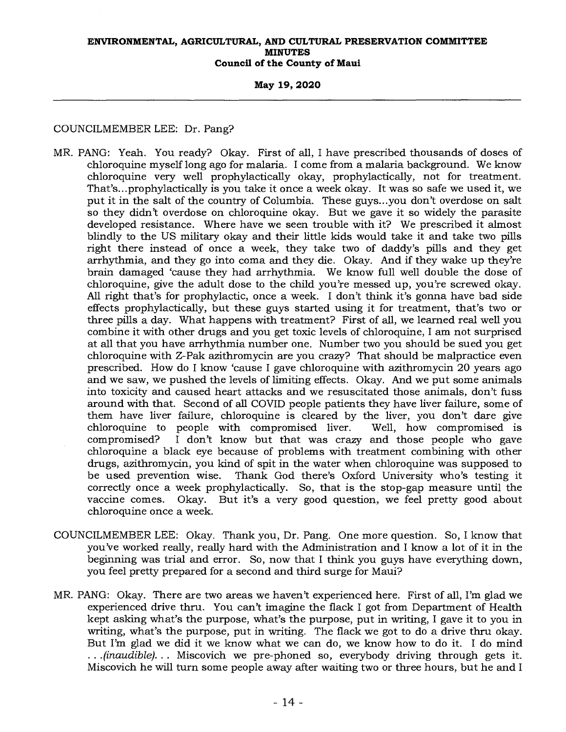COUNCILMEMBER LEE: Dr. Pang?

MR. PANG: Yeah. You ready? Okay. First of all, I have prescribed thousands of doses of chloroquine myself long ago for malaria. I come from a malaria background. We know chloroquine very well prophylactically okay, prophylactically, not for treatment. That's...prophylactically is you take it once a week okay. It was so safe we used it, we put it in the salt of the country of Columbia. These guys...you don't overdose on salt so they didn't overdose on chloroquine okay. But we gave it so widely the parasite developed resistance. Where have we seen trouble with it? We prescribed it almost blindly to the US military okay and their little kids would take it and take two pills right there instead of once a week, they take two of daddy's pills and they get arrhythmia, and they go into coma and they die. Okay. And if they wake up they're brain damaged 'cause they had arrhythmia. We know full well double the dose of chloroquine, give the adult dose to the child you're messed up, you're screwed okay. All right that's for prophylactic, once a week. I don't think it's gonna have bad side effects prophylactically, but these guys started using it for treatment, that's two or three pills a day. What happens with treatment? First of all, we learned real well you combine it with other drugs and you get toxic levels of chloroquine, I am not surprised at all that you have arrhythmia number one. Number two you should be sued you get chloroquine with Z-Pak azithromycin are you crazy? That should be malpractice even prescribed. How do I know 'cause I gave chloroquine with azithromycin 20 years ago and we saw, we pushed the levels of limiting effects. Okay. And we put some animals into toxicity and caused heart attacks and we resuscitated those animals, don't fuss around with that. Second of all COVID people patients they have liver failure, some of them have liver failure, chloroquine is cleared by the liver, you don't dare give chloroquine to people with compromised liver. Well, how compromised is compromised? I don't know but that was crazy and those people who gave chloroquine a black eye because of problems with treatment combining with other drugs, azithromycin, you kind of spit in the water when chloroquine was supposed to be used prevention wise. Thank God there's Oxford University who's testing it correctly once a week prophylactically. So, that is the stop-gap measure until the vaccine comes. Okay. But it's a very good question, we feel pretty good about chloroquine once a week.

COUNCILMEMBER LEE: Okay. Thank you, Dr. Pang. One more question. So, I know that you've worked really, really hard with the Administration and I know a lot of it in the beginning was trial and error. So, now that I think you guys have everything down, you feel pretty prepared for a second and third surge for Maui?

MR. PANG: Okay. There are two areas we haven't experienced here. First of all, I'm glad we experienced drive thru. You can't imagine the flack I got from Department of Health kept asking what's the purpose, what's the purpose, put in writing, I gave it to you in writing, what's the purpose, put in writing. The flack we got to do a drive thru okay. But I'm glad we did it we know what we can do, we know how to do it. I do mind *. . .(inaudible). . .* Miscovich we pre-phoned so, everybody driving through gets it. Miscovich he will turn some people away after waiting two or three hours, but he and I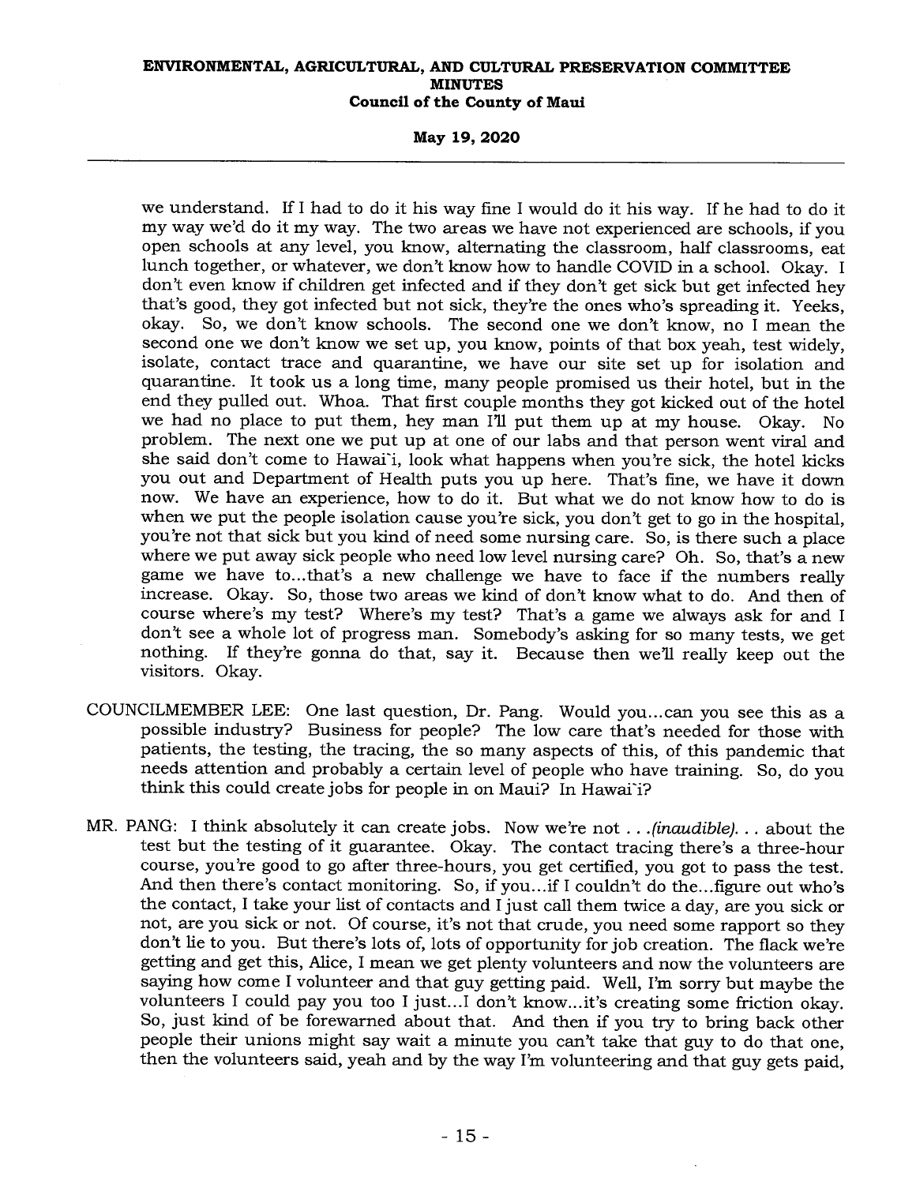we understand. If I had to do it his way fine I would do it his way. If he had to do it my way we'd do it my way. The two areas we have not experienced are schools, if you open schools at any level, you know, alternating the classroom, half classrooms, eat lunch together, or whatever, we don't know how to handle COVID in a school. Okay. I don't even know if children get infected and if they don't get sick but get infected hey that's good, they got infected but not sick, they're the ones who's spreading it. Yeeks, okay. So, we don't know schools. The second one we don't know, no I mean the second one we don't know we set up, you know, points of that box yeah, test widely, isolate, contact trace and quarantine, we have our site set up for isolation and quarantine. It took us a long time, many people promised us their hotel, but in the end they pulled out. Whoa. That first couple months they got kicked out of the hotel we had no place to put them, hey man I'll put them up at my house. Okay. No problem. The next one we put up at one of our labs and that person went viral and she said don't come to Hawai`i, look what happens when you're sick, the hotel kicks you out and Department of Health puts you up here. That's fine, we have it down now. We have an experience, how to do it. But what we do not know how to do is when we put the people isolation cause you're sick, you don't get to go in the hospital, you're not that sick but you kind of need some nursing care. So, is there such a place where we put away sick people who need low level nursing care? Oh. So, that's a new game we have to...that's a new challenge we have to face if the numbers really increase. Okay. So, those two areas we kind of don't know what to do. And then of course where's my test? Where's my test? That's a game we always ask for and I don't see a whole lot of progress man. Somebody's asking for so many tests, we get nothing. If they're gonna do that, say it. Because then we'll really keep out the visitors. Okay.

COUNCILMEMBER LEE: One last question, Dr. Pang. Would you...can you see this as a possible industry? Business for people? The low care that's needed for those with patients, the testing, the tracing, the so many aspects of this, of this pandemic that needs attention and probably a certain level of people who have training. So, do you think this could create jobs for people in on Maui? In Hawai`i?

MR. PANG: I think absolutely it can create jobs. Now we're not . . .*(inaudible)*. . . about the test but the testing of it guarantee. Okay. The contact tracing there's a three-hour course, you're good to go after three-hours, you get certified, you got to pass the test. And then there's contact monitoring. So, if you...if I couldn't do the...figure out who's the contact, I take your list of contacts and I just call them twice a day, are you sick or not, are you sick or not. Of course, it's not that crude, you need some rapport so they don't lie to you. But there's lots of, lots of opportunity for job creation. The flack we're getting and get this, Alice, I mean we get plenty volunteers and now the volunteers are saying how come I volunteer and that guy getting paid. Well, I'm sorry but maybe the volunteers I could pay you too I just...I don't know...it's creating some friction okay. So, just kind of be forewarned about that. And then if you try to bring back other people their unions might say wait a minute you can't take that guy to do that one, then the volunteers said, yeah and by the way I'm volunteering and that guy gets paid,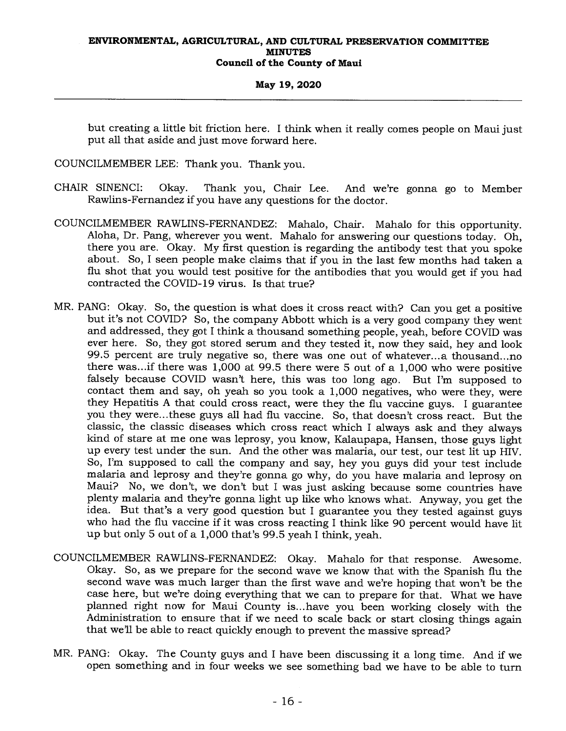but creating a little bit friction here. I think when it really comes people on Maui just put all that aside and just move forward here.

COUNCILMEMBER LEE: Thank you. Thank you.

CHAIR SINENCI: Okay. Thank you, Chair Lee. And we're gonna go to Member Rawlins-Fernandez if you have any questions for the doctor.

COUNCILMEMBER RAWLINS-FERNANDEZ: Mahalo, Chair. Mahalo for this opportunity. Aloha, Dr. Pang, wherever you went. Mahalo for answering our questions today. Oh, there you are. Okay. My first question is regarding the antibody test that you spoke about. So, I seen people make claims that if you in the last few months had taken a flu shot that you would test positive for the antibodies that you would get if you had contracted the COVID-19 virus. Is that true?

MR. PANG: Okay. So, the question is what does it cross react with? Can you get a positive but it's not COVID? So, the company Abbott which is a very good company they went and addressed, they got I think a thousand something people, yeah, before COVID was ever here. So, they got stored serum and they tested it, now they said, hey and look 99.5 percent are truly negative so, there was one out of whatever...a thousand...no there was...if there was 1,000 at 99.5 there were 5 out of a 1,000 who were positive falsely because COVID wasn't here, this was too long ago. But I'm supposed to contact them and say, oh yeah so you took a 1,000 negatives, who were they, were they Hepatitis A that could cross react, were they the flu vaccine guys. I guarantee you they were...these guys all had flu vaccine. So, that doesn't cross react. But the classic, the classic diseases which cross react which I always ask and they always kind of stare at me one was leprosy, you know, Kalaupapa, Hansen, those guys light up every test under the sun. And the other was malaria, our test, our test lit up HIV. So, I'm supposed to call the company and say, hey you guys did your test include malaria and leprosy and they're gonna go why, do you have malaria and leprosy on Maui? No, we don't, we don't but I was just asking because some countries have plenty malaria and they're gonna light up like who knows what. Anyway, you get the idea. But that's a very good question but I guarantee you they tested against guys who had the flu vaccine if it was cross reacting I think like 90 percent would have lit up but only 5 out of a 1,000 that's 99.5 yeah I think, yeah.

COUNCILMEMBER RAWLINS-FERNANDEZ: Okay. Mahalo for that response. Awesome. Okay. So, as we prepare for the second wave we know that with the Spanish flu the second wave was much larger than the first wave and we're hoping that won't be the case here, but we're doing everything that we can to prepare for that. What we have planned right now for Maui County is...have you been working closely with the Administration to ensure that if we need to scale back or start closing things again that we'll be able to react quickly enough to prevent the massive spread?

MR. PANG: Okay. The County guys and I have been discussing it a long time. And if we open something and in four weeks we see something bad we have to be able to turn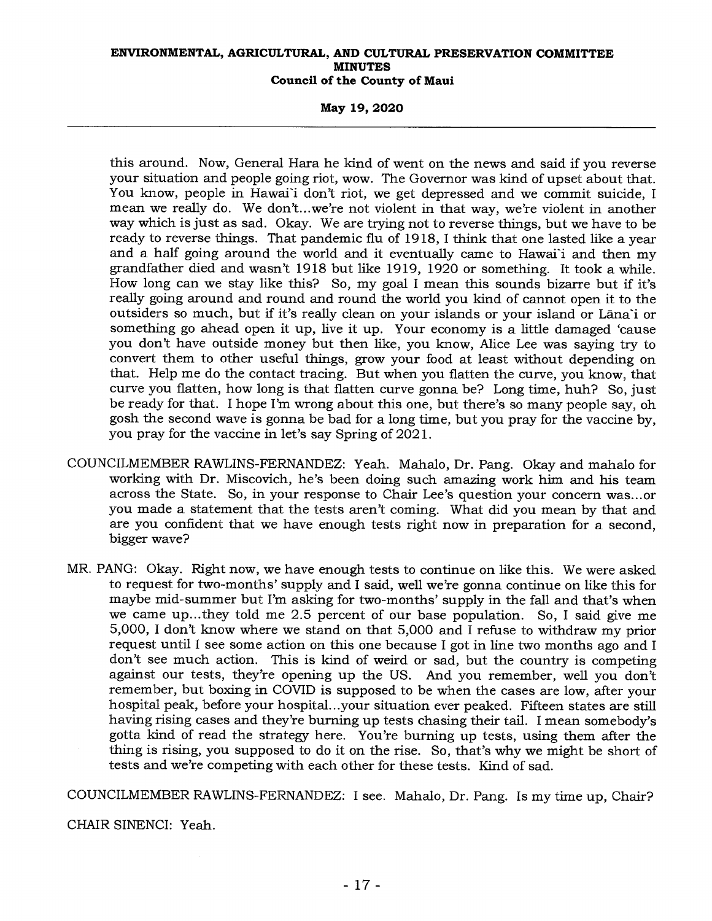this around. Now, General Hara he kind of went on the news and said if you reverse your situation and people going riot, wow. The Governor was kind of upset about that. You know, people in Hawai`i don't riot, we get depressed and we commit suicide, I mean we really do. We don't...we're not violent in that way, we're violent in another way which is just as sad. Okay. We are trying not to reverse things, but we have to be ready to reverse things. That pandemic flu of 1918, I think that one lasted like a year and a half going around the world and it eventually came to Hawai`i and then my grandfather died and wasn't 1918 but like 1919, 1920 or something. It took a while. How long can we stay like this? So, my goal I mean this sounds bizarre but if it's really going around and round and round the world you kind of cannot open it to the outsiders so much, but if it's really clean on your islands or your island or Lāna`i or something go ahead open it up, live it up. Your economy is a little damaged 'cause you don't have outside money but then like, you know, Alice Lee was saying try to convert them to other useful things, grow your food at least without depending on that. Help me do the contact tracing. But when you flatten the curve, you know, that curve you flatten, how long is that flatten curve gonna be? Long time, huh? So, just be ready for that. I hope I'm wrong about this one, but there's so many people say, oh gosh the second wave is gonna be bad for a long time, but you pray for the vaccine by, you pray for the vaccine in let's say Spring of 2021.

COUNCILMEMBER RAWLINS-FERNANDEZ: Yeah. Mahalo, Dr. Pang. Okay and mahalo for working with Dr. Miscovich, he's been doing such amazing work him and his team across the State. So, in your response to Chair Lee's question your concern was...or you made a statement that the tests aren't coming. What did you mean by that and are you confident that we have enough tests right now in preparation for a second, bigger wave?

MR. PANG: Okay. Right now, we have enough tests to continue on like this. We were asked to request for two-months' supply and I said, well we're gonna continue on like this for maybe mid-summer but I'm asking for two-months' supply in the fall and that's when we came up...they told me 2.5 percent of our base population. So, I said give me 5,000, I don't know where we stand on that 5,000 and I refuse to withdraw my prior request until I see some action on this one because I got in line two months ago and I don't see much action. This is kind of weird or sad, but the country is competing against our tests, they're opening up the US. And you remember, well you don't remember, but boxing in COVID is supposed to be when the cases are low, after your hospital peak, before your hospital...your situation ever peaked. Fifteen states are still having rising cases and they're burning up tests chasing their tail. I mean somebody's gotta kind of read the strategy here. You're burning up tests, using them after the thing is rising, you supposed to do it on the rise. So, that's why we might be short of tests and we're competing with each other for these tests. Kind of sad.

COUNCILMEMBER RAWLINS-FERNANDEZ: I see. Mahalo, Dr. Pang. Is my time up, Chair?

CHAIR SINENCI: Yeah.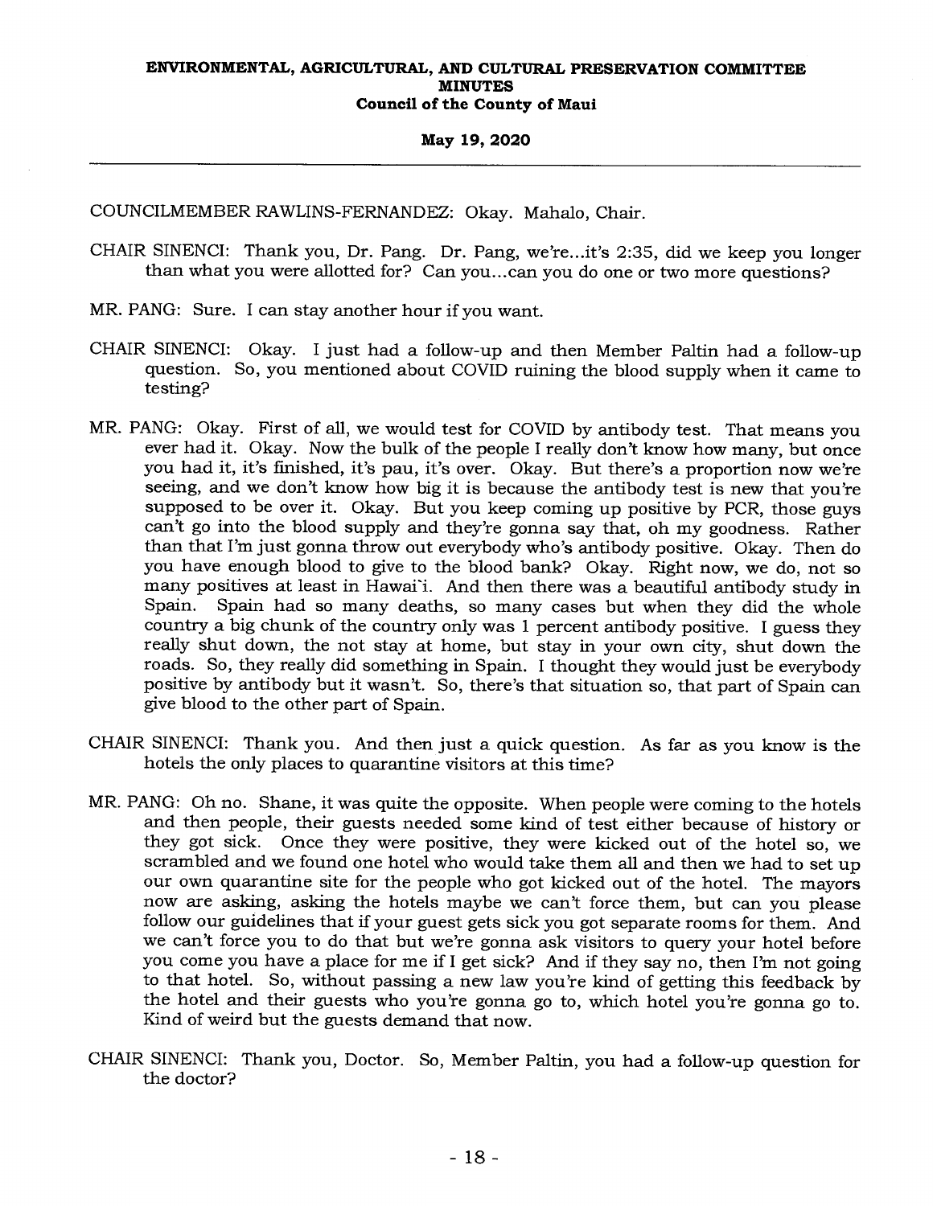COUNCILMEMBER RAWLINS-FERNANDEZ: Okay. Mahalo, Chair.

CHAIR SINENCI: Thank you, Dr. Pang. Dr. Pang, we're...it's 2:35, did we keep you longer than what you were allotted for? Can you...can you do one or two more questions?

MR. PANG: Sure. I can stay another hour if you want.

CHAIR SINENCI: Okay. I just had a follow-up and then Member Paltin had a follow-up question. So, you mentioned about COVID ruining the blood supply when it came to testing?

MR. PANG: Okay. First of all, we would test for COVID by antibody test. That means you ever had it. Okay. Now the bulk of the people I really don't know how many, but once you had it, it's finished, it's pau, it's over. Okay. But there's a proportion now we're seeing, and we don't know how big it is because the antibody test is new that you're supposed to be over it. Okay. But you keep coming up positive by PCR, those guys can't go into the blood supply and they're gonna say that, oh my goodness. Rather than that I'm just gonna throw out everybody who's antibody positive. Okay. Then do you have enough blood to give to the blood bank? Okay. Right now, we do, not so many positives at least in Hawai'i. And then there was a beautiful antibody study in Spain. Spain had so many deaths, so many cases but when they did the whole country a big chunk of the country only was 1 percent antibody positive. I guess they really shut down, the not stay at home, but stay in your own city, shut down the roads. So, they really did something in Spain. I thought they would just be everybody positive by antibody but it wasn't. So, there's that situation so, that part of Spain can give blood to the other part of Spain.

CHAIR SINENCI: Thank you. And then just a quick question. As far as you know is the hotels the only places to quarantine visitors at this time?

MR. PANG: Oh no. Shane, it was quite the opposite. When people were coming to the hotels and then people, their guests needed some kind of test either because of history or they got sick. Once they were positive, they were kicked out of the hotel so, we scrambled and we found one hotel who would take them all and then we had to set up our own quarantine site for the people who got kicked out of the hotel. The mayors now are asking, asking the hotels maybe we can't force them, but can you please follow our guidelines that if your guest gets sick you got separate rooms for them. And we can't force you to do that but we're gonna ask visitors to query your hotel before you come you have a place for me if I get sick? And if they say no, then I'm not going to that hotel. So, without passing a new law you're kind of getting this feedback by the hotel and their guests who you're gonna go to, which hotel you're gonna go to. Kind of weird but the guests demand that now.

CHAIR SINENCI: Thank you, Doctor. So, Member Paltin, you had a follow-up question for the doctor?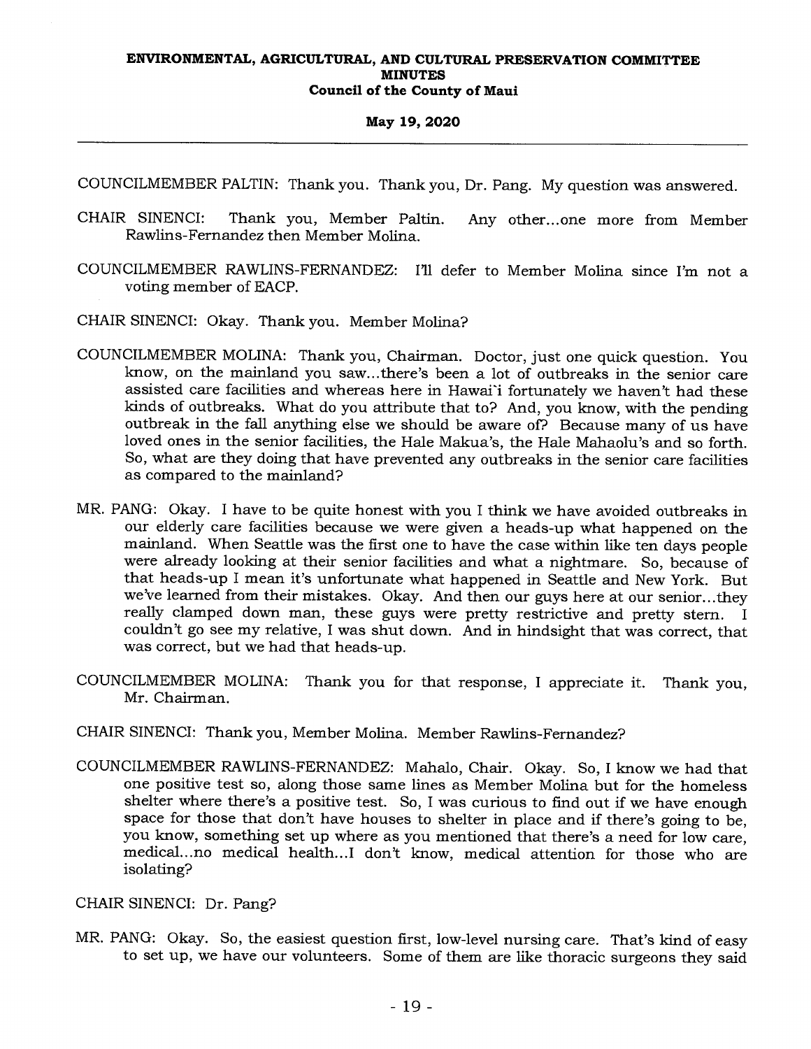COUNCILMEMBER PALTIN: Thank you. Thank you, Dr. Pang. My question was answered.

CHAIR SINENCI: Thank you, Member Paltin. Any other...one more from Member Rawlins-Fernandez then Member Molina.

COUNCILMEMBER RAWLINS-FERNANDEZ: I'll defer to Member Molina since I'm not a voting member of EACP.

CHAIR SINENCI: Okay. Thank you. Member Molina?

COUNCILMEMBER MOLINA: Thank you, Chairman. Doctor, just one quick question. You know, on the mainland you saw...there's been a lot of outbreaks in the senior care assisted care facilities and whereas here in Hawai'i fortunately we haven't had these kinds of outbreaks. What do you attribute that to? And, you know, with the pending outbreak in the fall anything else we should be aware of? Because many of us have loved ones in the senior facilities, the Hale Makua's, the Hale Mahaolu's and so forth. So, what are they doing that have prevented any outbreaks in the senior care facilities as compared to the mainland?

MR. PANG: Okay. I have to be quite honest with you I think we have avoided outbreaks in our elderly care facilities because we were given a heads-up what happened on the mainland. When Seattle was the first one to have the case within like ten days people were already looking at their senior facilities and what a nightmare. So, because of that heads-up I mean it's unfortunate what happened in Seattle and New York. But we've learned from their mistakes. Okay. And then our guys here at our senior...they really clamped down man, these guys were pretty restrictive and pretty stern. I couldn't go see my relative, I was shut down. And in hindsight that was correct, that was correct, but we had that heads-up.

COUNCILMEMBER MOLINA: Thank you for that response, I appreciate it. Thank you, Mr. Chairman.

CHAIR SINENCI: Thank you, Member Molina. Member Rawlins-Fernandez?

COUNCILMEMBER RAWLINS-FERNANDEZ: Mahalo, Chair. Okay. So, I know we had that one positive test so, along those same lines as Member Molina but for the homeless shelter where there's a positive test. So, I was curious to find out if we have enough space for those that don't have houses to shelter in place and if there's going to be, you know, something set up where as you mentioned that there's a need for low care, medical...no medical health...I don't know, medical attention for those who are isolating?

CHAIR SINENCI: Dr. Pang?

MR. PANG: Okay. So, the easiest question first, low-level nursing care. That's kind of easy to set up, we have our volunteers. Some of them are like thoracic surgeons they said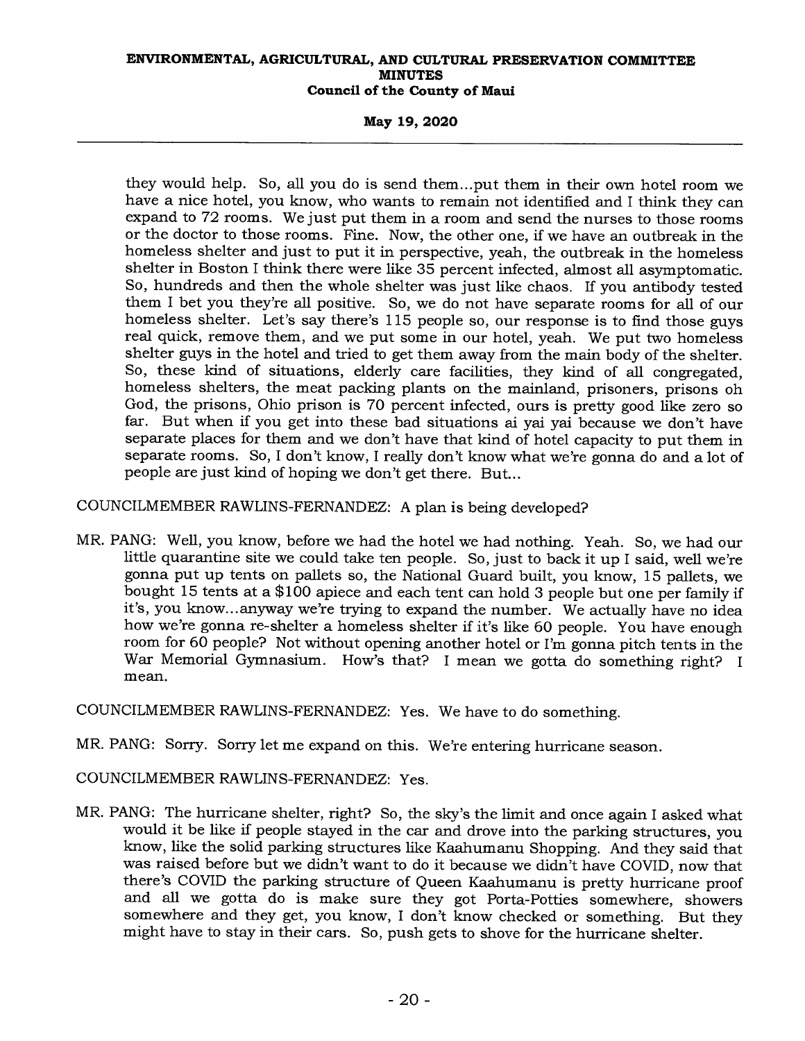they would help. So, all you do is send them...put them in their own hotel room we have a nice hotel, you know, who wants to remain not identified and I think they can expand to 72 rooms. We just put them in a room and send the nurses to those rooms or the doctor to those rooms. Fine. Now, the other one, if we have an outbreak in the homeless shelter and just to put it in perspective, yeah, the outbreak in the homeless shelter in Boston I think there were like 35 percent infected, almost all asymptomatic. So, hundreds and then the whole shelter was just like chaos. If you antibody tested them I bet you they're all positive. So, we do not have separate rooms for all of our homeless shelter. Let's say there's 115 people so, our response is to find those guys real quick, remove them, and we put some in our hotel, yeah. We put two homeless shelter guys in the hotel and tried to get them away from the main body of the shelter. So, these kind of situations, elderly care facilities, they kind of all congregated, homeless shelters, the meat packing plants on the mainland, prisoners, prisons oh God, the prisons, Ohio prison is 70 percent infected, ours is pretty good like zero so far. But when if you get into these bad situations ai yai yai because we don't have separate places for them and we don't have that kind of hotel capacity to put them in separate rooms. So, I don't know, I really don't know what we're gonna do and a lot of people are just kind of hoping we don't get there. But...

COUNCILMEMBER RAWLINS-FERNANDEZ: A plan is being developed?

MR. PANG: Well, you know, before we had the hotel we had nothing. Yeah. So, we had our little quarantine site we could take ten people. So, just to back it up I said, well we're gonna put up tents on pallets so, the National Guard built, you know, 15 pallets, we bought 15 tents at a $100 apiece and each tent can hold 3 people but one per family if it's, you know...anyway we're trying to expand the number. We actually have no idea how we're gonna re-shelter a homeless shelter if it's like 60 people. You have enough room for 60 people? Not without opening another hotel or I'm gonna pitch tents in the War Memorial Gymnasium. How's that? I mean we gotta do something right? I mean.

COUNCILMEMBER RAWLINS-FERNANDEZ: Yes. We have to do something.

MR. PANG: Sorry. Sorry let me expand on this. We're entering hurricane season.

COUNCILMEMBER RAWLINS-FERNANDEZ: Yes.

MR. PANG: The hurricane shelter, right? So, the sky's the limit and once again I asked what would it be like if people stayed in the car and drove into the parking structures, you know, like the solid parking structures like Kaahumanu Shopping. And they said that was raised before but we didn't want to do it because we didn't have COVID, now that there's COVID the parking structure of Queen Kaahumanu is pretty hurricane proof and all we gotta do is make sure they got Porta-Potties somewhere, showers somewhere and they get, you know, I don't know checked or something. But they might have to stay in their cars. So, push gets to shove for the hurricane shelter.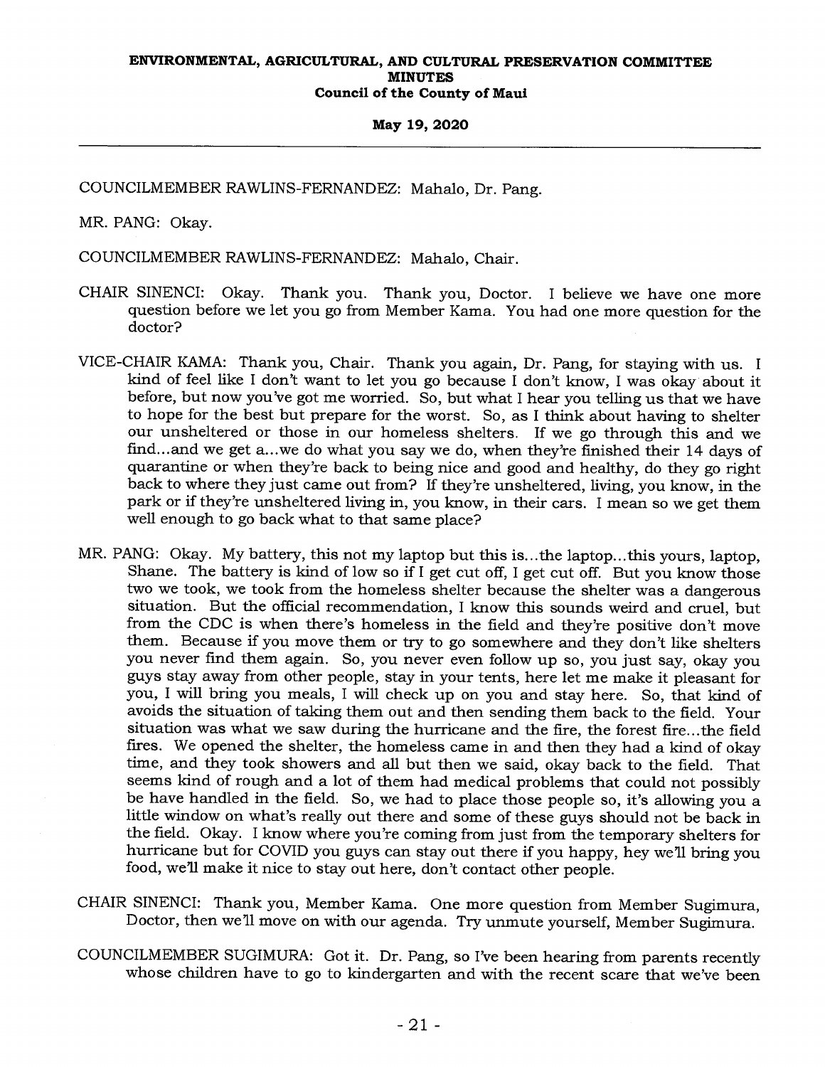COUNCILMEMBER RAWLINS-FERNANDEZ: Mahalo, Dr. Pang.

MR. PANG: Okay.

COUNCILMEMBER RAWLINS-FERNANDEZ: Mahalo, Chair.

CHAIR SINENCI: Okay. Thank you. Thank you, Doctor. I believe we have one more question before we let you go from Member Kama. You had one more question for the doctor?

VICE-CHAIR KAMA: Thank you, Chair. Thank you again, Dr. Pang, for staying with us. I kind of feel like I don't want to let you go because I don't know, I was okay about it before, but now you've got me worried. So, but what I hear you telling us that we have to hope for the best but prepare for the worst. So, as I think about having to shelter our unsheltered or those in our homeless shelters. If we go through this and we find...and we get a...we do what you say we do, when they're finished their 14 days of quarantine or when they're back to being nice and good and healthy, do they go right back to where they just came out from? If they're unsheltered, living, you know, in the park or if they're unsheltered living in, you know, in their cars. I mean so we get them well enough to go back what to that same place?

MR. PANG: Okay. My battery, this not my laptop but this is...the laptop...this yours, laptop, Shane. The battery is kind of low so if I get cut off, I get cut off. But you know those two we took, we took from the homeless shelter because the shelter was a dangerous situation. But the official recommendation, I know this sounds weird and cruel, but from the CDC is when there's homeless in the field and they're positive don't move them. Because if you move them or try to go somewhere and they don't like shelters you never find them again. So, you never even follow up so, you just say, okay you guys stay away from other people, stay in your tents, here let me make it pleasant for you, I will bring you meals, I will check up on you and stay here. So, that kind of avoids the situation of taking them out and then sending them back to the field. Your situation was what we saw during the hurricane and the fire, the forest fire...the field fires. We opened the shelter, the homeless came in and then they had a kind of okay time, and they took showers and all but then we said, okay back to the field. That seems kind of rough and a lot of them had medical problems that could not possibly be have handled in the field. So, we had to place those people so, it's allowing you a little window on what's really out there and some of these guys should not be back in the field. Okay. I know where you're coming from just from the temporary shelters for hurricane but for COVID you guys can stay out there if you happy, hey we'll bring you food, we'll make it nice to stay out here, don't contact other people.

CHAIR SINENCI: Thank you, Member Kama. One more question from Member Sugimura, Doctor, then we'll move on with our agenda. Try unmute yourself, Member Sugimura.

COUNCILMEMBER SUGIMURA: Got it. Dr. Pang, so I've been hearing from parents recently whose children have to go to kindergarten and with the recent scare that we've been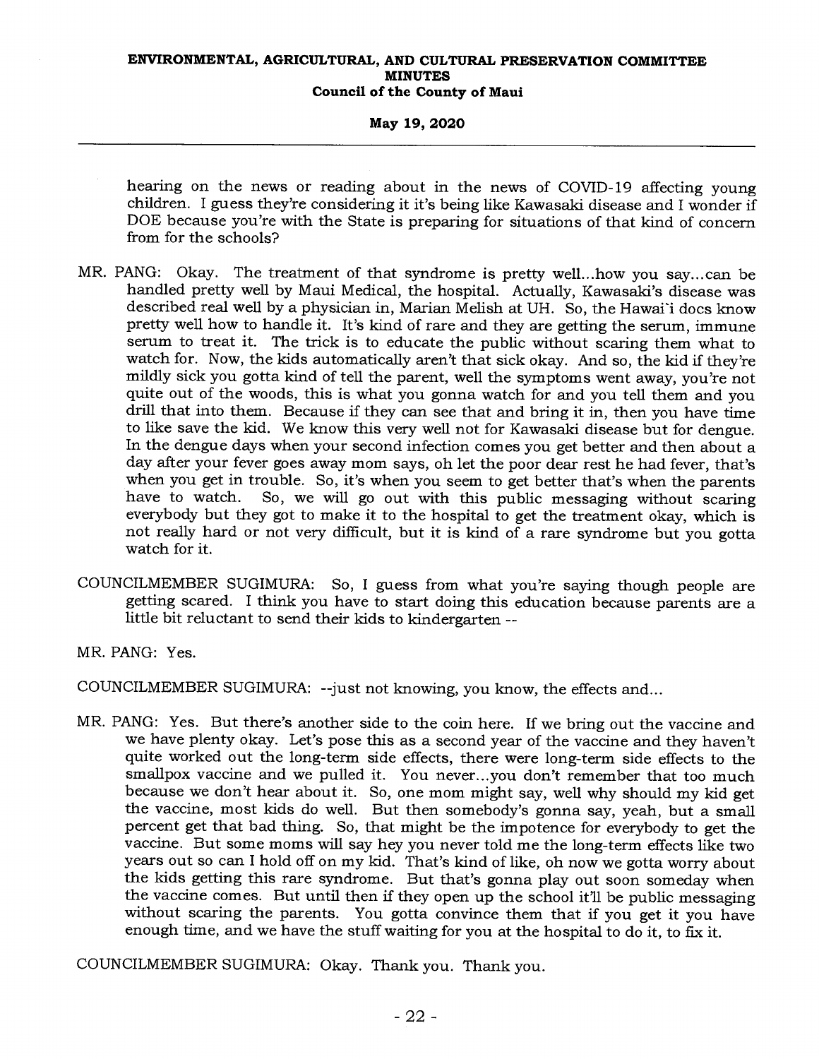hearing on the news or reading about in the news of COVID-19 affecting young children. I guess they're considering it it's being like Kawasaki disease and I wonder if DOE because you're with the State is preparing for situations of that kind of concern from for the schools?

MR. PANG: Okay. The treatment of that syndrome is pretty well...how you say...can be handled pretty well by Maui Medical, the hospital. Actually, Kawasaki's disease was described real well by a physician in, Marian Melish at UH. So, the Hawai`i docs know pretty well how to handle it. It's kind of rare and they are getting the serum, immune serum to treat it. The trick is to educate the public without scaring them what to watch for. Now, the kids automatically aren't that sick okay. And so, the kid if they're mildly sick you gotta kind of tell the parent, well the symptoms went away, you're not quite out of the woods, this is what you gonna watch for and you tell them and you drill that into them. Because if they can see that and bring it in, then you have time to like save the kid. We know this very well not for Kawasaki disease but for dengue. In the dengue days when your second infection comes you get better and then about a day after your fever goes away mom says, oh let the poor dear rest he had fever, that's when you get in trouble. So, it's when you seem to get better that's when the parents have to watch. So, we will go out with this public messaging without scaring everybody but they got to make it to the hospital to get the treatment okay, which is not really hard or not very difficult, but it is kind of a rare syndrome but you gotta watch for it.

COUNCILMEMBER SUGIMURA: So, I guess from what you're saying though people are getting scared. I think you have to start doing this education because parents are a little bit reluctant to send their kids to kindergarten --

MR. PANG: Yes.

COUNCILMEMBER SUGIMURA: --just not knowing, you know, the effects and...

MR. PANG: Yes. But there's another side to the coin here. If we bring out the vaccine and we have plenty okay. Let's pose this as a second year of the vaccine and they haven't quite worked out the long-term side effects, there were long-term side effects to the smallpox vaccine and we pulled it. You never...you don't remember that too much because we don't hear about it. So, one mom might say, well why should my kid get the vaccine, most kids do well. But then somebody's gonna say, yeah, but a small percent get that bad thing. So, that might be the impotence for everybody to get the vaccine. But some moms will say hey you never told me the long-term effects like two years out so can I hold off on my kid. That's kind of like, oh now we gotta worry about the kids getting this rare syndrome. But that's gonna play out soon someday when the vaccine comes. But until then if they open up the school it'll be public messaging without scaring the parents. You gotta convince them that if you get it you have enough time, and we have the stuff waiting for you at the hospital to do it, to fix it.

COUNCILMEMBER SUGIMURA: Okay. Thank you. Thank you.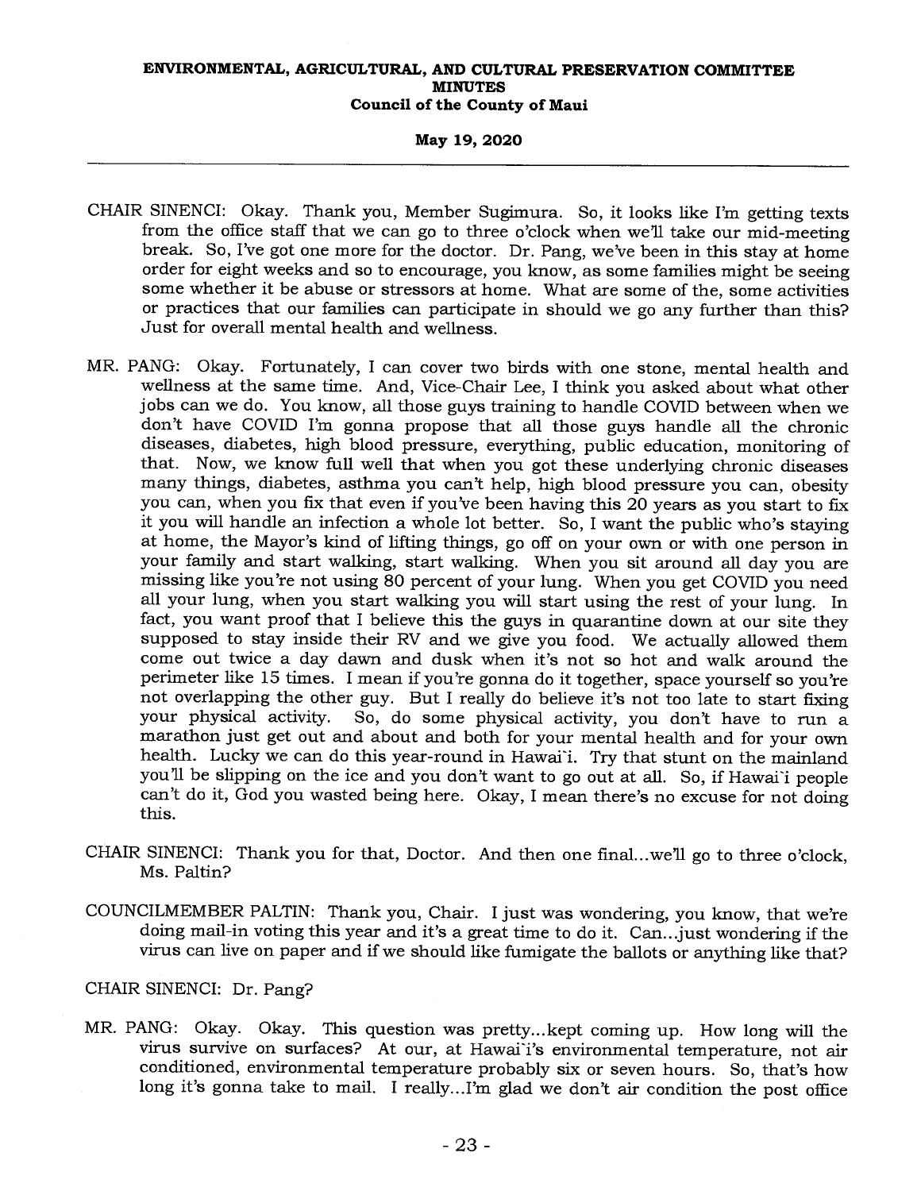CHAIR SINENCI: Okay. Thank you, Member Sugimura. So, it looks like I'm getting texts from the office staff that we can go to three o'clock when we'll take our mid-meeting break. So, I've got one more for the doctor. Dr. Pang, we've been in this stay at home order for eight weeks and so to encourage, you know, as some families might be seeing some whether it be abuse or stressors at home. What are some of the, some activities or practices that our families can participate in should we go any further than this? Just for overall mental health and wellness.

MR. PANG: Okay. Fortunately, I can cover two birds with one stone, mental health and wellness at the same time. And, Vice-Chair Lee, I think you asked about what other jobs can we do. You know, all those guys training to handle COVID between when we don't have COVID I'm gonna propose that all those guys handle all the chronic diseases, diabetes, high blood pressure, everything, public education, monitoring of that. Now, we know full well that when you got these underlying chronic diseases many things, diabetes, asthma you can't help, high blood pressure you can, obesity you can, when you fix that even if you've been having this 20 years as you start to fix it you will handle an infection a whole lot better. So, I want the public who's staying at home, the Mayor's kind of lifting things, go off on your own or with one person in your family and start walking, start walking. When you sit around all day you are missing like you're not using 80 percent of your lung. When you get COVID you need all your lung, when you start walking you will start using the rest of your lung. In fact, you want proof that I believe this the guys in quarantine down at our site they supposed to stay inside their RV and we give you food. We actually allowed them come out twice a day dawn and dusk when it's not so hot and walk around the perimeter like 15 times. I mean if you're gonna do it together, space yourself so you're not overlapping the other guy. But I really do believe it's not too late to start fixing your physical activity. So, do some physical activity, you don't have to run a marathon just get out and about and both for your mental health and for your own health. Lucky we can do this year-round in Hawai`i. Try that stunt on the mainland you'll be slipping on the ice and you don't want to go out at all. So, if Hawai`i people can't do it, God you wasted being here. Okay, I mean there's no excuse for not doing this.

CHAIR SINENCI: Thank you for that, Doctor. And then one final...we'll go to three o'clock, Ms. Paltin?

COUNCILMEMBER PALTIN: Thank you, Chair. I just was wondering, you know, that we're doing mail-in voting this year and it's a great time to do it. Can...just wondering if the virus can live on paper and if we should like fumigate the ballots or anything like that?

CHAIR SINENCI: Dr. Pang?

MR. PANG: Okay. Okay. This question was pretty...kept coming up. How long will the virus survive on surfaces? At our, at Hawai`i's environmental temperature, not air conditioned, environmental temperature probably six or seven hours. So, that's how long it's gonna take to mail. I really...I'm glad we don't air condition the post office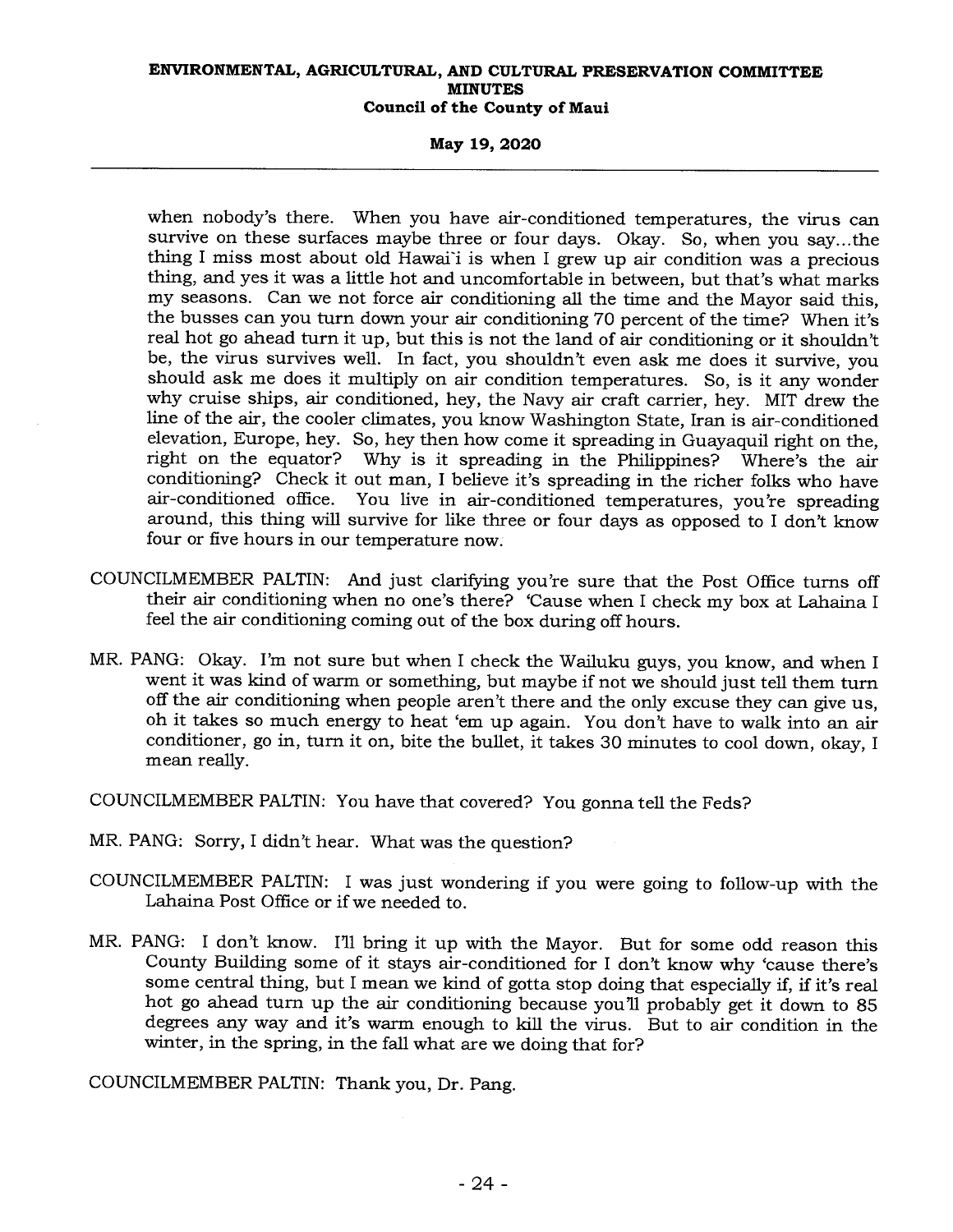when nobody's there. When you have air-conditioned temperatures, the virus can survive on these surfaces maybe three or four days. Okay. So, when you say...the thing I miss most about old Hawai'i is when I grew up air condition was a precious thing, and yes it was a little hot and uncomfortable in between, but that's what marks my seasons. Can we not force air conditioning all the time and the Mayor said this, the busses can you turn down your air conditioning 70 percent of the time? When it's real hot go ahead turn it up, but this is not the land of air conditioning or it shouldn't be, the virus survives well. In fact, you shouldn't even ask me does it survive, you should ask me does it multiply on air condition temperatures. So, is it any wonder why cruise ships, air conditioned, hey, the Navy air craft carrier, hey. MIT drew the line of the air, the cooler climates, you know Washington State, Iran is air-conditioned elevation, Europe, hey. So, hey then how come it spreading in Guayaquil right on the, right on the equator? Why is it spreading in the Philippines? Where's the air conditioning? Check it out man, I believe it's spreading in the richer folks who have air-conditioned office. You live in air-conditioned temperatures, you're spreading around, this thing will survive for like three or four days as opposed to I don't know four or five hours in our temperature now.

COUNCILMEMBER PALTIN: And just clarifying you're sure that the Post Office turns off their air conditioning when no one's there? 'Cause when I check my box at Lahaina I feel the air conditioning coming out of the box during off hours.

MR. PANG: Okay. I'm not sure but when I check the Wailuku guys, you know, and when I went it was kind of warm or something, but maybe if not we should just tell them turn off the air conditioning when people aren't there and the only excuse they can give us, oh it takes so much energy to heat 'em up again. You don't have to walk into an air conditioner, go in, turn it on, bite the bullet, it takes 30 minutes to cool down, okay, I mean really.

COUNCILMEMBER PALTIN: You have that covered? You gonna tell the Feds?

MR. PANG: Sorry, I didn't hear. What was the question?

COUNCILMEMBER PALTIN: I was just wondering if you were going to follow-up with the Lahaina Post Office or if we needed to.

MR. PANG: I don't know. I'll bring it up with the Mayor. But for some odd reason this County Building some of it stays air-conditioned for I don't know why 'cause there's some central thing, but I mean we kind of gotta stop doing that especially if, if it's real hot go ahead turn up the air conditioning because you'll probably get it down to 85 degrees any way and it's warm enough to kill the virus. But to air condition in the winter, in the spring, in the fall what are we doing that for?

COUNCILMEMBER PALTIN: Thank you, Dr. Pang.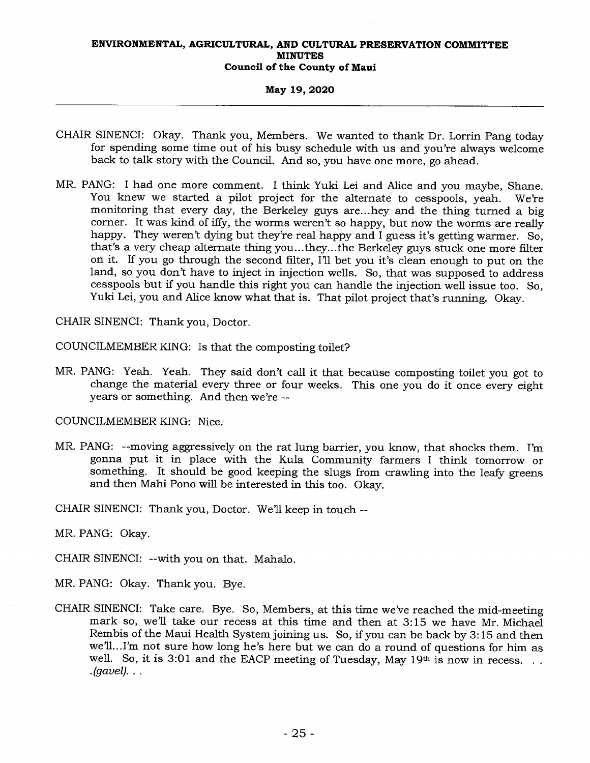CHAIR SINENCI: Okay. Thank you, Members. We wanted to thank Dr. Lorrin Pang today for spending some time out of his busy schedule with us and you're always welcome back to talk story with the Council. And so, you have one more, go ahead.

MR. PANG: I had one more comment. I think Yuki Lei and Alice and you maybe, Shane. You knew we started a pilot project for the alternate to cesspools, yeah. We're monitoring that every day, the Berkeley guys are...hey and the thing turned a big corner. It was kind of iffy, the worms weren't so happy, but now the worms are really happy. They weren't dying but they're real happy and I guess it's getting warmer. So, that's a very cheap alternate thing you...they...the Berkeley guys stuck one more filter on it. If you go through the second filter, I'll bet you it's clean enough to put on the land, so you don't have to inject in injection wells. So, that was supposed to address cesspools but if you handle this right you can handle the injection well issue too. So, Yuki Lei, you and Alice know what that is. That pilot project that's running. Okay.

CHAIR SINENCI: Thank you, Doctor.

COUNCILMEMBER KING: Is that the composting toilet?

MR. PANG: Yeah. Yeah. They said don't call it that because composting toilet you got to change the material every three or four weeks. This one you do it once every eight years or something. And then we're --

COUNCILMEMBER KING: Nice.

MR. PANG: --moving aggressively on the rat lung barrier, you know, that shocks them. I'm gonna put it in place with the Kula Community farmers I think tomorrow or something. It should be good keeping the slugs from crawling into the leafy greens and then Mahi Pono will be interested in this too. Okay.

CHAIR SINENCI: Thank you, Doctor. We'll keep in touch --

MR. PANG: Okay.

CHAIR SINENCI: --with you on that. Mahalo.

MR. PANG: Okay. Thank you. Bye.

CHAIR SINENCI: Take care. Bye. So, Members, at this time we've reached the mid-meeting mark so, we'll take our recess at this time and then at 3:15 we have Mr. Michael Rembis of the Maui Health System joining us. So, if you can be back by 3:15 and then we'll...I'm not sure how long he's here but we can do a round of questions for him as well. So, it is 3:01 and the EACP meeting of Tuesday, May 19th is now in recess. . . *.(gavel). . .*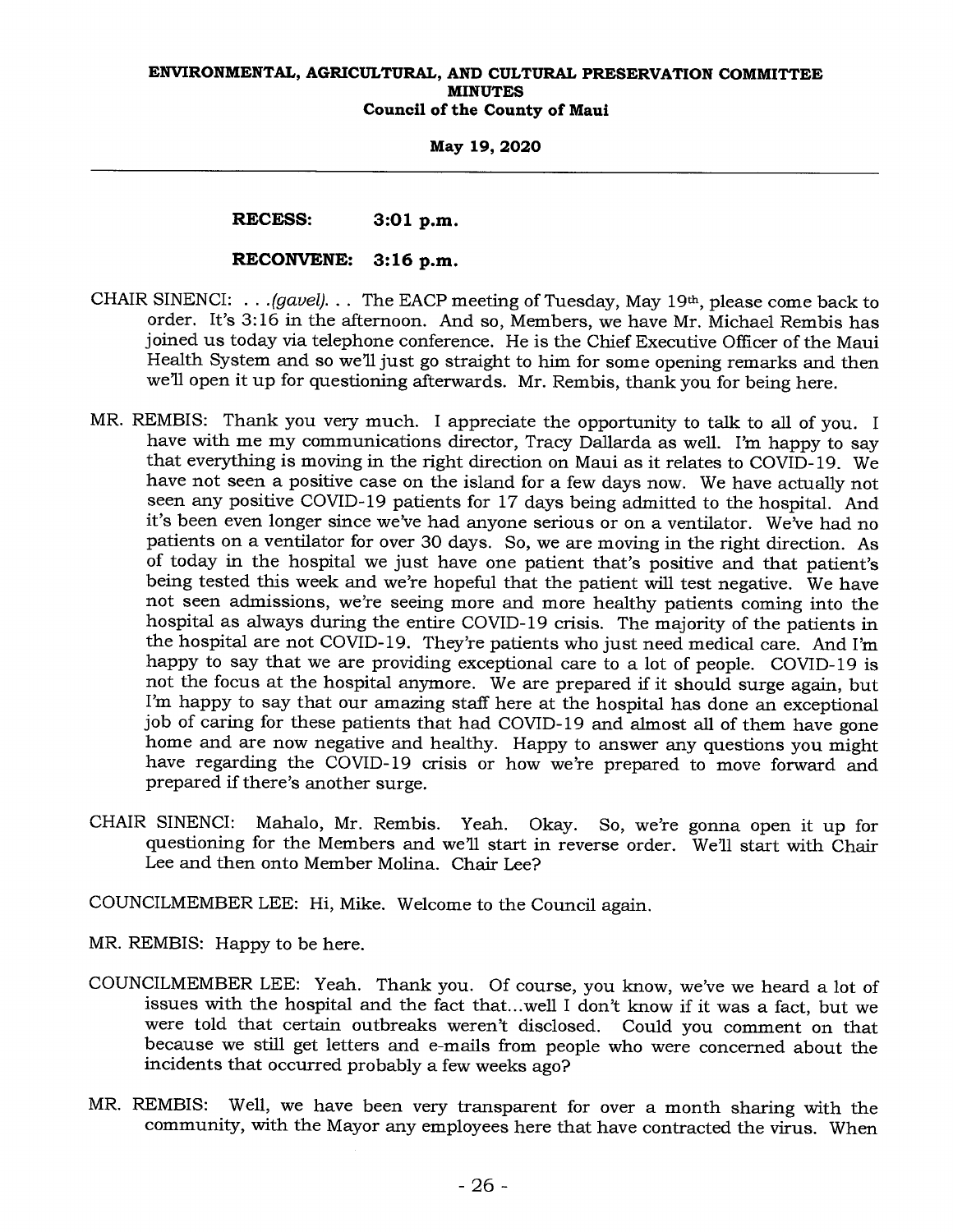**RECESS: 3:01 p.m.**

**RECONVENE: 3:16 p.m.**

CHAIR SINENCI: . . .*(gavel)*. . . The EACP meeting of Tuesday, May 19th, please come back to order. It's 3:16 in the afternoon. And so, Members, we have Mr. Michael Rembis has joined us today via telephone conference. He is the Chief Executive Officer of the Maui Health System and so we'll just go straight to him for some opening remarks and then we'll open it up for questioning afterwards. Mr. Rembis, thank you for being here.

MR. REMBIS: Thank you very much. I appreciate the opportunity to talk to all of you. I have with me my communications director, Tracy Dallarda as well. I'm happy to say that everything is moving in the right direction on Maui as it relates to COVID-19. We have not seen a positive case on the island for a few days now. We have actually not seen any positive COVID-19 patients for 17 days being admitted to the hospital. And it's been even longer since we've had anyone serious or on a ventilator. We've had no patients on a ventilator for over 30 days. So, we are moving in the right direction. As of today in the hospital we just have one patient that's positive and that patient's being tested this week and we're hopeful that the patient will test negative. We have not seen admissions, we're seeing more and more healthy patients coming into the hospital as always during the entire COVID-19 crisis. The majority of the patients in the hospital are not COVID-19. They're patients who just need medical care. And I'm happy to say that we are providing exceptional care to a lot of people. COVID-19 is not the focus at the hospital anymore. We are prepared if it should surge again, but I'm happy to say that our amazing staff here at the hospital has done an exceptional job of caring for these patients that had COVID-19 and almost all of them have gone home and are now negative and healthy. Happy to answer any questions you might have regarding the COVID-19 crisis or how we're prepared to move forward and prepared if there's another surge.

CHAIR SINENCI: Mahalo, Mr. Rembis. Yeah. Okay. So, we're gonna open it up for questioning for the Members and we'll start in reverse order. We'll start with Chair Lee and then onto Member Molina. Chair Lee?

COUNCILMEMBER LEE: Hi, Mike. Welcome to the Council again.

MR. REMBIS: Happy to be here.

COUNCILMEMBER LEE: Yeah. Thank you. Of course, you know, we've we heard a lot of issues with the hospital and the fact that...well I don't know if it was a fact, but we were told that certain outbreaks weren't disclosed. Could you comment on that because we still get letters and e-mails from people who were concerned about the incidents that occurred probably a few weeks ago?

MR. REMBIS: Well, we have been very transparent for over a month sharing with the community, with the Mayor any employees here that have contracted the virus. When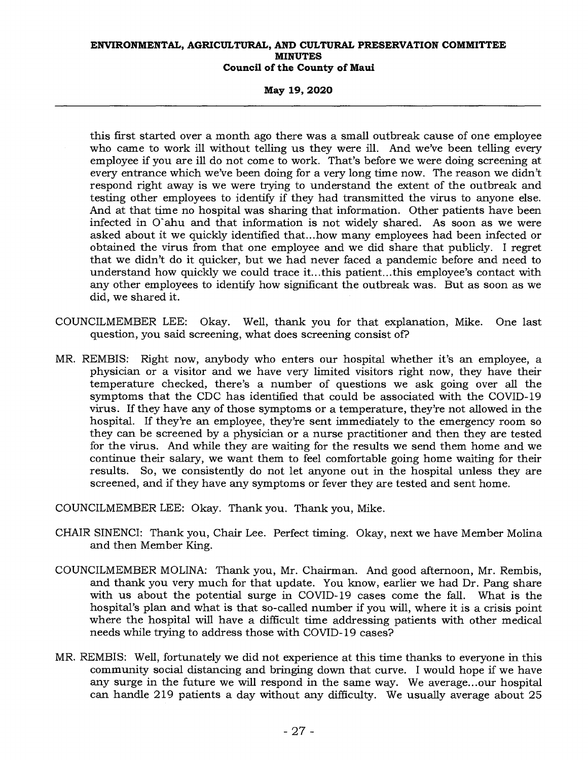this first started over a month ago there was a small outbreak cause of one employee who came to work ill without telling us they were ill. And we've been telling every employee if you are ill do not come to work. That's before we were doing screening at every entrance which we've been doing for a very long time now. The reason we didn't respond right away is we were trying to understand the extent of the outbreak and testing other employees to identify if they had transmitted the virus to anyone else. And at that time no hospital was sharing that information. Other patients have been infected in O`ahu and that information is not widely shared. As soon as we were asked about it we quickly identified that...how many employees had been infected or obtained the virus from that one employee and we did share that publicly. I regret that we didn't do it quicker, but we had never faced a pandemic before and need to understand how quickly we could trace it...this patient...this employee's contact with any other employees to identify how significant the outbreak was. But as soon as we did, we shared it.

COUNCILMEMBER LEE: Okay. Well, thank you for that explanation, Mike. One last question, you said screening, what does screening consist of?

MR. REMBIS: Right now, anybody who enters our hospital whether it's an employee, a physician or a visitor and we have very limited visitors right now, they have their temperature checked, there's a number of questions we ask going over all the symptoms that the CDC has identified that could be associated with the COVID-19 virus. If they have any of those symptoms or a temperature, they're not allowed in the hospital. If they're an employee, they're sent immediately to the emergency room so they can be screened by a physician or a nurse practitioner and then they are tested for the virus. And while they are waiting for the results we send them home and we continue their salary, we want them to feel comfortable going home waiting for their results. So, we consistently do not let anyone out in the hospital unless they are screened, and if they have any symptoms or fever they are tested and sent home.

COUNCILMEMBER LEE: Okay. Thank you. Thank you, Mike.

CHAIR SINENCI: Thank you, Chair Lee. Perfect timing. Okay, next we have Member Molina and then Member King.

COUNCILMEMBER MOLINA: Thank you, Mr. Chairman. And good afternoon, Mr. Rembis, and thank you very much for that update. You know, earlier we had Dr. Pang share with us about the potential surge in COVID-19 cases come the fall. What is the hospital's plan and what is that so-called number if you will, where it is a crisis point where the hospital will have a difficult time addressing patients with other medical needs while trying to address those with COVID-19 cases?

MR. REMBIS: Well, fortunately we did not experience at this time thanks to everyone in this community social distancing and bringing down that curve. I would hope if we have any surge in the future we will respond in the same way. We average...our hospital can handle 219 patients a day without any difficulty. We usually average about 25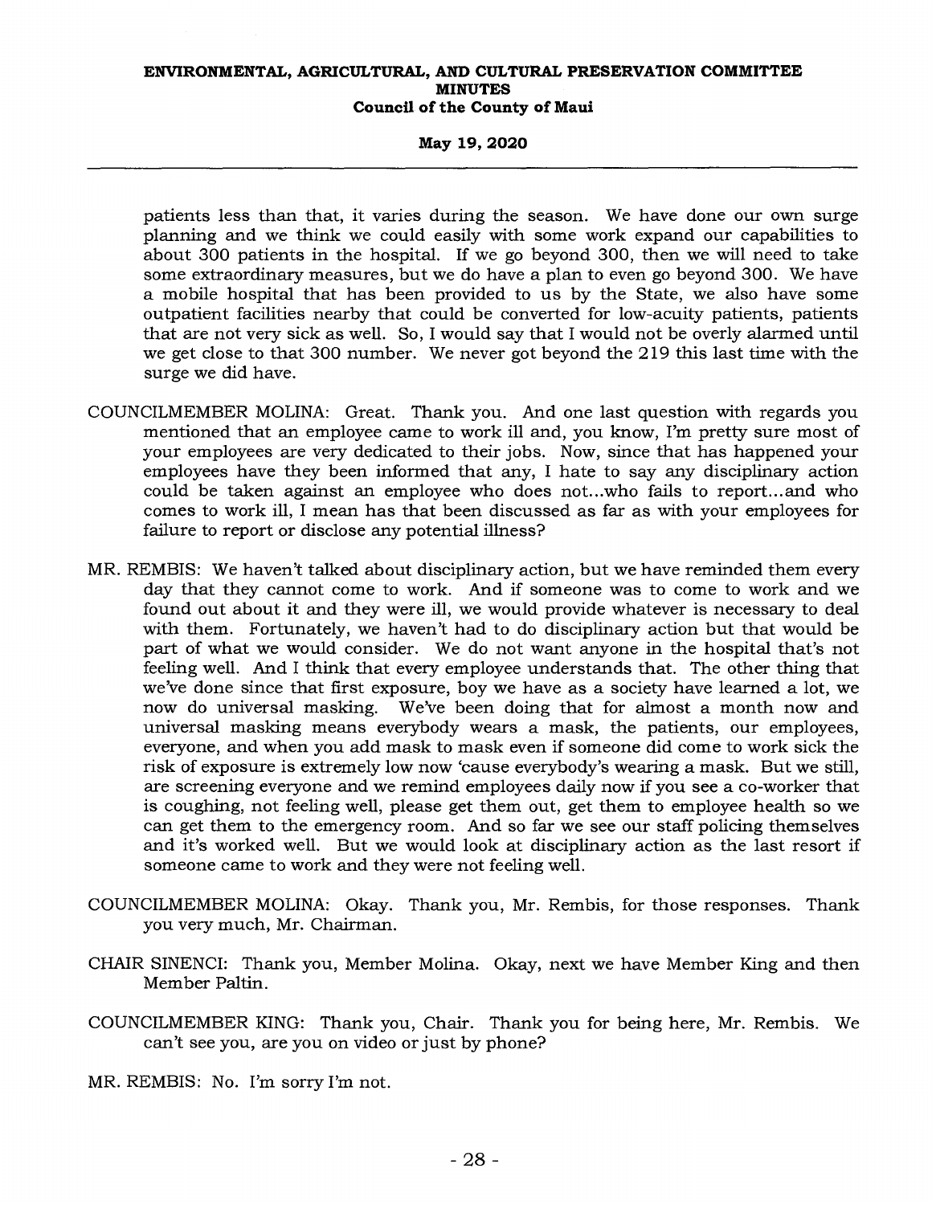patients less than that, it varies during the season. We have done our own surge planning and we think we could easily with some work expand our capabilities to about 300 patients in the hospital. If we go beyond 300, then we will need to take some extraordinary measures, but we do have a plan to even go beyond 300. We have a mobile hospital that has been provided to us by the State, we also have some outpatient facilities nearby that could be converted for low-acuity patients, patients that are not very sick as well. So, I would say that I would not be overly alarmed until we get close to that 300 number. We never got beyond the 219 this last time with the surge we did have.

COUNCILMEMBER MOLINA: Great. Thank you. And one last question with regards you mentioned that an employee came to work ill and, you know, I'm pretty sure most of your employees are very dedicated to their jobs. Now, since that has happened your employees have they been informed that any, I hate to say any disciplinary action could be taken against an employee who does not...who fails to report...and who comes to work ill, I mean has that been discussed as far as with your employees for failure to report or disclose any potential illness?

MR. REMBIS: We haven't talked about disciplinary action, but we have reminded them every day that they cannot come to work. And if someone was to come to work and we found out about it and they were ill, we would provide whatever is necessary to deal with them. Fortunately, we haven't had to do disciplinary action but that would be part of what we would consider. We do not want anyone in the hospital that's not feeling well. And I think that every employee understands that. The other thing that we've done since that first exposure, boy we have as a society have learned a lot, we now do universal masking. We've been doing that for almost a month now and universal masking means everybody wears a mask, the patients, our employees, everyone, and when you add mask to mask even if someone did come to work sick the risk of exposure is extremely low now 'cause everybody's wearing a mask. But we still, are screening everyone and we remind employees daily now if you see a co-worker that is coughing, not feeling well, please get them out, get them to employee health so we can get them to the emergency room. And so far we see our staff policing themselves and it's worked well. But we would look at disciplinary action as the last resort if someone came to work and they were not feeling well.

COUNCILMEMBER MOLINA: Okay. Thank you, Mr. Rembis, for those responses. Thank you very much, Mr. Chairman.

CHAIR SINENCI: Thank you, Member Molina. Okay, next we have Member King and then Member Paltin.

COUNCILMEMBER KING: Thank you, Chair. Thank you for being here, Mr. Rembis. We can't see you, are you on video or just by phone?

MR. REMBIS: No. I'm sorry I'm not.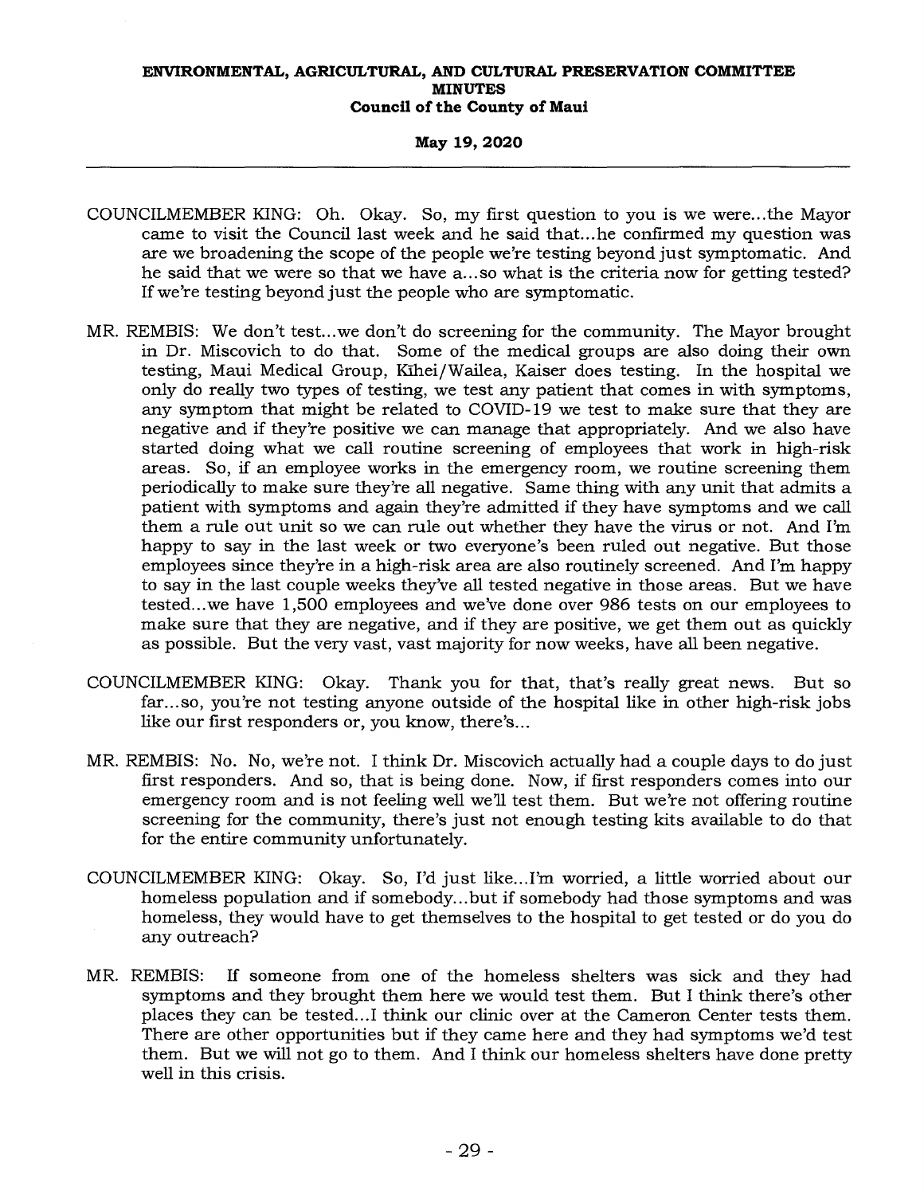COUNCILMEMBER KING: Oh. Okay. So, my first question to you is we were...the Mayor came to visit the Council last week and he said that...he confirmed my question was are we broadening the scope of the people we're testing beyond just symptomatic. And he said that we were so that we have a...so what is the criteria now for getting tested? If we're testing beyond just the people who are symptomatic.

MR. REMBIS: We don't test...we don't do screening for the community. The Mayor brought in Dr. Miscovich to do that. Some of the medical groups are also doing their own testing, Maui Medical Group, Kīhei/Wailea, Kaiser does testing. In the hospital we only do really two types of testing, we test any patient that comes in with symptoms, any symptom that might be related to COVID-19 we test to make sure that they are negative and if they're positive we can manage that appropriately. And we also have started doing what we call routine screening of employees that work in high-risk areas. So, if an employee works in the emergency room, we routine screening them periodically to make sure they're all negative. Same thing with any unit that admits a patient with symptoms and again they're admitted if they have symptoms and we call them a rule out unit so we can rule out whether they have the virus or not. And I'm happy to say in the last week or two everyone's been ruled out negative. But those employees since they're in a high-risk area are also routinely screened. And I'm happy to say in the last couple weeks they've all tested negative in those areas. But we have tested...we have 1,500 employees and we've done over 986 tests on our employees to make sure that they are negative, and if they are positive, we get them out as quickly as possible. But the very vast, vast majority for now weeks, have all been negative.

COUNCILMEMBER KING: Okay. Thank you for that, that's really great news. But so far...so, you're not testing anyone outside of the hospital like in other high-risk jobs like our first responders or, you know, there's...

MR. REMBIS: No. No, we're not. I think Dr. Miscovich actually had a couple days to do just first responders. And so, that is being done. Now, if first responders comes into our emergency room and is not feeling well we'll test them. But we're not offering routine screening for the community, there's just not enough testing kits available to do that for the entire community unfortunately.

COUNCILMEMBER KING: Okay. So, I'd just like...I'm worried, a little worried about our homeless population and if somebody...but if somebody had those symptoms and was homeless, they would have to get themselves to the hospital to get tested or do you do any outreach?

MR. REMBIS: If someone from one of the homeless shelters was sick and they had symptoms and they brought them here we would test them. But I think there's other places they can be tested...I think our clinic over at the Cameron Center tests them. There are other opportunities but if they came here and they had symptoms we'd test them. But we will not go to them. And I think our homeless shelters have done pretty well in this crisis.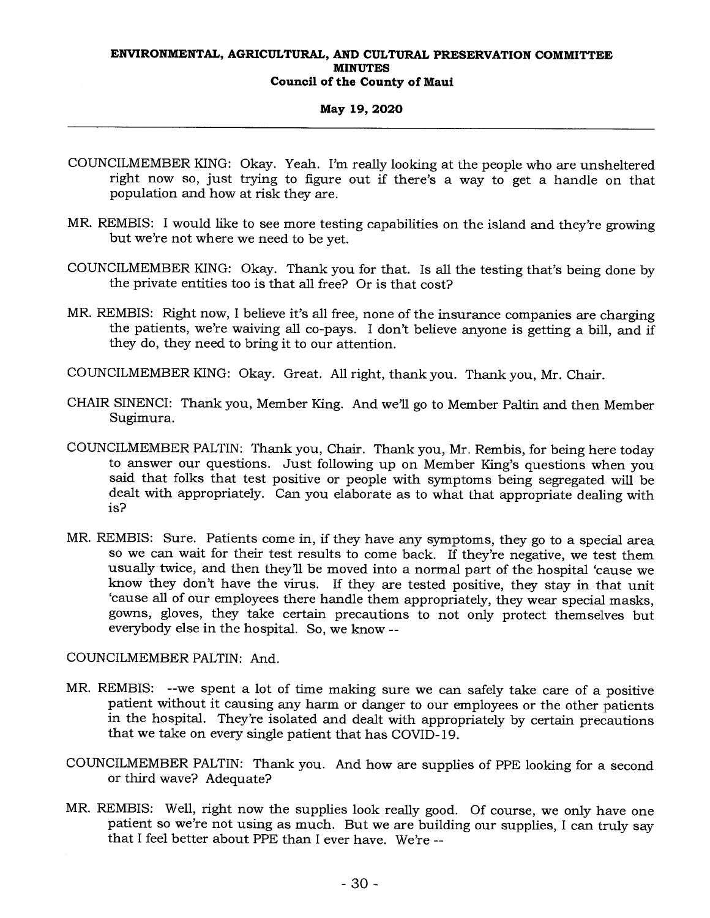COUNCILMEMBER KING: Okay. Yeah. I'm really looking at the people who are unsheltered right now so, just trying to figure out if there's a way to get a handle on that population and how at risk they are.

MR. REMBIS: I would like to see more testing capabilities on the island and they're growing but we're not where we need to be yet.

COUNCILMEMBER KING: Okay. Thank you for that. Is all the testing that's being done by the private entities too is that all free? Or is that cost?

MR. REMBIS: Right now, I believe it's all free, none of the insurance companies are charging the patients, we're waiving all co-pays. I don't believe anyone is getting a bill, and if they do, they need to bring it to our attention.

COUNCILMEMBER KING: Okay. Great. All right, thank you. Thank you, Mr. Chair.

CHAIR SINENCI: Thank you, Member King. And we'll go to Member Paltin and then Member Sugimura.

COUNCILMEMBER PALTIN: Thank you, Chair. Thank you, Mr. Rembis, for being here today to answer our questions. Just following up on Member King's questions when you said that folks that test positive or people with symptoms being segregated will be dealt with appropriately. Can you elaborate as to what that appropriate dealing with is?

MR. REMBIS: Sure. Patients come in, if they have any symptoms, they go to a special area so we can wait for their test results to come back. If they're negative, we test them usually twice, and then they'll be moved into a normal part of the hospital 'cause we know they don't have the virus. If they are tested positive, they stay in that unit 'cause all of our employees there handle them appropriately, they wear special masks, gowns, gloves, they take certain precautions to not only protect themselves but everybody else in the hospital. So, we know --

COUNCILMEMBER PALTIN: And.

MR. REMBIS: --we spent a lot of time making sure we can safely take care of a positive patient without it causing any harm or danger to our employees or the other patients in the hospital. They're isolated and dealt with appropriately by certain precautions that we take on every single patient that has COVID-19.

COUNCILMEMBER PALTIN: Thank you. And how are supplies of PPE looking for a second or third wave? Adequate?

MR. REMBIS: Well, right now the supplies look really good. Of course, we only have one patient so we're not using as much. But we are building our supplies, I can truly say that I feel better about PPE than I ever have. We're --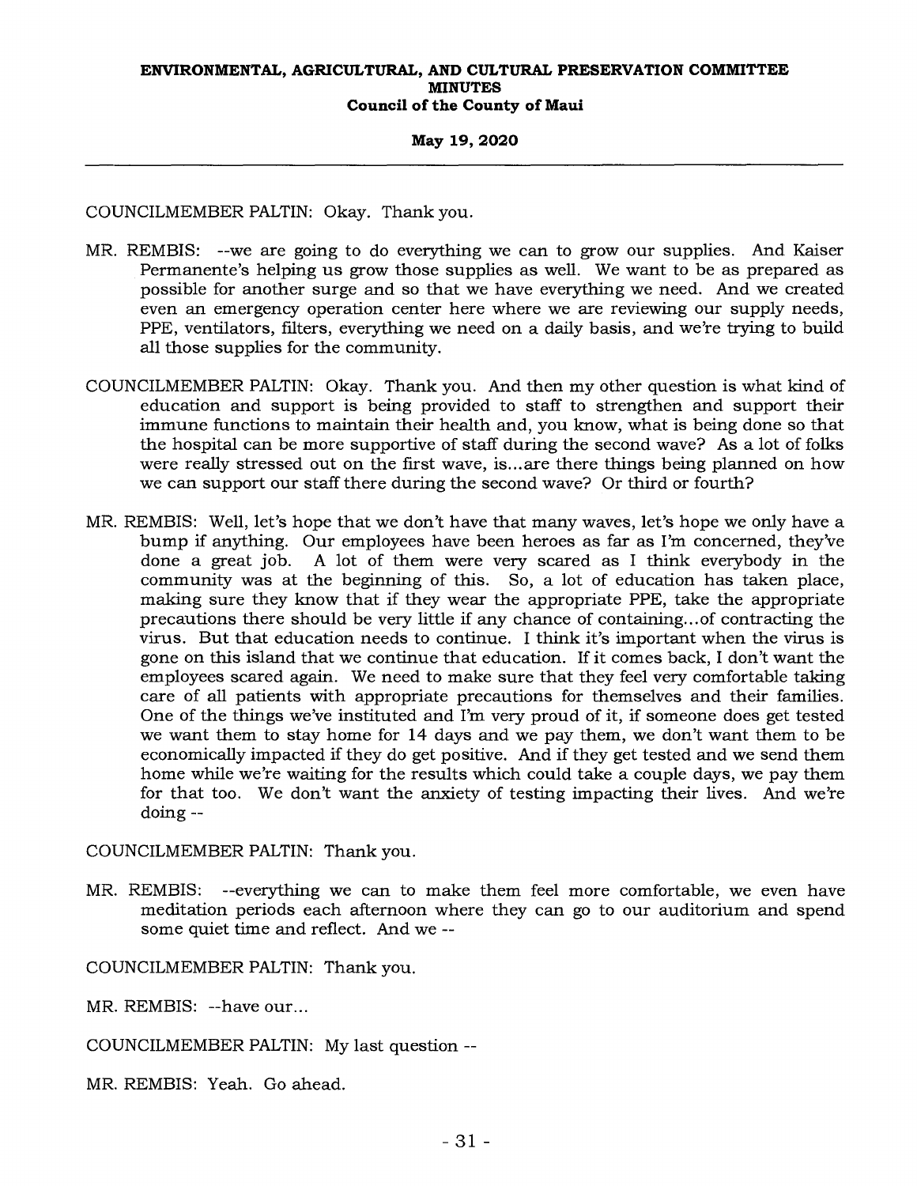COUNCILMEMBER PALTIN: Okay. Thank you.

MR. REMBIS: --we are going to do everything we can to grow our supplies. And Kaiser Permanente's helping us grow those supplies as well. We want to be as prepared as possible for another surge and so that we have everything we need. And we created even an emergency operation center here where we are reviewing our supply needs, PPE, ventilators, filters, everything we need on a daily basis, and we're trying to build all those supplies for the community.

COUNCILMEMBER PALTIN: Okay. Thank you. And then my other question is what kind of education and support is being provided to staff to strengthen and support their immune functions to maintain their health and, you know, what is being done so that the hospital can be more supportive of staff during the second wave? As a lot of folks were really stressed out on the first wave, is...are there things being planned on how we can support our staff there during the second wave? Or third or fourth?

MR. REMBIS: Well, let's hope that we don't have that many waves, let's hope we only have a bump if anything. Our employees have been heroes as far as I'm concerned, they've done a great job. A lot of them were very scared as I think everybody in the community was at the beginning of this. So, a lot of education has taken place, making sure they know that if they wear the appropriate PPE, take the appropriate precautions there should be very little if any chance of containing...of contracting the virus. But that education needs to continue. I think it's important when the virus is gone on this island that we continue that education. If it comes back, I don't want the employees scared again. We need to make sure that they feel very comfortable taking care of all patients with appropriate precautions for themselves and their families. One of the things we've instituted and I'm very proud of it, if someone does get tested we want them to stay home for 14 days and we pay them, we don't want them to be economically impacted if they do get positive. And if they get tested and we send them home while we're waiting for the results which could take a couple days, we pay them for that too. We don't want the anxiety of testing impacting their lives. And we're doing --

COUNCILMEMBER PALTIN: Thank you.

MR. REMBIS: --everything we can to make them feel more comfortable, we even have meditation periods each afternoon where they can go to our auditorium and spend some quiet time and reflect. And we --

COUNCILMEMBER PALTIN: Thank you.

MR. REMBIS: --have our...

COUNCILMEMBER PALTIN: My last question --

MR. REMBIS: Yeah. Go ahead.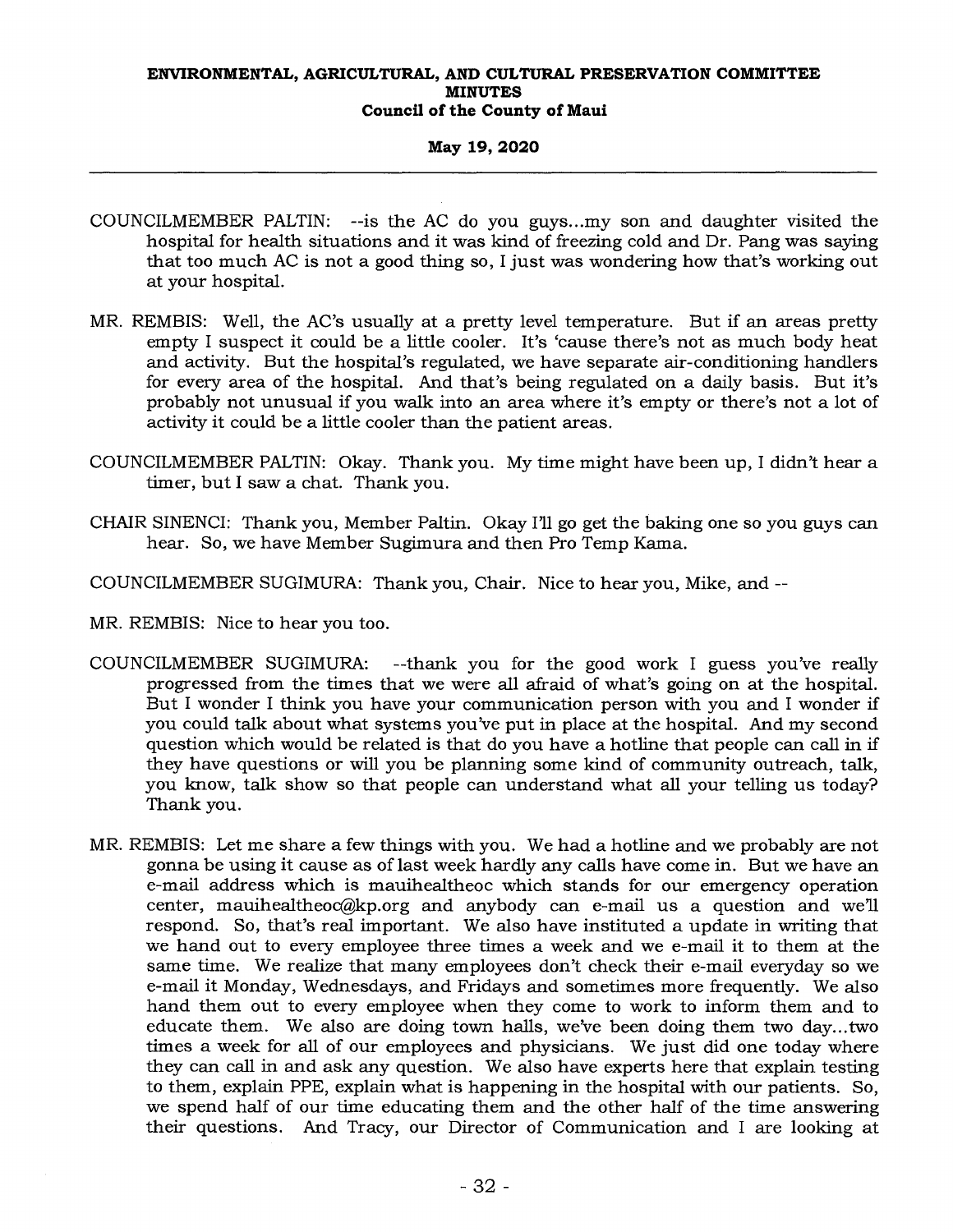COUNCILMEMBER PALTIN: --is the AC do you guys...my son and daughter visited the hospital for health situations and it was kind of freezing cold and Dr. Pang was saying that too much AC is not a good thing so, I just was wondering how that's working out at your hospital.

MR. REMBIS: Well, the AC's usually at a pretty level temperature. But if an areas pretty empty I suspect it could be a little cooler. It's 'cause there's not as much body heat and activity. But the hospital's regulated, we have separate air-conditioning handlers for every area of the hospital. And that's being regulated on a daily basis. But it's probably not unusual if you walk into an area where it's empty or there's not a lot of activity it could be a little cooler than the patient areas.

COUNCILMEMBER PALTIN: Okay. Thank you. My time might have been up, I didn't hear a timer, but I saw a chat. Thank you.

CHAIR SINENCI: Thank you, Member Paltin. Okay I'll go get the baking one so you guys can hear. So, we have Member Sugimura and then Pro Temp Kama.

COUNCILMEMBER SUGIMURA: Thank you, Chair. Nice to hear you, Mike, and --

MR. REMBIS: Nice to hear you too.

COUNCILMEMBER SUGIMURA: --thank you for the good work I guess you've really progressed from the times that we were all afraid of what's going on at the hospital. But I wonder I think you have your communication person with you and I wonder if you could talk about what systems you've put in place at the hospital. And my second question which would be related is that do you have a hotline that people can call in if they have questions or will you be planning some kind of community outreach, talk, you know, talk show so that people can understand what all your telling us today? Thank you.

MR. REMBIS: Let me share a few things with you. We had a hotline and we probably are not gonna be using it cause as of last week hardly any calls have come in. But we have an e-mail address which is mauihealtheoc which stands for our emergency operation center, mauihealtheoc@kp.org and anybody can e-mail us a question and we'll respond. So, that's real important. We also have instituted a update in writing that we hand out to every employee three times a week and we e-mail it to them at the same time. We realize that many employees don't check their e-mail everyday so we e-mail it Monday, Wednesdays, and Fridays and sometimes more frequently. We also hand them out to every employee when they come to work to inform them and to educate them. We also are doing town halls, we've been doing them two day...two times a week for all of our employees and physicians. We just did one today where they can call in and ask any question. We also have experts here that explain testing to them, explain PPE, explain what is happening in the hospital with our patients. So, we spend half of our time educating them and the other half of the time answering their questions. And Tracy, our Director of Communication and I are looking at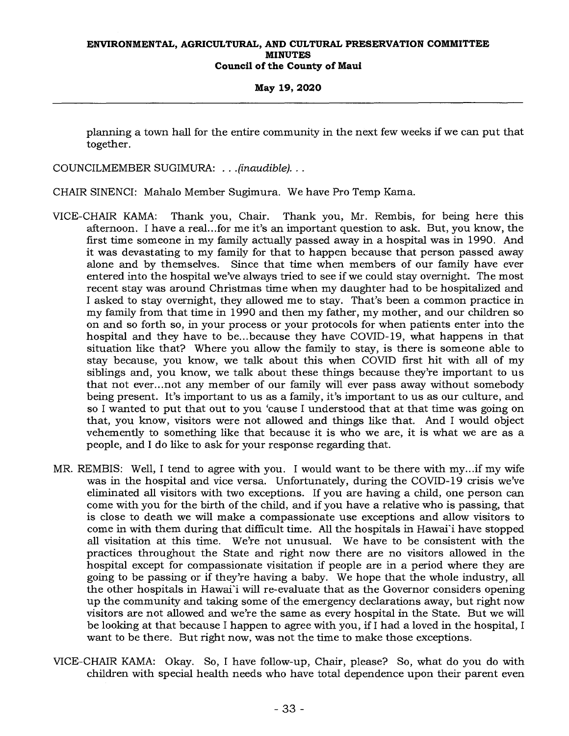planning a town hall for the entire community in the next few weeks if we can put that together.

COUNCILMEMBER SUGIMURA: . . .*(inaudible)*. . .

CHAIR SINENCI: Mahalo Member Sugimura. We have Pro Temp Kama.

VICE-CHAIR KAMA: Thank you, Chair. Thank you, Mr. Rembis, for being here this afternoon. I have a real...for me it's an important question to ask. But, you know, the first time someone in my family actually passed away in a hospital was in 1990. And it was devastating to my family for that to happen because that person passed away alone and by themselves. Since that time when members of our family have ever entered into the hospital we've always tried to see if we could stay overnight. The most recent stay was around Christmas time when my daughter had to be hospitalized and I asked to stay overnight, they allowed me to stay. That's been a common practice in my family from that time in 1990 and then my father, my mother, and our children so on and so forth so, in your process or your protocols for when patients enter into the hospital and they have to be...because they have COVID-19, what happens in that situation like that? Where you allow the family to stay, is there is someone able to stay because, you know, we talk about this when COVID first hit with all of my siblings and, you know, we talk about these things because they're important to us that not ever...not any member of our family will ever pass away without somebody being present. It's important to us as a family, it's important to us as our culture, and so I wanted to put that out to you 'cause I understood that at that time was going on that, you know, visitors were not allowed and things like that. And I would object vehemently to something like that because it is who we are, it is what we are as a people, and I do like to ask for your response regarding that.

MR. REMBIS: Well, I tend to agree with you. I would want to be there with my...if my wife was in the hospital and vice versa. Unfortunately, during the COVID-19 crisis we've eliminated all visitors with two exceptions. If you are having a child, one person can come with you for the birth of the child, and if you have a relative who is passing, that is close to death we will make a compassionate use exceptions and allow visitors to come in with them during that difficult time. All the hospitals in Hawai`i have stopped all visitation at this time. We're not unusual. We have to be consistent with the practices throughout the State and right now there are no visitors allowed in the hospital except for compassionate visitation if people are in a period where they are going to be passing or if they're having a baby. We hope that the whole industry, all the other hospitals in Hawai`i will re-evaluate that as the Governor considers opening up the community and taking some of the emergency declarations away, but right now visitors are not allowed and we're the same as every hospital in the State. But we will be looking at that because I happen to agree with you, if I had a loved in the hospital, I want to be there. But right now, was not the time to make those exceptions.

VICE-CHAIR KAMA: Okay. So, I have follow-up, Chair, please? So, what do you do with children with special health needs who have total dependence upon their parent even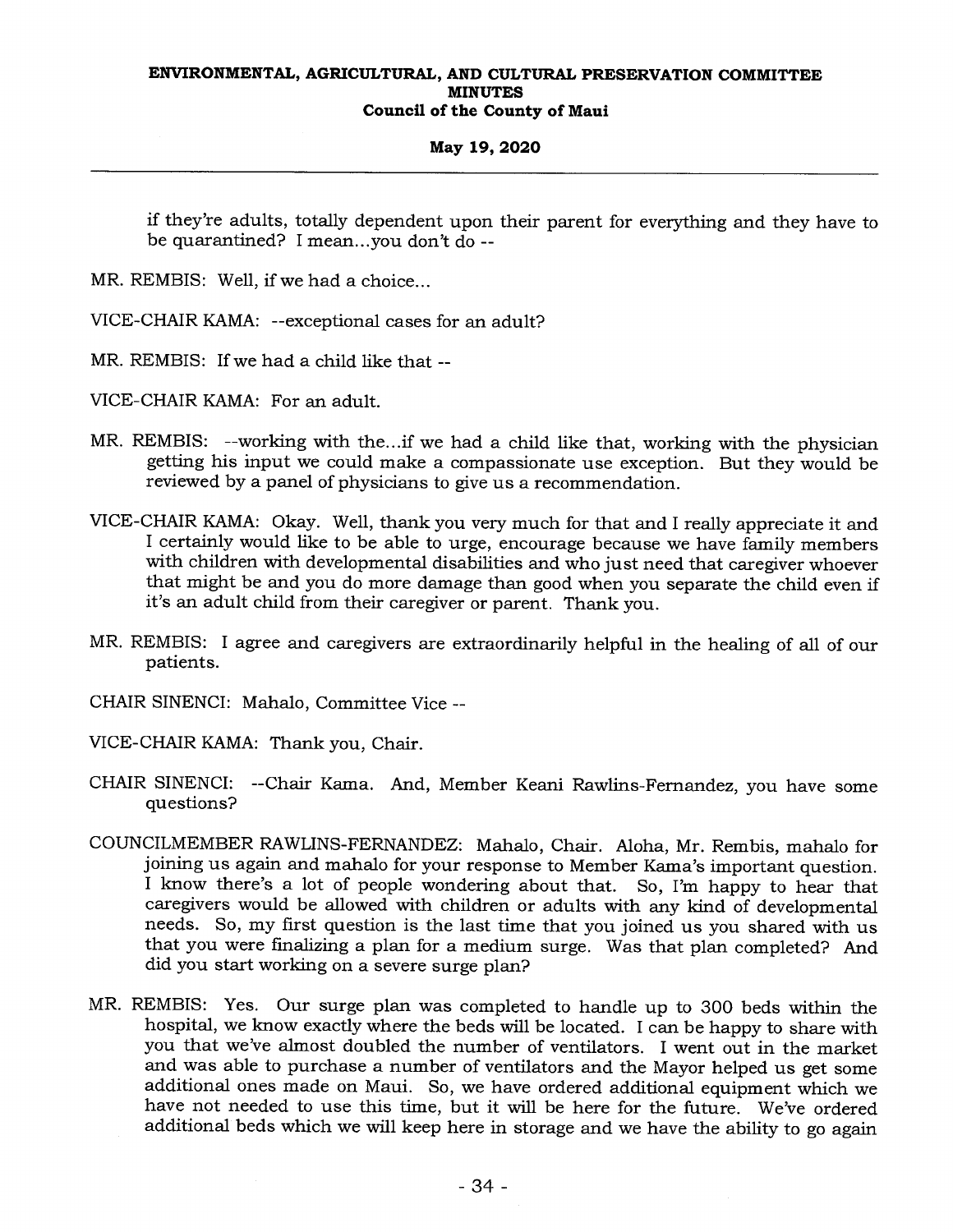if they're adults, totally dependent upon their parent for everything and they have to be quarantined? I mean...you don't do --

MR. REMBIS: Well, if we had a choice...

VICE-CHAIR KAMA: --exceptional cases for an adult?

MR. REMBIS: If we had a child like that --

VICE-CHAIR KAMA: For an adult.

MR. REMBIS: --working with the...if we had a child like that, working with the physician getting his input we could make a compassionate use exception. But they would be reviewed by a panel of physicians to give us a recommendation.

VICE-CHAIR KAMA: Okay. Well, thank you very much for that and I really appreciate it and I certainly would like to be able to urge, encourage because we have family members with children with developmental disabilities and who just need that caregiver whoever that might be and you do more damage than good when you separate the child even if it's an adult child from their caregiver or parent. Thank you.

MR. REMBIS: I agree and caregivers are extraordinarily helpful in the healing of all of our patients.

CHAIR SINENCI: Mahalo, Committee Vice --

VICE-CHAIR KAMA: Thank you, Chair.

CHAIR SINENCI: --Chair Kama. And, Member Keani Rawlins-Fernandez, you have some questions?

COUNCILMEMBER RAWLINS-FERNANDEZ: Mahalo, Chair. Aloha, Mr. Rembis, mahalo for joining us again and mahalo for your response to Member Kama's important question. I know there's a lot of people wondering about that. So, I'm happy to hear that caregivers would be allowed with children or adults with any kind of developmental needs. So, my first question is the last time that you joined us you shared with us that you were finalizing a plan for a medium surge. Was that plan completed? And did you start working on a severe surge plan?

MR. REMBIS: Yes. Our surge plan was completed to handle up to 300 beds within the hospital, we know exactly where the beds will be located. I can be happy to share with you that we've almost doubled the number of ventilators. I went out in the market and was able to purchase a number of ventilators and the Mayor helped us get some additional ones made on Maui. So, we have ordered additional equipment which we have not needed to use this time, but it will be here for the future. We've ordered additional beds which we will keep here in storage and we have the ability to go again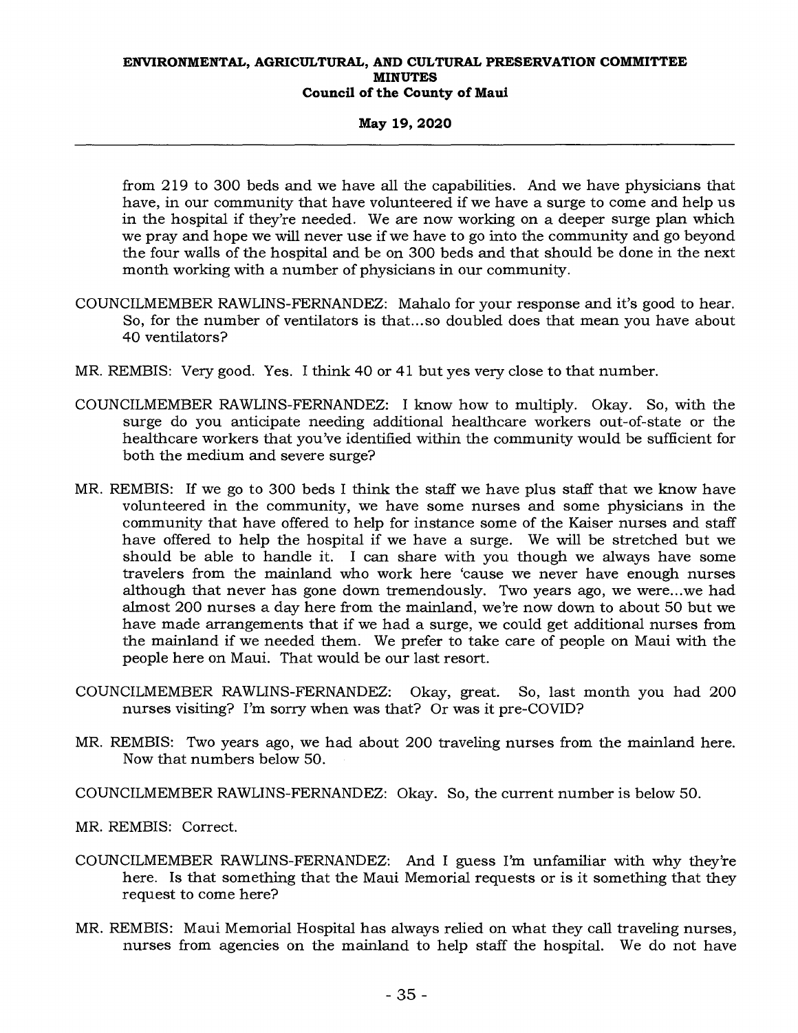from 219 to 300 beds and we have all the capabilities. And we have physicians that have, in our community that have volunteered if we have a surge to come and help us in the hospital if they're needed. We are now working on a deeper surge plan which we pray and hope we will never use if we have to go into the community and go beyond the four walls of the hospital and be on 300 beds and that should be done in the next month working with a number of physicians in our community.

COUNCILMEMBER RAWLINS-FERNANDEZ: Mahalo for your response and it's good to hear. So, for the number of ventilators is that...so doubled does that mean you have about 40 ventilators?

MR. REMBIS: Very good. Yes. I think 40 or 41 but yes very close to that number.

COUNCILMEMBER RAWLINS-FERNANDEZ: I know how to multiply. Okay. So, with the surge do you anticipate needing additional healthcare workers out-of-state or the healthcare workers that you've identified within the community would be sufficient for both the medium and severe surge?

MR. REMBIS: If we go to 300 beds I think the staff we have plus staff that we know have volunteered in the community, we have some nurses and some physicians in the community that have offered to help for instance some of the Kaiser nurses and staff have offered to help the hospital if we have a surge. We will be stretched but we should be able to handle it. I can share with you though we always have some travelers from the mainland who work here 'cause we never have enough nurses although that never has gone down tremendously. Two years ago, we were...we had almost 200 nurses a day here from the mainland, we're now down to about 50 but we have made arrangements that if we had a surge, we could get additional nurses from the mainland if we needed them. We prefer to take care of people on Maui with the people here on Maui. That would be our last resort.

COUNCILMEMBER RAWLINS-FERNANDEZ: Okay, great. So, last month you had 200 nurses visiting? I'm sorry when was that? Or was it pre-COVID?

MR. REMBIS: Two years ago, we had about 200 traveling nurses from the mainland here. Now that numbers below 50.

COUNCILMEMBER RAWLINS-FERNANDEZ: Okay. So, the current number is below 50.

MR. REMBIS: Correct.

COUNCILMEMBER RAWLINS-FERNANDEZ: And I guess I'm unfamiliar with why they're here. Is that something that the Maui Memorial requests or is it something that they request to come here?

MR. REMBIS: Maui Memorial Hospital has always relied on what they call traveling nurses, nurses from agencies on the mainland to help staff the hospital. We do not have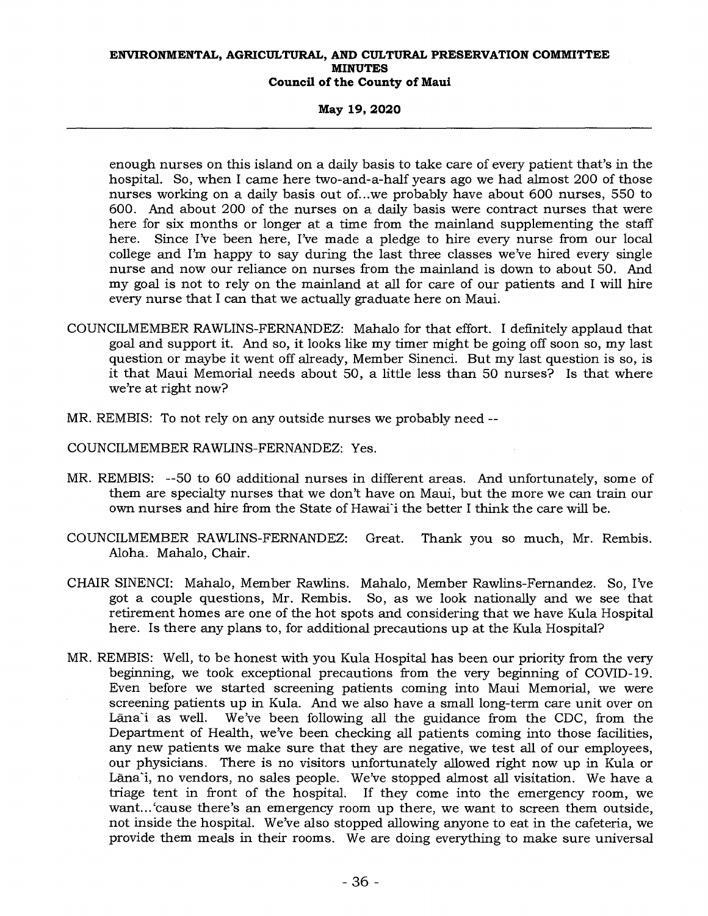enough nurses on this island on a daily basis to take care of every patient that's in the hospital. So, when I came here two-and-a-half years ago we had almost 200 of those nurses working on a daily basis out of...we probably have about 600 nurses, 550 to 600. And about 200 of the nurses on a daily basis were contract nurses that were here for six months or longer at a time from the mainland supplementing the staff here. Since I've been here, I've made a pledge to hire every nurse from our local college and I'm happy to say during the last three classes we've hired every single nurse and now our reliance on nurses from the mainland is down to about 50. And my goal is not to rely on the mainland at all for care of our patients and I will hire every nurse that I can that we actually graduate here on Maui.

COUNCILMEMBER RAWLINS-FERNANDEZ: Mahalo for that effort. I definitely applaud that goal and support it. And so, it looks like my timer might be going off soon so, my last question or maybe it went off already, Member Sinenci. But my last question is so, is it that Maui Memorial needs about 50, a little less than 50 nurses? Is that where we're at right now?

MR. REMBIS: To not rely on any outside nurses we probably need --

COUNCILMEMBER RAWLINS-FERNANDEZ: Yes.

MR. REMBIS: --50 to 60 additional nurses in different areas. And unfortunately, some of them are specialty nurses that we don't have on Maui, but the more we can train our own nurses and hire from the State of Hawai`i the better I think the care will be.

COUNCILMEMBER RAWLINS-FERNANDEZ: Great. Thank you so much, Mr. Rembis. Aloha. Mahalo, Chair.

CHAIR SINENCI: Mahalo, Member Rawlins. Mahalo, Member Rawlins-Fernandez. So, I've got a couple questions, Mr. Rembis. So, as we look nationally and we see that retirement homes are one of the hot spots and considering that we have Kula Hospital here. Is there any plans to, for additional precautions up at the Kula Hospital?

MR. REMBIS: Well, to be honest with you Kula Hospital has been our priority from the very beginning, we took exceptional precautions from the very beginning of COVID-19. Even before we started screening patients coming into Maui Memorial, we were screening patients up in Kula. And we also have a small long-term care unit over on Lāna`i as well. We've been following all the guidance from the CDC, from the Department of Health, we've been checking all patients coming into those facilities, any new patients we make sure that they are negative, we test all of our employees, our physicians. There is no visitors unfortunately allowed right now up in Kula or Lāna`i, no vendors, no sales people. We've stopped almost all visitation. We have a triage tent in front of the hospital. If they come into the emergency room, we want...'cause there's an emergency room up there, we want to screen them outside, not inside the hospital. We've also stopped allowing anyone to eat in the cafeteria, we provide them meals in their rooms. We are doing everything to make sure universal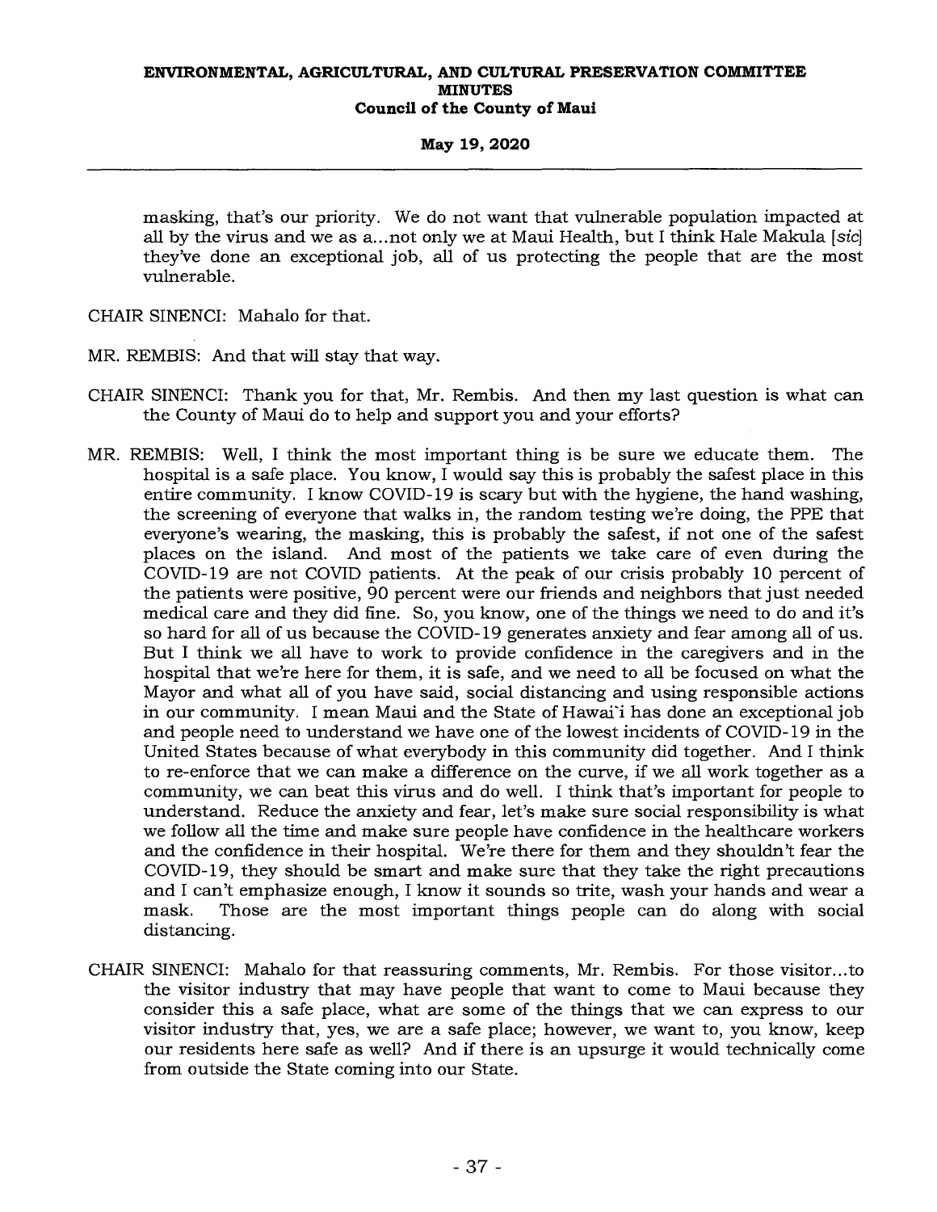masking, that's our priority. We do not want that vulnerable population impacted at all by the virus and we as a...not only we at Maui Health, but I think Hale Makula [*sic*] they've done an exceptional job, all of us protecting the people that are the most vulnerable.

CHAIR SINENCI: Mahalo for that.

MR. REMBIS: And that will stay that way.

CHAIR SINENCI: Thank you for that, Mr. Rembis. And then my last question is what can the County of Maui do to help and support you and your efforts?

MR. REMBIS: Well, I think the most important thing is be sure we educate them. The hospital is a safe place. You know, I would say this is probably the safest place in this entire community. I know COVID-19 is scary but with the hygiene, the hand washing, the screening of everyone that walks in, the random testing we're doing, the PPE that everyone's wearing, the masking, this is probably the safest, if not one of the safest places on the island. And most of the patients we take care of even during the COVID-19 are not COVID patients. At the peak of our crisis probably 10 percent of the patients were positive, 90 percent were our friends and neighbors that just needed medical care and they did fine. So, you know, one of the things we need to do and it's so hard for all of us because the COVID-19 generates anxiety and fear among all of us. But I think we all have to work to provide confidence in the caregivers and in the hospital that we're here for them, it is safe, and we need to all be focused on what the Mayor and what all of you have said, social distancing and using responsible actions in our community. I mean Maui and the State of Hawai'i has done an exceptional job and people need to understand we have one of the lowest incidents of COVID-19 in the United States because of what everybody in this community did together. And I think to re-enforce that we can make a difference on the curve, if we all work together as a community, we can beat this virus and do well. I think that's important for people to understand. Reduce the anxiety and fear, let's make sure social responsibility is what we follow all the time and make sure people have confidence in the healthcare workers and the confidence in their hospital. We're there for them and they shouldn't fear the COVID-19, they should be smart and make sure that they take the right precautions and I can't emphasize enough, I know it sounds so trite, wash your hands and wear a mask. Those are the most important things people can do along with social distancing.

CHAIR SINENCI: Mahalo for that reassuring comments, Mr. Rembis. For those visitor...to the visitor industry that may have people that want to come to Maui because they consider this a safe place, what are some of the things that we can express to our visitor industry that, yes, we are a safe place; however, we want to, you know, keep our residents here safe as well? And if there is an upsurge it would technically come from outside the State coming into our State.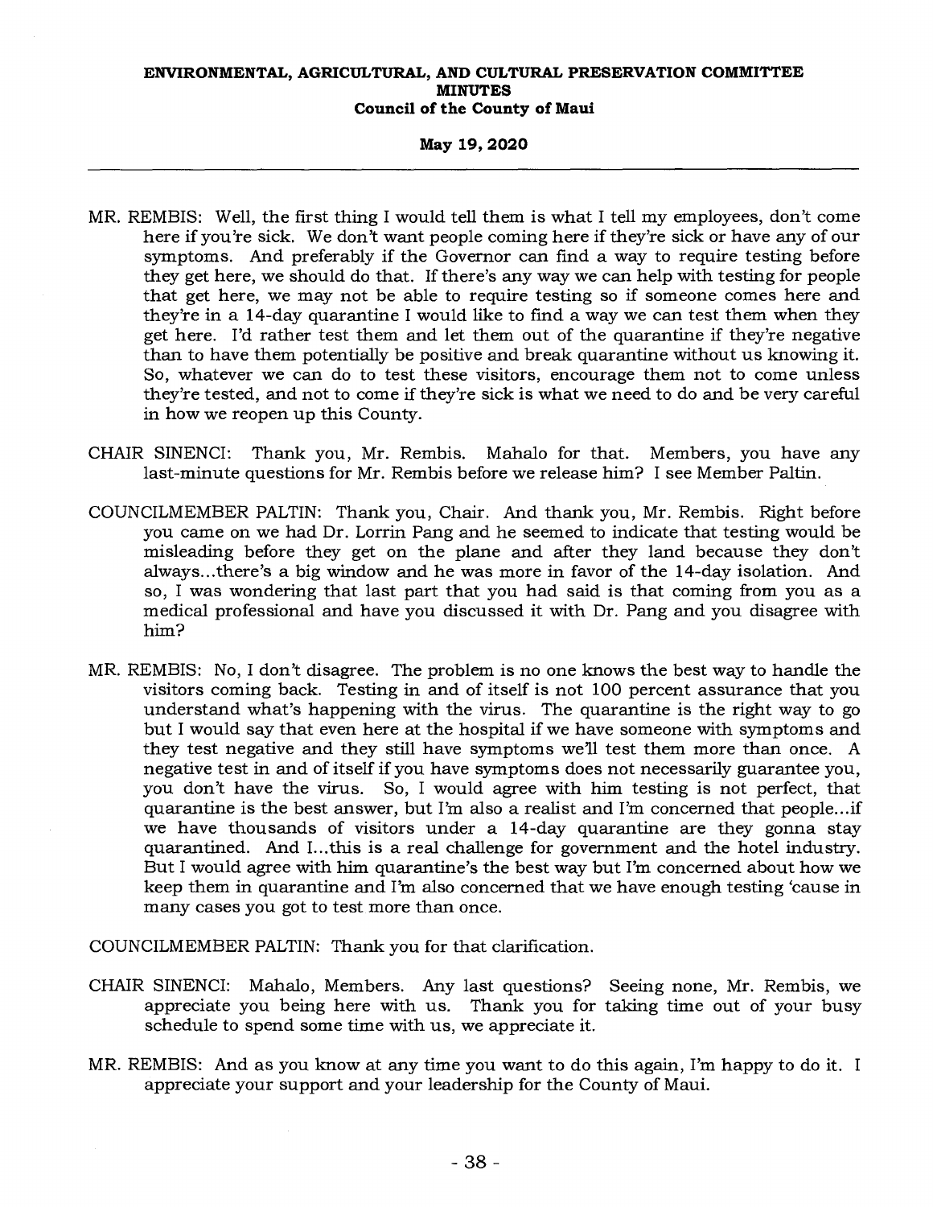MR. REMBIS: Well, the first thing I would tell them is what I tell my employees, don't come here if you're sick. We don't want people coming here if they're sick or have any of our symptoms. And preferably if the Governor can find a way to require testing before they get here, we should do that. If there's any way we can help with testing for people that get here, we may not be able to require testing so if someone comes here and they're in a 14-day quarantine I would like to find a way we can test them when they get here. I'd rather test them and let them out of the quarantine if they're negative than to have them potentially be positive and break quarantine without us knowing it. So, whatever we can do to test these visitors, encourage them not to come unless they're tested, and not to come if they're sick is what we need to do and be very careful in how we reopen up this County.

CHAIR SINENCI: Thank you, Mr. Rembis. Mahalo for that. Members, you have any last-minute questions for Mr. Rembis before we release him? I see Member Paltin.

COUNCILMEMBER PALTIN: Thank you, Chair. And thank you, Mr. Rembis. Right before you came on we had Dr. Lorrin Pang and he seemed to indicate that testing would be misleading before they get on the plane and after they land because they don't always...there's a big window and he was more in favor of the 14-day isolation. And so, I was wondering that last part that you had said is that coming from you as a medical professional and have you discussed it with Dr. Pang and you disagree with him?

MR. REMBIS: No, I don't disagree. The problem is no one knows the best way to handle the visitors coming back. Testing in and of itself is not 100 percent assurance that you understand what's happening with the virus. The quarantine is the right way to go but I would say that even here at the hospital if we have someone with symptoms and they test negative and they still have symptoms we'll test them more than once. A negative test in and of itself if you have symptoms does not necessarily guarantee you, you don't have the virus. So, I would agree with him testing is not perfect, that quarantine is the best answer, but I'm also a realist and I'm concerned that people...if we have thousands of visitors under a 14-day quarantine are they gonna stay quarantined. And I...this is a real challenge for government and the hotel industry. But I would agree with him quarantine's the best way but I'm concerned about how we keep them in quarantine and I'm also concerned that we have enough testing 'cause in many cases you got to test more than once.

COUNCILMEMBER PALTIN: Thank you for that clarification.

CHAIR SINENCI: Mahalo, Members. Any last questions? Seeing none, Mr. Rembis, we appreciate you being here with us. Thank you for taking time out of your busy schedule to spend some time with us, we appreciate it.

MR. REMBIS: And as you know at any time you want to do this again, I'm happy to do it. I appreciate your support and your leadership for the County of Maui.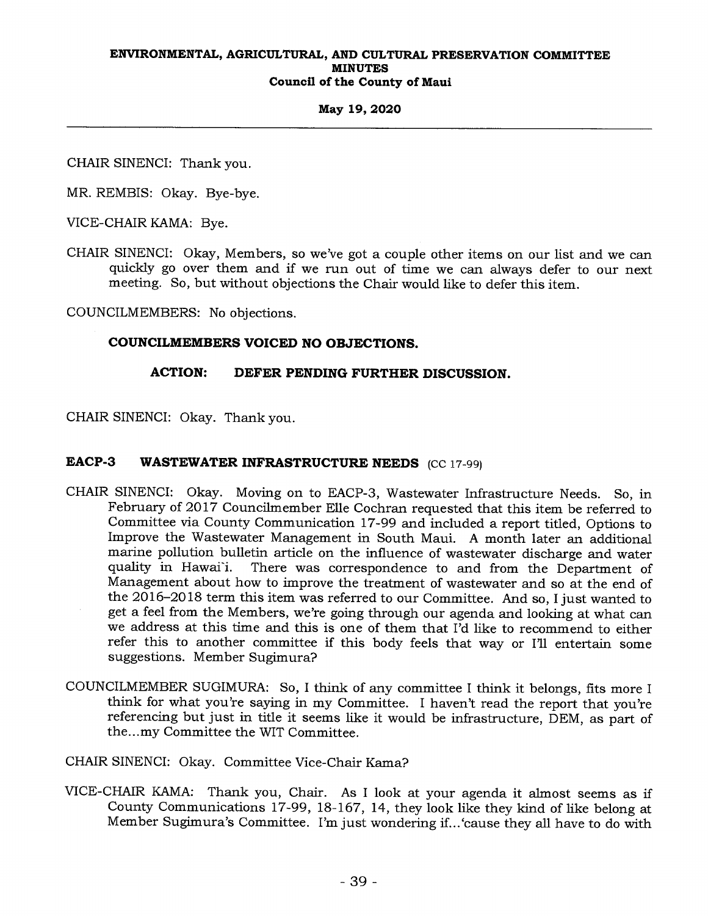CHAIR SINENCI: Thank you.

MR. REMBIS: Okay. Bye-bye.

VICE-CHAIR KAMA: Bye.

CHAIR SINENCI: Okay, Members, so we've got a couple other items on our list and we can quickly go over them and if we run out of time we can always defer to our next meeting. So, but without objections the Chair would like to defer this item.

COUNCILMEMBERS: No objections.

**COUNCILMEMBERS VOICED NO OBJECTIONS.**

**ACTION: DEFER PENDING FURTHER DISCUSSION.**

CHAIR SINENCI: Okay. Thank you.

## EACP-3 WASTEWATER INFRASTRUCTURE NEEDS (CC 17-99)

CHAIR SINENCI: Okay. Moving on to EACP-3, Wastewater Infrastructure Needs. So, in February of 2017 Councilmember Elle Cochran requested that this item be referred to Committee via County Communication 17-99 and included a report titled, Options to Improve the Wastewater Management in South Maui. A month later an additional marine pollution bulletin article on the influence of wastewater discharge and water quality in Hawaiʻi. There was correspondence to and from the Department of Management about how to improve the treatment of wastewater and so at the end of the 2016–2018 term this item was referred to our Committee. And so, I just wanted to get a feel from the Members, we're going through our agenda and looking at what can we address at this time and this is one of them that I'd like to recommend to either refer this to another committee if this body feels that way or I'll entertain some suggestions. Member Sugimura?

COUNCILMEMBER SUGIMURA: So, I think of any committee I think it belongs, fits more I think for what you're saying in my Committee. I haven't read the report that you're referencing but just in title it seems like it would be infrastructure, DEM, as part of the...my Committee the WIT Committee.

CHAIR SINENCI: Okay. Committee Vice-Chair Kama?

VICE-CHAIR KAMA: Thank you, Chair. As I look at your agenda it almost seems as if County Communications 17-99, 18-167, 14, they look like they kind of like belong at Member Sugimura's Committee. I'm just wondering if...'cause they all have to do with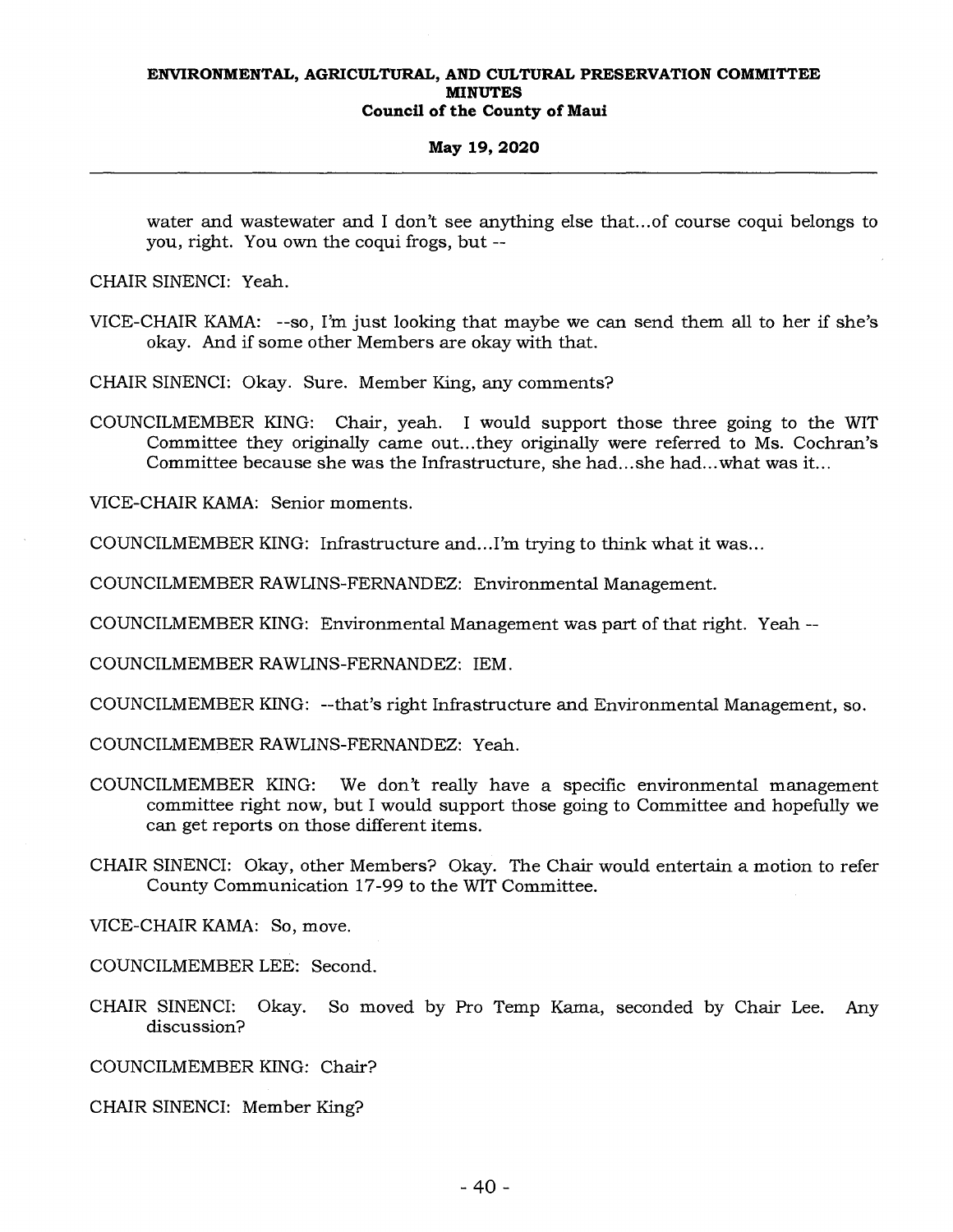water and wastewater and I don't see anything else that...of course coqui belongs to you, right. You own the coqui frogs, but --

CHAIR SINENCI: Yeah.

VICE-CHAIR KAMA: --so, I'm just looking that maybe we can send them all to her if she's okay. And if some other Members are okay with that.

CHAIR SINENCI: Okay. Sure. Member King, any comments?

COUNCILMEMBER KING: Chair, yeah. I would support those three going to the WIT Committee they originally came out...they originally were referred to Ms. Cochran's Committee because she was the Infrastructure, she had...she had...what was it...

VICE-CHAIR KAMA: Senior moments.

COUNCILMEMBER KING: Infrastructure and...I'm trying to think what it was...

COUNCILMEMBER RAWLINS-FERNANDEZ: Environmental Management.

COUNCILMEMBER KING: Environmental Management was part of that right. Yeah --

COUNCILMEMBER RAWLINS-FERNANDEZ: IEM.

COUNCILMEMBER KING: --that's right Infrastructure and Environmental Management, so.

COUNCILMEMBER RAWLINS-FERNANDEZ: Yeah.

COUNCILMEMBER KING: We don't really have a specific environmental management committee right now, but I would support those going to Committee and hopefully we can get reports on those different items.

CHAIR SINENCI: Okay, other Members? Okay. The Chair would entertain a motion to refer County Communication 17-99 to the WIT Committee.

VICE-CHAIR KAMA: So, move.

COUNCILMEMBER LEE: Second.

CHAIR SINENCI: Okay. So moved by Pro Temp Kama, seconded by Chair Lee. Any discussion?

COUNCILMEMBER KING: Chair?

CHAIR SINENCI: Member King?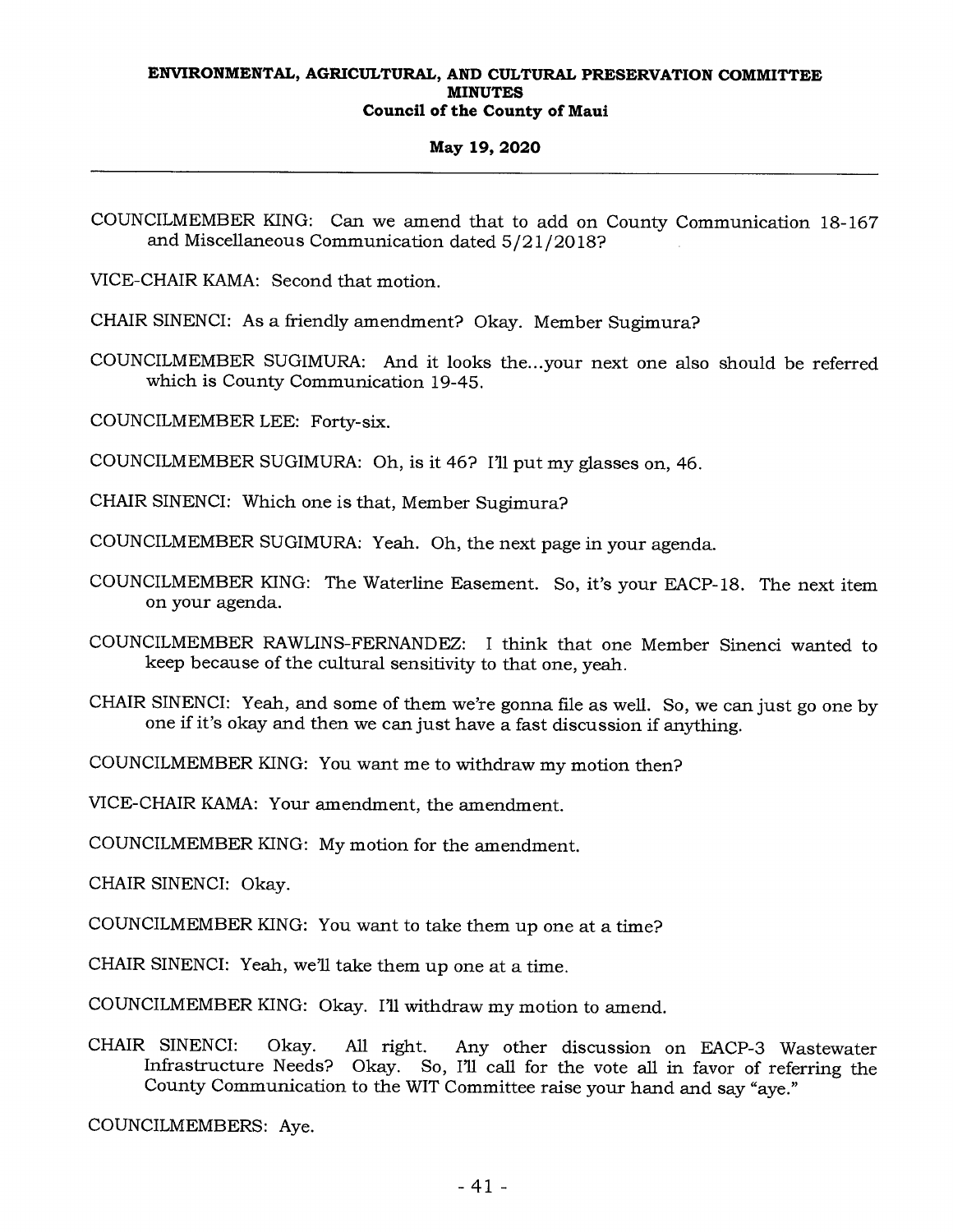COUNCILMEMBER KING: Can we amend that to add on County Communication 18-167 and Miscellaneous Communication dated 5/21/2018?

VICE-CHAIR KAMA: Second that motion.

CHAIR SINENCI: As a friendly amendment? Okay. Member Sugimura?

COUNCILMEMBER SUGIMURA: And it looks the...your next one also should be referred which is County Communication 19-45.

COUNCILMEMBER LEE: Forty-six.

COUNCILMEMBER SUGIMURA: Oh, is it 46? I'll put my glasses on, 46.

CHAIR SINENCI: Which one is that, Member Sugimura?

COUNCILMEMBER SUGIMURA: Yeah. Oh, the next page in your agenda.

COUNCILMEMBER KING: The Waterline Easement. So, it's your EACP-18. The next item on your agenda.

COUNCILMEMBER RAWLINS-FERNANDEZ: I think that one Member Sinenci wanted to keep because of the cultural sensitivity to that one, yeah.

CHAIR SINENCI: Yeah, and some of them we're gonna file as well. So, we can just go one by one if it's okay and then we can just have a fast discussion if anything.

COUNCILMEMBER KING: You want me to withdraw my motion then?

VICE-CHAIR KAMA: Your amendment, the amendment.

COUNCILMEMBER KING: My motion for the amendment.

CHAIR SINENCI: Okay.

COUNCILMEMBER KING: You want to take them up one at a time?

CHAIR SINENCI: Yeah, we'll take them up one at a time.

COUNCILMEMBER KING: Okay. I'll withdraw my motion to amend.

CHAIR SINENCI: Okay. All right. Any other discussion on EACP-3 Wastewater Infrastructure Needs? Okay. So, I'll call for the vote all in favor of referring the County Communication to the WIT Committee raise your hand and say "aye."

COUNCILMEMBERS: Aye.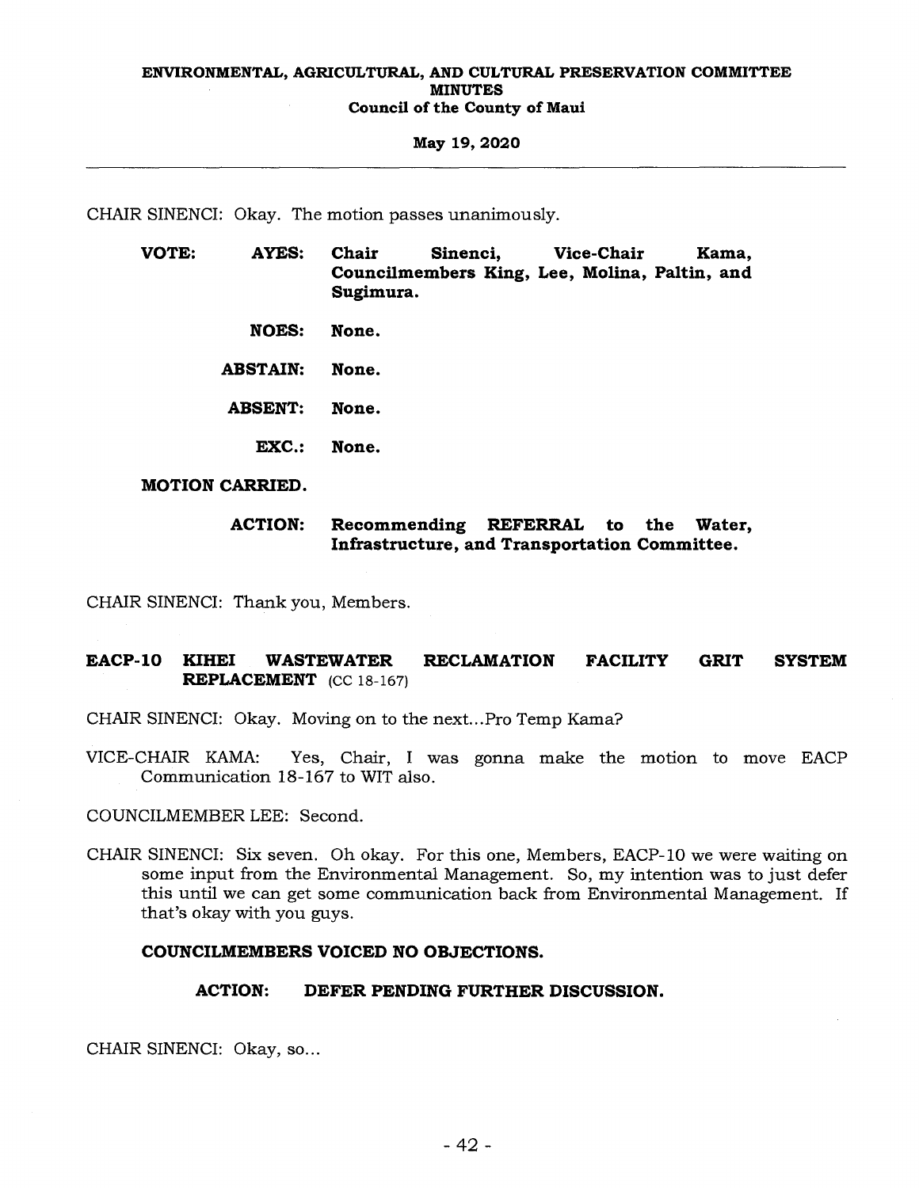CHAIR SINENCI: Okay. The motion passes unanimously.

**VOTE:** **AYES:** **Chair Sinenci, Vice-Chair Kama, Councilmembers King, Lee, Molina, Paltin, and Sugimura.**

**NOES:** **None.**

**ABSTAIN:** **None.**

**ABSENT:** **None.**

**EXC.:** **None.**

**MOTION CARRIED.**

**ACTION:** **Recommending REFERRAL to the Water, Infrastructure, and Transportation Committee.**

CHAIR SINENCI: Thank you, Members.

## EACP-10 KIHEI WASTEWATER RECLAMATION FACILITY GRIT SYSTEM REPLACEMENT (CC 18-167)

CHAIR SINENCI: Okay. Moving on to the next...Pro Temp Kama?

VICE-CHAIR KAMA: Yes, Chair, I was gonna make the motion to move EACP Communication 18-167 to WIT also.

COUNCILMEMBER LEE: Second.

CHAIR SINENCI: Six seven. Oh okay. For this one, Members, EACP-10 we were waiting on some input from the Environmental Management. So, my intention was to just defer this until we can get some communication back from Environmental Management. If that's okay with you guys.

**COUNCILMEMBERS VOICED NO OBJECTIONS.**

**ACTION: DEFER PENDING FURTHER DISCUSSION.**

CHAIR SINENCI: Okay, so...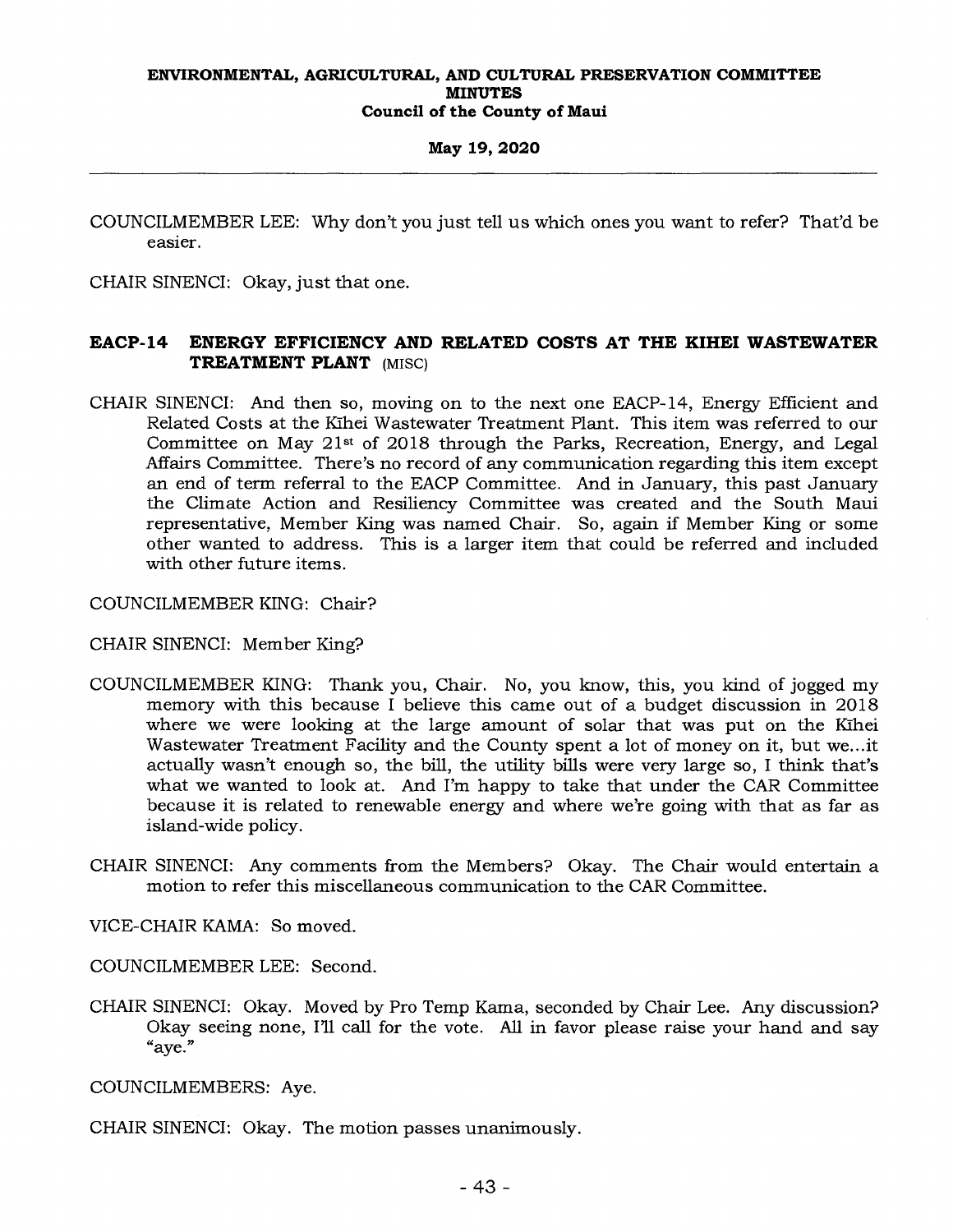COUNCILMEMBER LEE: Why don't you just tell us which ones you want to refer? That'd be easier.

CHAIR SINENCI: Okay, just that one.

## EACP-14 ENERGY EFFICIENCY AND RELATED COSTS AT THE KIHEI WASTEWATER TREATMENT PLANT (MISC)

CHAIR SINENCI: And then so, moving on to the next one EACP-14, Energy Efficient and Related Costs at the Kīhei Wastewater Treatment Plant. This item was referred to our Committee on May 21st of 2018 through the Parks, Recreation, Energy, and Legal Affairs Committee. There's no record of any communication regarding this item except an end of term referral to the EACP Committee. And in January, this past January the Climate Action and Resiliency Committee was created and the South Maui representative, Member King was named Chair. So, again if Member King or some other wanted to address. This is a larger item that could be referred and included with other future items.

COUNCILMEMBER KING: Chair?

CHAIR SINENCI: Member King?

COUNCILMEMBER KING: Thank you, Chair. No, you know, this, you kind of jogged my memory with this because I believe this came out of a budget discussion in 2018 where we were looking at the large amount of solar that was put on the Kīhei Wastewater Treatment Facility and the County spent a lot of money on it, but we...it actually wasn't enough so, the bill, the utility bills were very large so, I think that's what we wanted to look at. And I'm happy to take that under the CAR Committee because it is related to renewable energy and where we're going with that as far as island-wide policy.

CHAIR SINENCI: Any comments from the Members? Okay. The Chair would entertain a motion to refer this miscellaneous communication to the CAR Committee.

VICE-CHAIR KAMA: So moved.

COUNCILMEMBER LEE: Second.

CHAIR SINENCI: Okay. Moved by Pro Temp Kama, seconded by Chair Lee. Any discussion? Okay seeing none, I'll call for the vote. All in favor please raise your hand and say "aye."

COUNCILMEMBERS: Aye.

CHAIR SINENCI: Okay. The motion passes unanimously.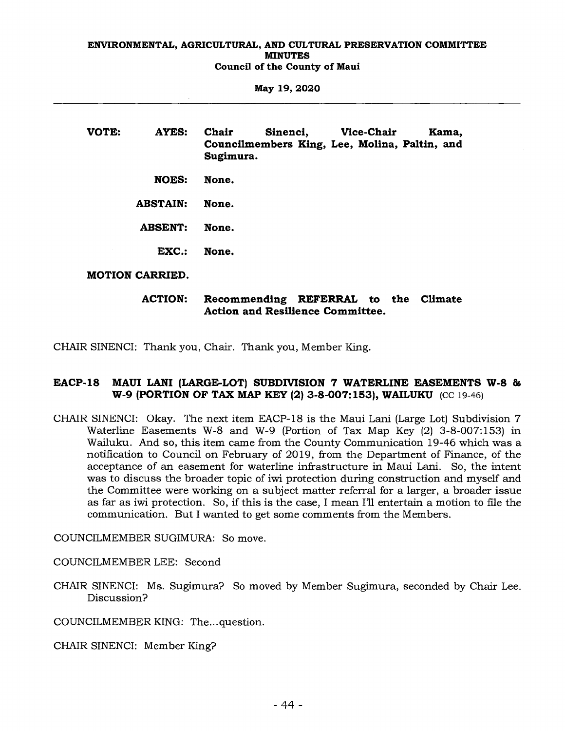**VOTE:** **AYES:** **Chair Sinenci, Vice-Chair Kama, Councilmembers King, Lee, Molina, Paltin, and Sugimura.**

**NOES:** **None.**

**ABSTAIN:** **None.**

**ABSENT:** **None.**

**EXC.:** **None.**

**MOTION CARRIED.**

**ACTION:** **Recommending REFERRAL to the Climate Action and Resilience Committee.**

CHAIR SINENCI: Thank you, Chair. Thank you, Member King.

## EACP-18 MAUI LANI (LARGE-LOT) SUBDIVISION 7 WATERLINE EASEMENTS W-8 & W-9 (PORTION OF TAX MAP KEY (2) 3-8-007:153), WAILUKU (CC 19-46)

CHAIR SINENCI: Okay. The next item EACP-18 is the Maui Lani (Large Lot) Subdivision 7 Waterline Easements W-8 and W-9 (Portion of Tax Map Key (2) 3-8-007:153) in Wailuku. And so, this item came from the County Communication 19-46 which was a notification to Council on February of 2019, from the Department of Finance, of the acceptance of an easement for waterline infrastructure in Maui Lani. So, the intent was to discuss the broader topic of iwi protection during construction and myself and the Committee were working on a subject matter referral for a larger, a broader issue as far as iwi protection. So, if this is the case, I mean I'll entertain a motion to file the communication. But I wanted to get some comments from the Members.

COUNCILMEMBER SUGIMURA: So move.

COUNCILMEMBER LEE: Second

CHAIR SINENCI: Ms. Sugimura? So moved by Member Sugimura, seconded by Chair Lee. Discussion?

COUNCILMEMBER KING: The...question.

CHAIR SINENCI: Member King?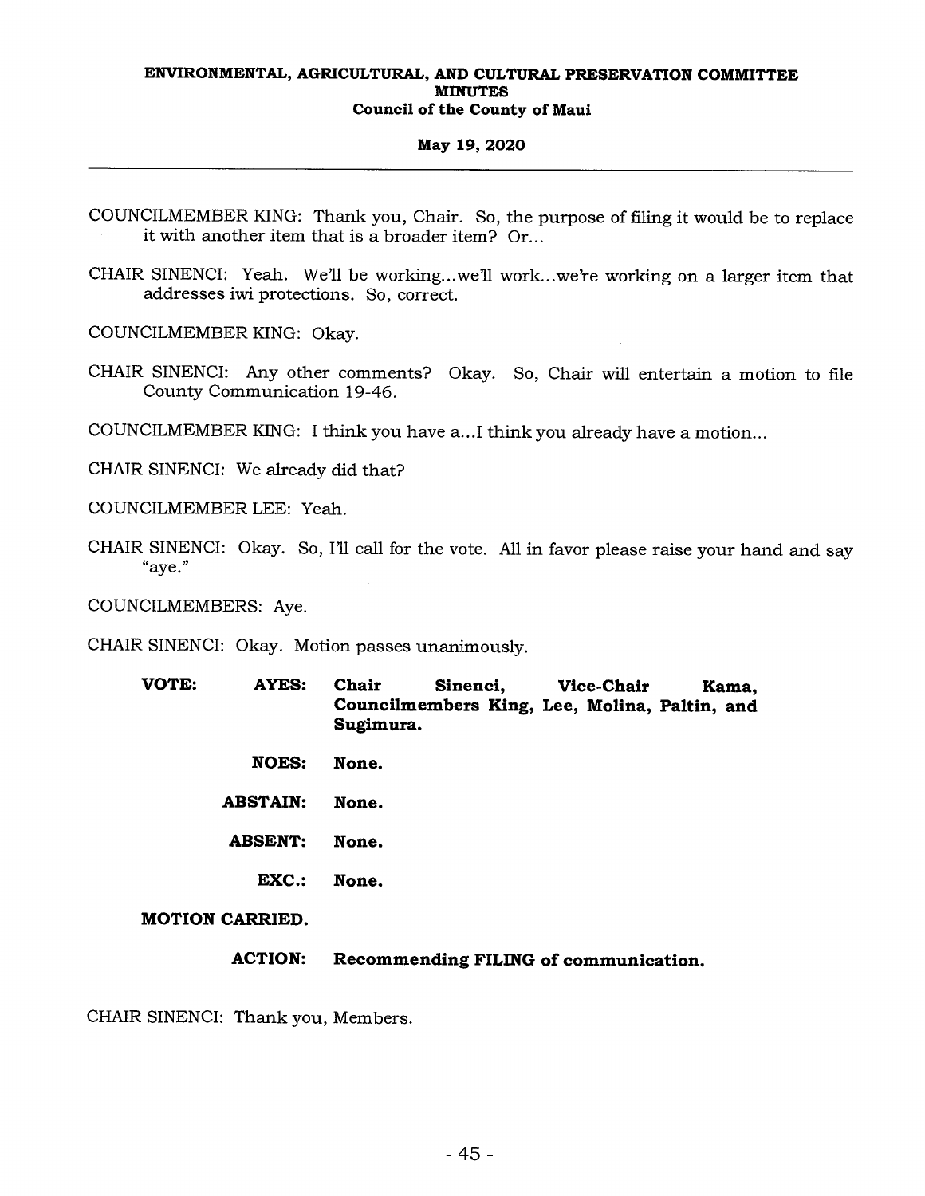COUNCILMEMBER KING: Thank you, Chair. So, the purpose of filing it would be to replace it with another item that is a broader item? Or...

CHAIR SINENCI: Yeah. We'll be working...we'll work...we're working on a larger item that addresses iwi protections. So, correct.

COUNCILMEMBER KING: Okay.

CHAIR SINENCI: Any other comments? Okay. So, Chair will entertain a motion to file County Communication 19-46.

COUNCILMEMBER KING: I think you have a...I think you already have a motion...

CHAIR SINENCI: We already did that?

COUNCILMEMBER LEE: Yeah.

CHAIR SINENCI: Okay. So, I'll call for the vote. All in favor please raise your hand and say "aye."

COUNCILMEMBERS: Aye.

CHAIR SINENCI: Okay. Motion passes unanimously.

**VOTE:**

| | |
|---|---|
| **AYES:** | **Chair Sinenci, Vice-Chair Kama, Councilmembers King, Lee, Molina, Paltin, and Sugimura.** |
| **NOES:** | **None.** |
| **ABSTAIN:** | **None.** |
| **ABSENT:** | **None.** |
| **EXC.:** | **None.** |

**MOTION CARRIED.**

**ACTION: Recommending FILING of communication.**

CHAIR SINENCI: Thank you, Members.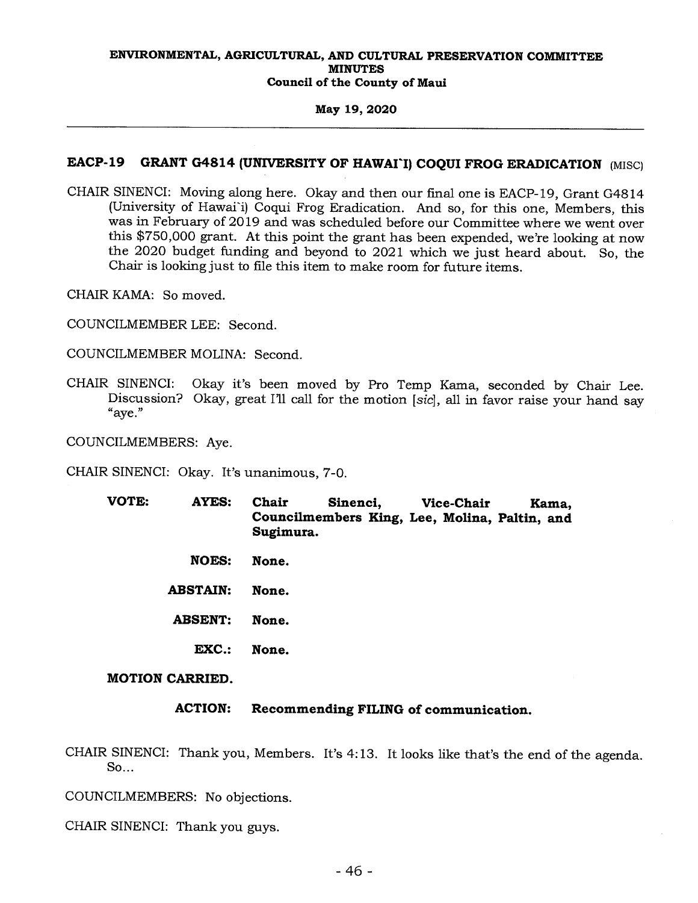**ENVIRONMENTAL, AGRICULTURAL, AND CULTURAL PRESERVATION COMMITTEE**
**MINUTES**
**Council of the County of Maui**

**May 19, 2020**

---

## EACP-19 GRANT G4814 (UNIVERSITY OF HAWAIʻI) COQUI FROG ERADICATION (MISC)

CHAIR SINENCI: Moving along here. Okay and then our final one is EACP-19, Grant G4814 (University of Hawaiʻi) Coqui Frog Eradication. And so, for this one, Members, this was in February of 2019 and was scheduled before our Committee where we went over this $750,000 grant. At this point the grant has been expended, we're looking at now the 2020 budget funding and beyond to 2021 which we just heard about. So, the Chair is looking just to file this item to make room for future items.

CHAIR KAMA: So moved.

COUNCILMEMBER LEE: Second.

COUNCILMEMBER MOLINA: Second.

CHAIR SINENCI: Okay it's been moved by Pro Temp Kama, seconded by Chair Lee. Discussion? Okay, great I'll call for the motion [*sic*], all in favor raise your hand say "aye."

COUNCILMEMBERS: Aye.

CHAIR SINENCI: Okay. It's unanimous, 7-0.

**VOTE:**

**AYES:** **Chair Sinenci, Vice-Chair Kama, Councilmembers King, Lee, Molina, Paltin, and Sugimura.**

**NOES:** **None.**

**ABSTAIN:** **None.**

**ABSENT:** **None.**

**EXC.:** **None.**

**MOTION CARRIED.**

**ACTION:** **Recommending FILING of communication.**

CHAIR SINENCI: Thank you, Members. It's 4:13. It looks like that's the end of the agenda. So...

COUNCILMEMBERS: No objections.

CHAIR SINENCI: Thank you guys.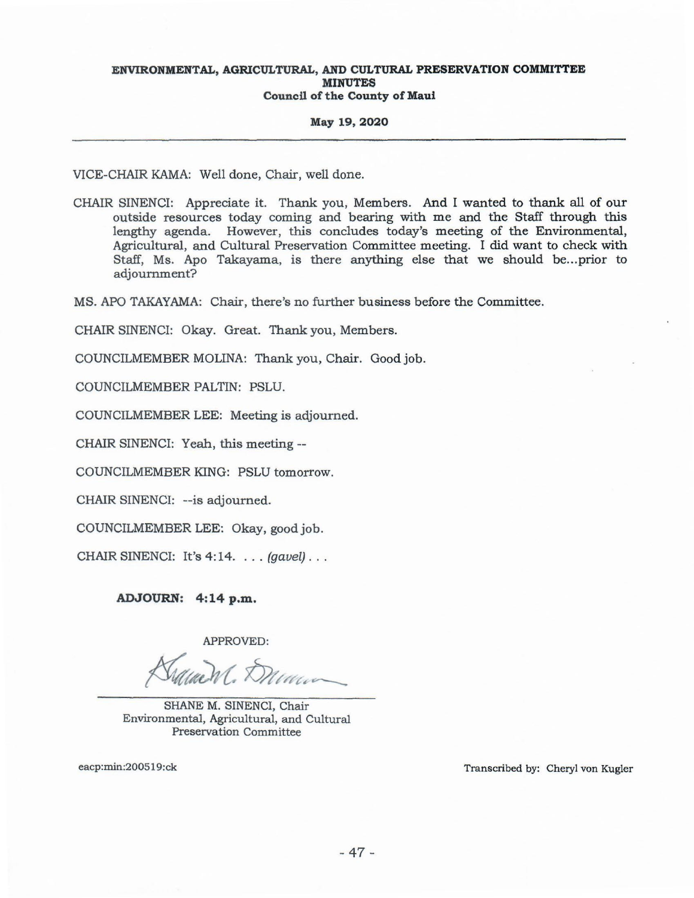VICE-CHAIR KAMA: Well done, Chair, well done.

CHAIR SINENCI: Appreciate it. Thank you, Members. And I wanted to thank all of our outside resources today coming and bearing with me and the Staff through this lengthy agenda. However, this concludes today's meeting of the Environmental, Agricultural, and Cultural Preservation Committee meeting. I did want to check with Staff, Ms. Apo Takayama, is there anything else that we should be...prior to adjournment?

MS. APO TAKAYAMA: Chair, there's no further business before the Committee.

CHAIR SINENCI: Okay. Great. Thank you, Members.

COUNCILMEMBER MOLINA: Thank you, Chair. Good job.

COUNCILMEMBER PALTIN: PSLU.

COUNCILMEMBER LEE: Meeting is adjourned.

CHAIR SINENCI: Yeah, this meeting --

COUNCILMEMBER KING: PSLU tomorrow.

CHAIR SINENCI: --is adjourned.

COUNCILMEMBER LEE: Okay, good job.

CHAIR SINENCI: It's 4:14. . . . *(gavel)* . . .

**ADJOURN: 4:14 p.m.**

APPROVED:

SHANE M. SINENCI, Chair
Environmental, Agricultural, and Cultural Preservation Committee

eacp:min:200519:ck

Transcribed by: Cheryl von Kugler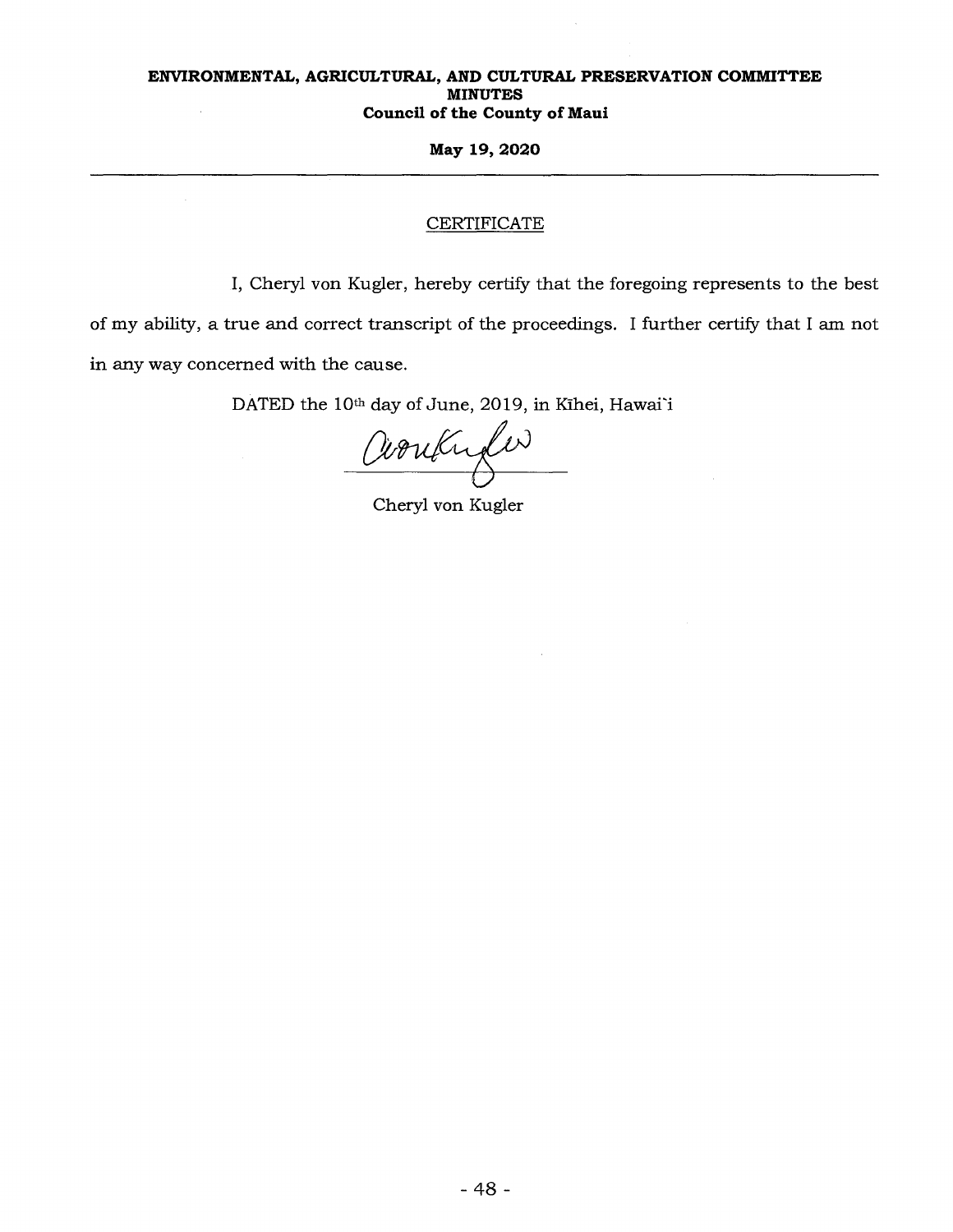**ENVIRONMENTAL, AGRICULTURAL, AND CULTURAL PRESERVATION COMMITTEE**
**MINUTES**
**Council of the County of Maui**

**May 19, 2020**

---

CERTIFICATE

I, Cheryl von Kugler, hereby certify that the foregoing represents to the best of my ability, a true and correct transcript of the proceedings. I further certify that I am not in any way concerned with the cause.

DATED the 10th day of June, 2019, in Kīhei, Hawai'i

Cheryl von Kugler